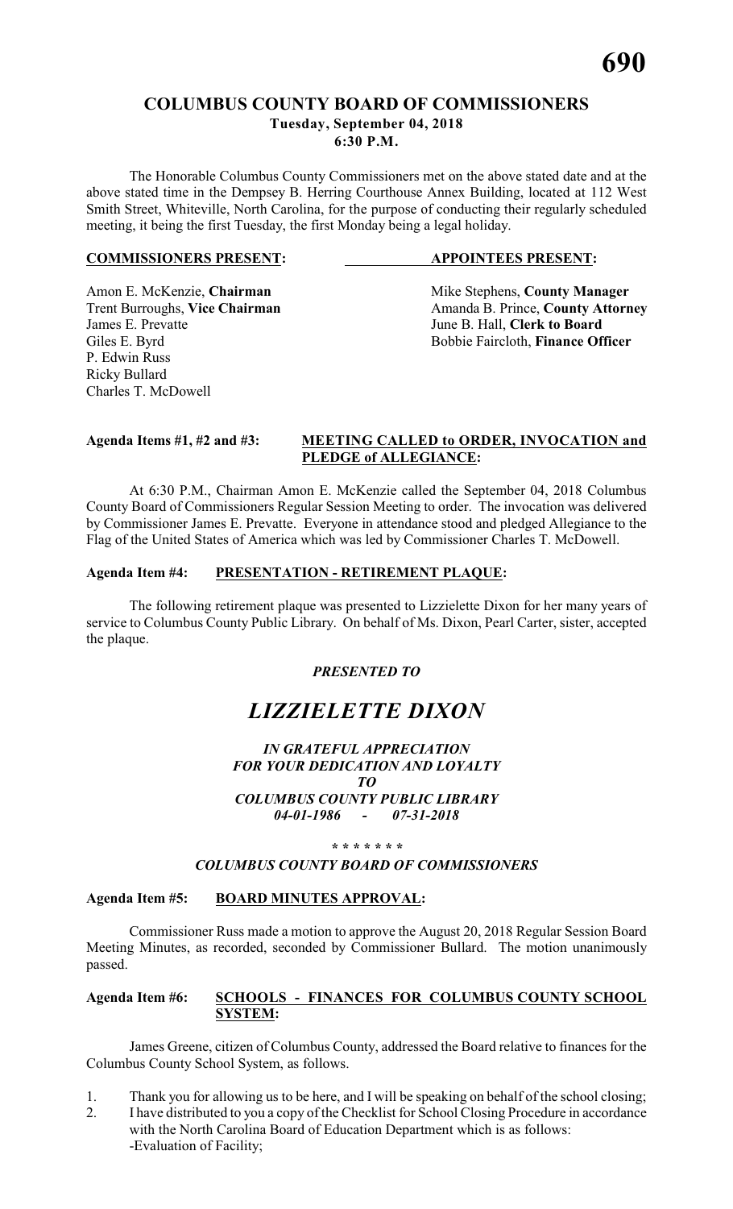# COLUMBUS COUNTY BOARD OF COMMISSIONERS

**Tuesday, September 04, 2018**
**6:30 P.M.**

The Honorable Columbus County Commissioners met on the above stated date and at the above stated time in the Dempsey B. Herring Courthouse Annex Building, located at 112 West Smith Street, Whiteville, North Carolina, for the purpose of conducting their regularly scheduled meeting, it being the first Tuesday, the first Monday being a legal holiday.

| **COMMISSIONERS PRESENT:** | **APPOINTEES PRESENT:** |
|---|---|
| Amon E. McKenzie, **Chairman** | Mike Stephens, **County Manager** |
| Trent Burroughs, **Vice Chairman** | Amanda B. Prince, **County Attorney** |
| James E. Prevatte | June B. Hall, **Clerk to Board** |
| Giles E. Byrd | Bobbie Faircloth, **Finance Officer** |
| P. Edwin Russ | |
| Ricky Bullard | |
| Charles T. McDowell | |

**Agenda Items #1, #2 and #3: MEETING CALLED to ORDER, INVOCATION and PLEDGE of ALLEGIANCE:**

At 6:30 P.M., Chairman Amon E. McKenzie called the September 04, 2018 Columbus County Board of Commissioners Regular Session Meeting to order. The invocation was delivered by Commissioner James E. Prevatte. Everyone in attendance stood and pledged Allegiance to the Flag of the United States of America which was led by Commissioner Charles T. McDowell.

**Agenda Item #4: PRESENTATION - RETIREMENT PLAQUE:**

The following retirement plaque was presented to Lizzielette Dixon for her many years of service to Columbus County Public Library. On behalf of Ms. Dixon, Pearl Carter, sister, accepted the plaque.

***PRESENTED TO***

# *LIZZIELETTE DIXON*

***IN GRATEFUL APPRECIATION***
***FOR YOUR DEDICATION AND LOYALTY***
***TO***
***COLUMBUS COUNTY PUBLIC LIBRARY***
***04-01-1986 - 07-31-2018***

*\* \* \* \* \* \* \**

***COLUMBUS COUNTY BOARD OF COMMISSIONERS***

**Agenda Item #5: BOARD MINUTES APPROVAL:**

Commissioner Russ made a motion to approve the August 20, 2018 Regular Session Board Meeting Minutes, as recorded, seconded by Commissioner Bullard. The motion unanimously passed.

**Agenda Item #6: SCHOOLS - FINANCES FOR COLUMBUS COUNTY SCHOOL SYSTEM:**

James Greene, citizen of Columbus County, addressed the Board relative to finances for the Columbus County School System, as follows.

1. Thank you for allowing us to be here, and I will be speaking on behalf of the school closing;
2. I have distributed to you a copy of the Checklist for School Closing Procedure in accordance with the North Carolina Board of Education Department which is as follows:
   -Evaluation of Facility;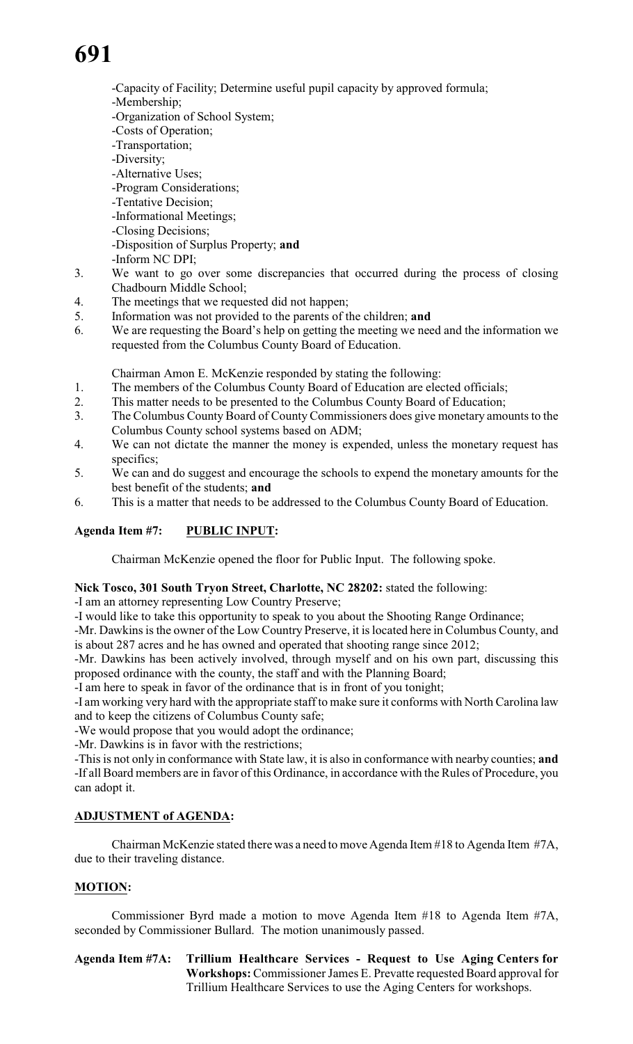-Capacity of Facility; Determine useful pupil capacity by approved formula;
-Membership;
-Organization of School System;
-Costs of Operation;
-Transportation;
-Diversity;
-Alternative Uses;
-Program Considerations;
-Tentative Decision;
-Informational Meetings;
-Closing Decisions;
-Disposition of Surplus Property; **and**
-Inform NC DPI;

3. We want to go over some discrepancies that occurred during the process of closing Chadbourn Middle School;
4. The meetings that we requested did not happen;
5. Information was not provided to the parents of the children; **and**
6. We are requesting the Board's help on getting the meeting we need and the information we requested from the Columbus County Board of Education.

Chairman Amon E. McKenzie responded by stating the following:

1. The members of the Columbus County Board of Education are elected officials;
2. This matter needs to be presented to the Columbus County Board of Education;
3. The Columbus County Board of County Commissioners does give monetary amounts to the Columbus County school systems based on ADM;
4. We can not dictate the manner the money is expended, unless the monetary request has specifics;
5. We can and do suggest and encourage the schools to expend the monetary amounts for the best benefit of the students; **and**
6. This is a matter that needs to be addressed to the Columbus County Board of Education.

**Agenda Item #7: PUBLIC INPUT:**

Chairman McKenzie opened the floor for Public Input. The following spoke.

**Nick Tosco, 301 South Tryon Street, Charlotte, NC 28202:** stated the following:

-I am an attorney representing Low Country Preserve;
-I would like to take this opportunity to speak to you about the Shooting Range Ordinance;
-Mr. Dawkins is the owner of the Low Country Preserve, it is located here in Columbus County, and is about 287 acres and he has owned and operated that shooting range since 2012;
-Mr. Dawkins has been actively involved, through myself and on his own part, discussing this proposed ordinance with the county, the staff and with the Planning Board;
-I am here to speak in favor of the ordinance that is in front of you tonight;
-I am working very hard with the appropriate staff to make sure it conforms with North Carolina law and to keep the citizens of Columbus County safe;
-We would propose that you would adopt the ordinance;
-Mr. Dawkins is in favor with the restrictions;
-This is not only in conformance with State law, it is also in conformance with nearby counties; **and**
-If all Board members are in favor of this Ordinance, in accordance with the Rules of Procedure, you can adopt it.

**ADJUSTMENT of AGENDA:**

Chairman McKenzie stated there was a need to move Agenda Item #18 to Agenda Item #7A, due to their traveling distance.

**MOTION:**

Commissioner Byrd made a motion to move Agenda Item #18 to Agenda Item #7A, seconded by Commissioner Bullard. The motion unanimously passed.

**Agenda Item #7A: Trillium Healthcare Services - Request to Use Aging Centers for Workshops:** Commissioner James E. Prevatte requested Board approval for Trillium Healthcare Services to use the Aging Centers for workshops.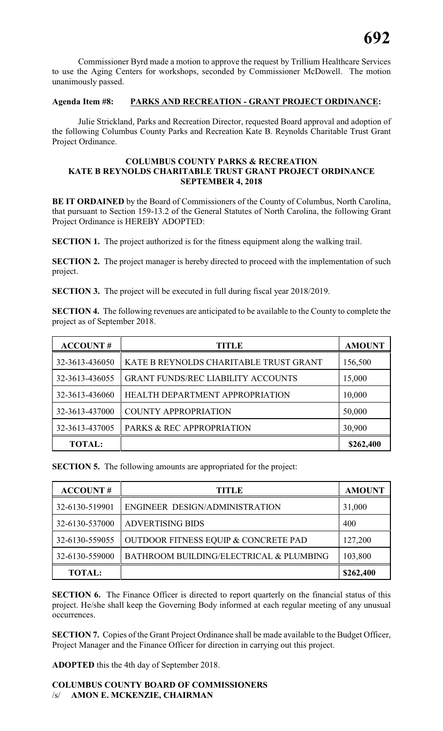Commissioner Byrd made a motion to approve the request by Trillium Healthcare Services to use the Aging Centers for workshops, seconded by Commissioner McDowell. The motion unanimously passed.

**Agenda Item #8: PARKS AND RECREATION - GRANT PROJECT ORDINANCE:**

Julie Strickland, Parks and Recreation Director, requested Board approval and adoption of the following Columbus County Parks and Recreation Kate B. Reynolds Charitable Trust Grant Project Ordinance.

**COLUMBUS COUNTY PARKS & RECREATION**
**KATE B REYNOLDS CHARITABLE TRUST GRANT PROJECT ORDINANCE**
**SEPTEMBER 4, 2018**

**BE IT ORDAINED** by the Board of Commissioners of the County of Columbus, North Carolina, that pursuant to Section 159-13.2 of the General Statutes of North Carolina, the following Grant Project Ordinance is HEREBY ADOPTED:

**SECTION 1.** The project authorized is for the fitness equipment along the walking trail.

**SECTION 2.** The project manager is hereby directed to proceed with the implementation of such project.

**SECTION 3.** The project will be executed in full during fiscal year 2018/2019.

**SECTION 4.** The following revenues are anticipated to be available to the County to complete the project as of September 2018.

| ACCOUNT # | TITLE | AMOUNT |
|---|---|---|
| 32-3613-436050 | KATE B REYNOLDS CHARITABLE TRUST GRANT | 156,500 |
| 32-3613-436055 | GRANT FUNDS/REC LIABILITY ACCOUNTS | 15,000 |
| 32-3613-436060 | HEALTH DEPARTMENT APPROPRIATION | 10,000 |
| 32-3613-437000 | COUNTY APPROPRIATION | 50,000 |
| 32-3613-437005 | PARKS & REC APPROPRIATION | 30,900 |
| **TOTAL:** | | **$262,400** |

**SECTION 5.** The following amounts are appropriated for the project:

| ACCOUNT # | TITLE | AMOUNT |
|---|---|---|
| 32-6130-519901 | ENGINEER DESIGN/ADMINISTRATION | 31,000 |
| 32-6130-537000 | ADVERTISING BIDS | 400 |
| 32-6130-559055 | OUTDOOR FITNESS EQUIP & CONCRETE PAD | 127,200 |
| 32-6130-559000 | BATHROOM BUILDING/ELECTRICAL & PLUMBING | 103,800 |
| **TOTAL:** | | **$262,400** |

**SECTION 6.** The Finance Officer is directed to report quarterly on the financial status of this project. He/she shall keep the Governing Body informed at each regular meeting of any unusual occurrences.

**SECTION 7.** Copies of the Grant Project Ordinance shall be made available to the Budget Officer, Project Manager and the Finance Officer for direction in carrying out this project.

**ADOPTED** this the 4th day of September 2018.

**COLUMBUS COUNTY BOARD OF COMMISSIONERS**
/s/ **AMON E. MCKENZIE, CHAIRMAN**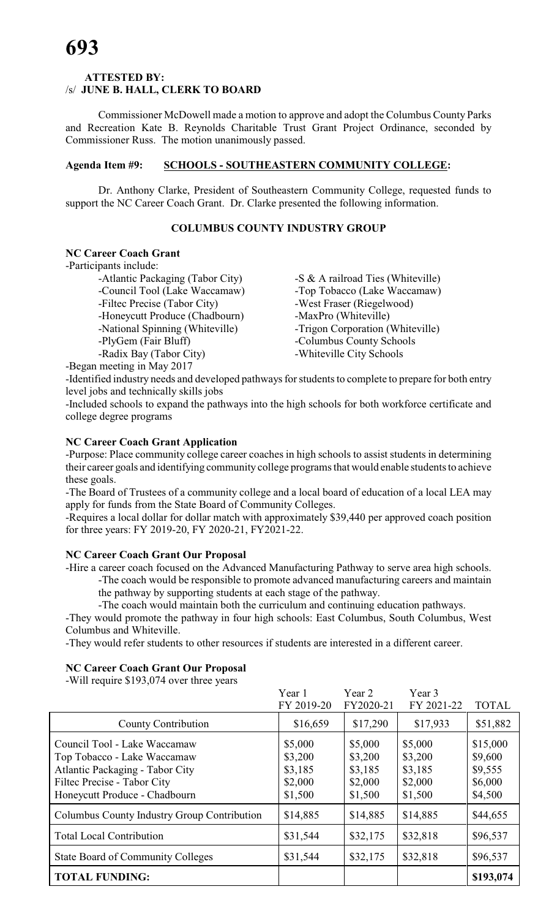**ATTESTED BY:**
/s/ **JUNE B. HALL, CLERK TO BOARD**

Commissioner McDowell made a motion to approve and adopt the Columbus County Parks and Recreation Kate B. Reynolds Charitable Trust Grant Project Ordinance, seconded by Commissioner Russ. The motion unanimously passed.

**Agenda Item #9: SCHOOLS - SOUTHEASTERN COMMUNITY COLLEGE:**

Dr. Anthony Clarke, President of Southeastern Community College, requested funds to support the NC Career Coach Grant. Dr. Clarke presented the following information.

## COLUMBUS COUNTY INDUSTRY GROUP

**NC Career Coach Grant**

-Participants include:

- -Atlantic Packaging (Tabor City)
- -Council Tool (Lake Waccamaw)
- -Filtec Precise (Tabor City)
- -Honeycutt Produce (Chadbourn)
- -National Spinning (Whiteville)
- -PlyGem (Fair Bluff)
- -Radix Bay (Tabor City)
- -S & A railroad Ties (Whiteville)
- -Top Tobacco (Lake Waccamaw)
- -West Fraser (Riegelwood)
- -MaxPro (Whiteville)
- -Trigon Corporation (Whiteville)
- -Columbus County Schools
- -Whiteville City Schools

-Began meeting in May 2017

-Identified industry needs and developed pathways for students to complete to prepare for both entry level jobs and technically skills jobs

-Included schools to expand the pathways into the high schools for both workforce certificate and college degree programs

**NC Career Coach Grant Application**

-Purpose: Place community college career coaches in high schools to assist students in determining their career goals and identifying community college programs that would enable students to achieve these goals.

-The Board of Trustees of a community college and a local board of education of a local LEA may apply for funds from the State Board of Community Colleges.

-Requires a local dollar for dollar match with approximately $39,440 per approved coach position for three years: FY 2019-20, FY 2020-21, FY2021-22.

**NC Career Coach Grant Our Proposal**

-Hire a career coach focused on the Advanced Manufacturing Pathway to serve area high schools.

- -The coach would be responsible to promote advanced manufacturing careers and maintain the pathway by supporting students at each stage of the pathway.
- -The coach would maintain both the curriculum and continuing education pathways.

-They would promote the pathway in four high schools: East Columbus, South Columbus, West Columbus and Whiteville.

-They would refer students to other resources if students are interested in a different career.

**NC Career Coach Grant Our Proposal**

-Will require $193,074 over three years

| | Year 1 FY 2019-20 | Year 2 FY2020-21 | Year 3 FY 2021-22 | TOTAL |
|---|---|---|---|---|
| County Contribution | $16,659 | $17,290 | $17,933 | $51,882 |
| Council Tool - Lake Waccamaw<br>Top Tobacco - Lake Waccamaw<br>Atlantic Packaging - Tabor City<br>Filtec Precise - Tabor City<br>Honeycutt Produce - Chadbourn | $5,000<br>$3,200<br>$3,185<br>$2,000<br>$1,500 | $5,000<br>$3,200<br>$3,185<br>$2,000<br>$1,500 | $5,000<br>$3,200<br>$3,185<br>$2,000<br>$1,500 | $15,000<br>$9,600<br>$9,555<br>$6,000<br>$4,500 |
| Columbus County Industry Group Contribution | $14,885 | $14,885 | $14,885 | $44,655 |
| Total Local Contribution | $31,544 | $32,175 | $32,818 | $96,537 |
| State Board of Community Colleges | $31,544 | $32,175 | $32,818 | $96,537 |
| **TOTAL FUNDING:** | | | | **$193,074** |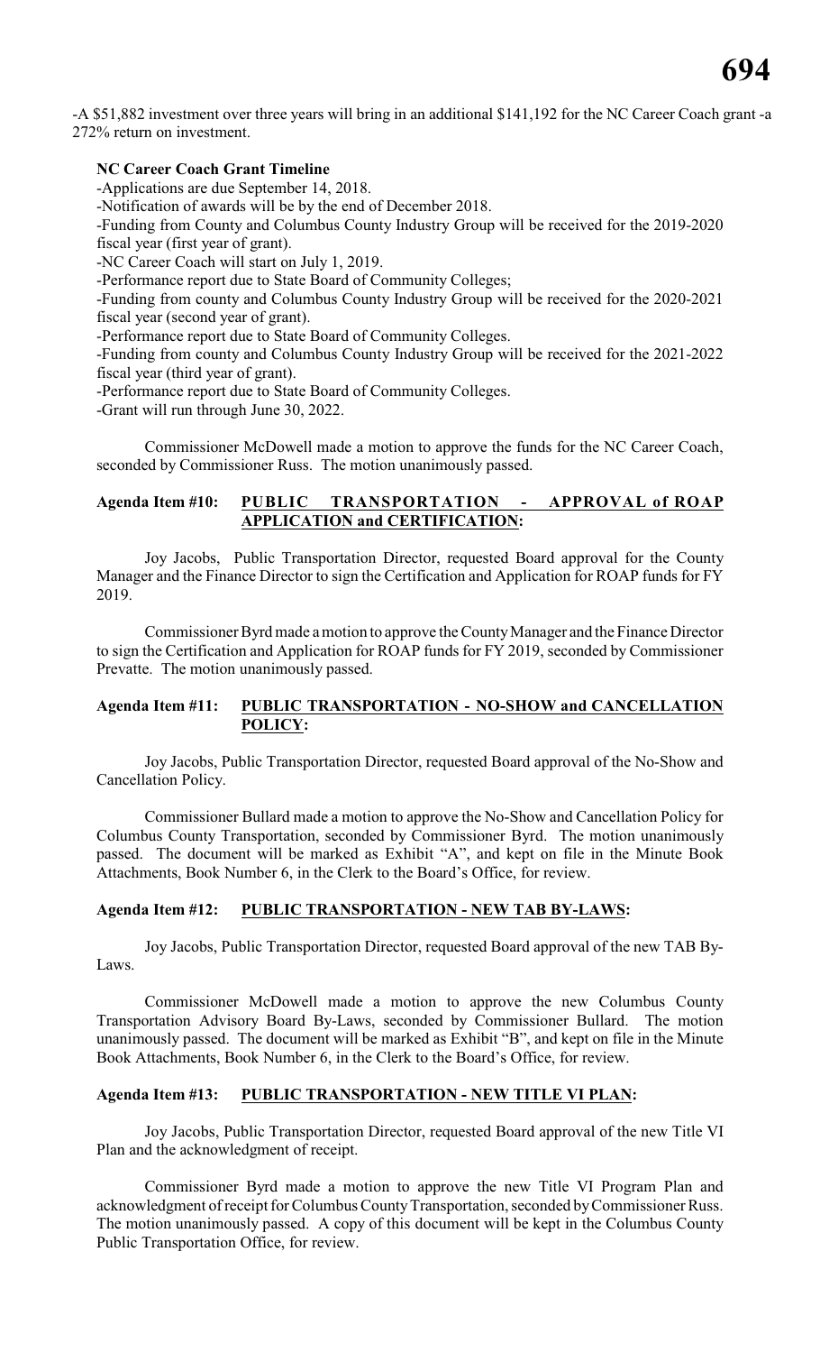-A $51,882 investment over three years will bring in an additional $141,192 for the NC Career Coach grant -a 272% return on investment.

**NC Career Coach Grant Timeline**

-Applications are due September 14, 2018.
-Notification of awards will be by the end of December 2018.
-Funding from County and Columbus County Industry Group will be received for the 2019-2020 fiscal year (first year of grant).
-NC Career Coach will start on July 1, 2019.
-Performance report due to State Board of Community Colleges;
-Funding from county and Columbus County Industry Group will be received for the 2020-2021 fiscal year (second year of grant).
-Performance report due to State Board of Community Colleges.
-Funding from county and Columbus County Industry Group will be received for the 2021-2022 fiscal year (third year of grant).
-Performance report due to State Board of Community Colleges.
-Grant will run through June 30, 2022.

Commissioner McDowell made a motion to approve the funds for the NC Career Coach, seconded by Commissioner Russ. The motion unanimously passed.

**Agenda Item #10: PUBLIC TRANSPORTATION - APPROVAL of ROAP APPLICATION and CERTIFICATION:**

Joy Jacobs, Public Transportation Director, requested Board approval for the County Manager and the Finance Director to sign the Certification and Application for ROAP funds for FY 2019.

Commissioner Byrd made a motion to approve the County Manager and the Finance Director to sign the Certification and Application for ROAP funds for FY 2019, seconded by Commissioner Prevatte. The motion unanimously passed.

**Agenda Item #11: PUBLIC TRANSPORTATION - NO-SHOW and CANCELLATION POLICY:**

Joy Jacobs, Public Transportation Director, requested Board approval of the No-Show and Cancellation Policy.

Commissioner Bullard made a motion to approve the No-Show and Cancellation Policy for Columbus County Transportation, seconded by Commissioner Byrd. The motion unanimously passed. The document will be marked as Exhibit "A", and kept on file in the Minute Book Attachments, Book Number 6, in the Clerk to the Board's Office, for review.

**Agenda Item #12: PUBLIC TRANSPORTATION - NEW TAB BY-LAWS:**

Joy Jacobs, Public Transportation Director, requested Board approval of the new TAB By-Laws.

Commissioner McDowell made a motion to approve the new Columbus County Transportation Advisory Board By-Laws, seconded by Commissioner Bullard. The motion unanimously passed. The document will be marked as Exhibit "B", and kept on file in the Minute Book Attachments, Book Number 6, in the Clerk to the Board's Office, for review.

**Agenda Item #13: PUBLIC TRANSPORTATION - NEW TITLE VI PLAN:**

Joy Jacobs, Public Transportation Director, requested Board approval of the new Title VI Plan and the acknowledgment of receipt.

Commissioner Byrd made a motion to approve the new Title VI Program Plan and acknowledgment of receipt for Columbus County Transportation, seconded by Commissioner Russ. The motion unanimously passed. A copy of this document will be kept in the Columbus County Public Transportation Office, for review.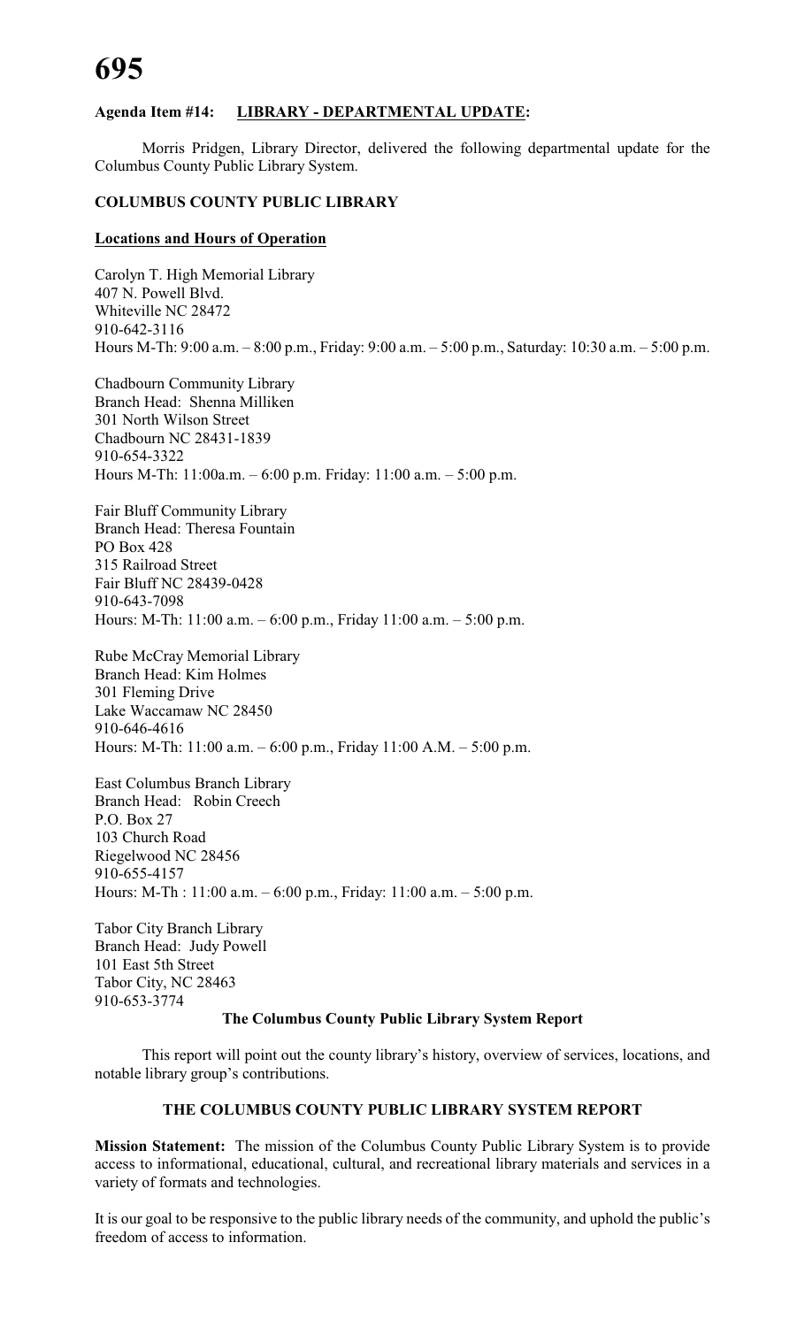**Agenda Item #14: LIBRARY - DEPARTMENTAL UPDATE:**

Morris Pridgen, Library Director, delivered the following departmental update for the Columbus County Public Library System.

**COLUMBUS COUNTY PUBLIC LIBRARY**

**Locations and Hours of Operation**

Carolyn T. High Memorial Library
407 N. Powell Blvd.
Whiteville NC 28472
910-642-3116
Hours M-Th: 9:00 a.m. – 8:00 p.m., Friday: 9:00 a.m. – 5:00 p.m., Saturday: 10:30 a.m. – 5:00 p.m.

Chadbourn Community Library
Branch Head: Shenna Milliken
301 North Wilson Street
Chadbourn NC 28431-1839
910-654-3322
Hours M-Th: 11:00a.m. – 6:00 p.m. Friday: 11:00 a.m. – 5:00 p.m.

Fair Bluff Community Library
Branch Head: Theresa Fountain
PO Box 428
315 Railroad Street
Fair Bluff NC 28439-0428
910-643-7098
Hours: M-Th: 11:00 a.m. – 6:00 p.m., Friday 11:00 a.m. – 5:00 p.m.

Rube McCray Memorial Library
Branch Head: Kim Holmes
301 Fleming Drive
Lake Waccamaw NC 28450
910-646-4616
Hours: M-Th: 11:00 a.m. – 6:00 p.m., Friday 11:00 A.M. – 5:00 p.m.

East Columbus Branch Library
Branch Head: Robin Creech
P.O. Box 27
103 Church Road
Riegelwood NC 28456
910-655-4157
Hours: M-Th : 11:00 a.m. – 6:00 p.m., Friday: 11:00 a.m. – 5:00 p.m.

Tabor City Branch Library
Branch Head: Judy Powell
101 East 5th Street
Tabor City, NC 28463
910-653-3774

**The Columbus County Public Library System Report**

This report will point out the county library's history, overview of services, locations, and notable library group's contributions.

**THE COLUMBUS COUNTY PUBLIC LIBRARY SYSTEM REPORT**

**Mission Statement:** The mission of the Columbus County Public Library System is to provide access to informational, educational, cultural, and recreational library materials and services in a variety of formats and technologies.

It is our goal to be responsive to the public library needs of the community, and uphold the public's freedom of access to information.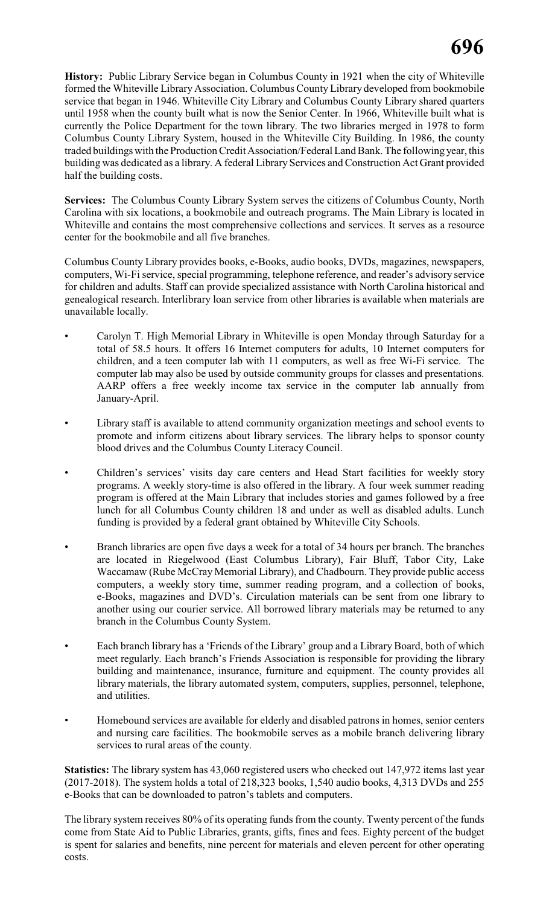**History:** Public Library Service began in Columbus County in 1921 when the city of Whiteville formed the Whiteville Library Association. Columbus County Library developed from bookmobile service that began in 1946. Whiteville City Library and Columbus County Library shared quarters until 1958 when the county built what is now the Senior Center. In 1966, Whiteville built what is currently the Police Department for the town library. The two libraries merged in 1978 to form Columbus County Library System, housed in the Whiteville City Building. In 1986, the county traded buildings with the Production Credit Association/Federal Land Bank. The following year, this building was dedicated as a library. A federal Library Services and Construction Act Grant provided half the building costs.

**Services:** The Columbus County Library System serves the citizens of Columbus County, North Carolina with six locations, a bookmobile and outreach programs. The Main Library is located in Whiteville and contains the most comprehensive collections and services. It serves as a resource center for the bookmobile and all five branches.

Columbus County Library provides books, e-Books, audio books, DVDs, magazines, newspapers, computers, Wi-Fi service, special programming, telephone reference, and reader's advisory service for children and adults. Staff can provide specialized assistance with North Carolina historical and genealogical research. Interlibrary loan service from other libraries is available when materials are unavailable locally.

- Carolyn T. High Memorial Library in Whiteville is open Monday through Saturday for a total of 58.5 hours. It offers 16 Internet computers for adults, 10 Internet computers for children, and a teen computer lab with 11 computers, as well as free Wi-Fi service. The computer lab may also be used by outside community groups for classes and presentations. AARP offers a free weekly income tax service in the computer lab annually from January-April.
- Library staff is available to attend community organization meetings and school events to promote and inform citizens about library services. The library helps to sponsor county blood drives and the Columbus County Literacy Council.
- Children's services' visits day care centers and Head Start facilities for weekly story programs. A weekly story-time is also offered in the library. A four week summer reading program is offered at the Main Library that includes stories and games followed by a free lunch for all Columbus County children 18 and under as well as disabled adults. Lunch funding is provided by a federal grant obtained by Whiteville City Schools.
- Branch libraries are open five days a week for a total of 34 hours per branch. The branches are located in Riegelwood (East Columbus Library), Fair Bluff, Tabor City, Lake Waccamaw (Rube McCray Memorial Library), and Chadbourn. They provide public access computers, a weekly story time, summer reading program, and a collection of books, e-Books, magazines and DVD's. Circulation materials can be sent from one library to another using our courier service. All borrowed library materials may be returned to any branch in the Columbus County System.
- Each branch library has a 'Friends of the Library' group and a Library Board, both of which meet regularly. Each branch's Friends Association is responsible for providing the library building and maintenance, insurance, furniture and equipment. The county provides all library materials, the library automated system, computers, supplies, personnel, telephone, and utilities.
- Homebound services are available for elderly and disabled patrons in homes, senior centers and nursing care facilities. The bookmobile serves as a mobile branch delivering library services to rural areas of the county.

**Statistics:** The library system has 43,060 registered users who checked out 147,972 items last year (2017-2018). The system holds a total of 218,323 books, 1,540 audio books, 4,313 DVDs and 255 e-Books that can be downloaded to patron's tablets and computers.

The library system receives 80% of its operating funds from the county. Twenty percent of the funds come from State Aid to Public Libraries, grants, gifts, fines and fees. Eighty percent of the budget is spent for salaries and benefits, nine percent for materials and eleven percent for other operating costs.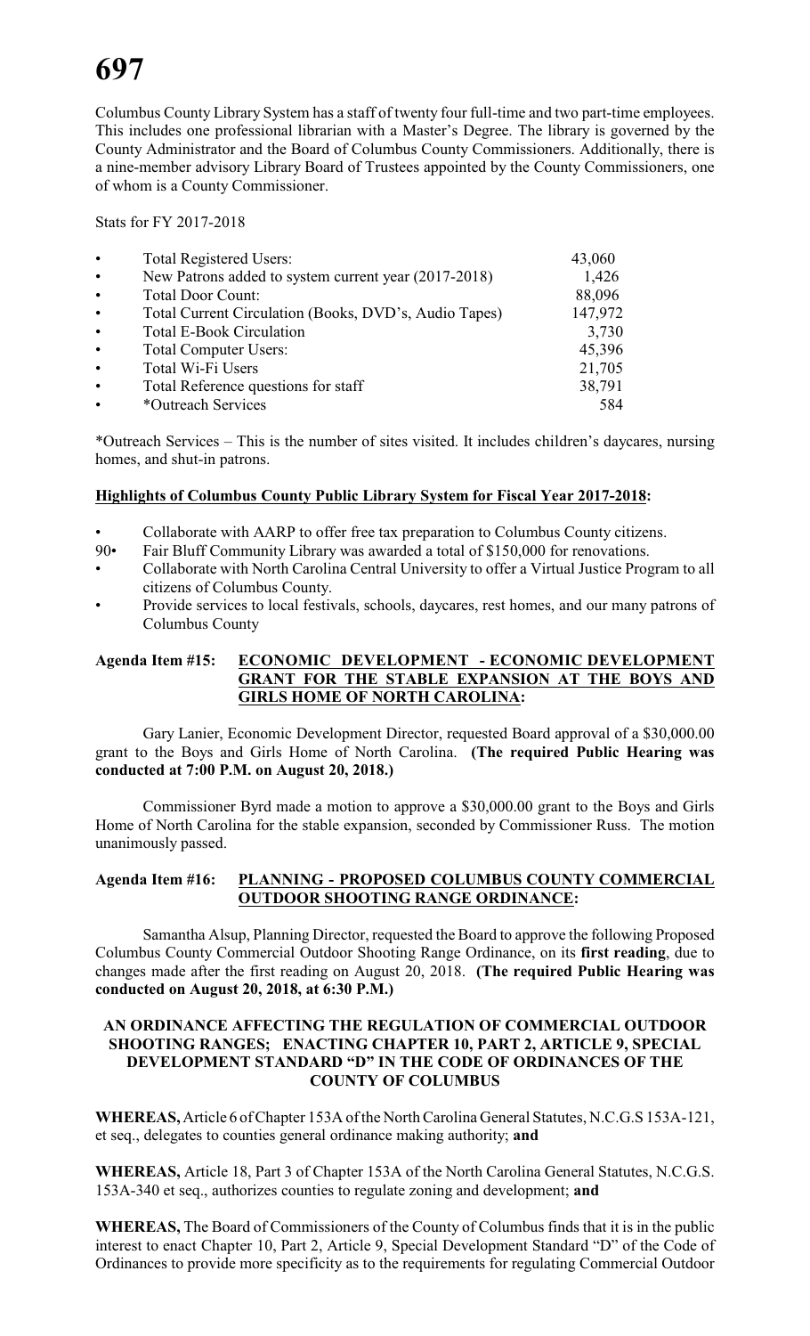Columbus County Library System has a staff of twenty four full-time and two part-time employees. This includes one professional librarian with a Master's Degree. The library is governed by the County Administrator and the Board of Columbus County Commissioners. Additionally, there is a nine-member advisory Library Board of Trustees appointed by the County Commissioners, one of whom is a County Commissioner.

Stats for FY 2017-2018

| | |
|---|---|
| • Total Registered Users: | 43,060 |
| • New Patrons added to system current year (2017-2018) | 1,426 |
| • Total Door Count: | 88,096 |
| • Total Current Circulation (Books, DVD's, Audio Tapes) | 147,972 |
| • Total E-Book Circulation | 3,730 |
| • Total Computer Users: | 45,396 |
| • Total Wi-Fi Users | 21,705 |
| • Total Reference questions for staff | 38,791 |
| • *Outreach Services | 584 |

*Outreach Services – This is the number of sites visited. It includes children's daycares, nursing homes, and shut-in patrons.

**Highlights of Columbus County Public Library System for Fiscal Year 2017-2018:**

- Collaborate with AARP to offer free tax preparation to Columbus County citizens.
- 90• Fair Bluff Community Library was awarded a total of $150,000 for renovations.
- Collaborate with North Carolina Central University to offer a Virtual Justice Program to all citizens of Columbus County.
- Provide services to local festivals, schools, daycares, rest homes, and our many patrons of Columbus County

**Agenda Item #15: ECONOMIC DEVELOPMENT - ECONOMIC DEVELOPMENT GRANT FOR THE STABLE EXPANSION AT THE BOYS AND GIRLS HOME OF NORTH CAROLINA:**

Gary Lanier, Economic Development Director, requested Board approval of a $30,000.00 grant to the Boys and Girls Home of North Carolina. **(The required Public Hearing was conducted at 7:00 P.M. on August 20, 2018.)**

Commissioner Byrd made a motion to approve a $30,000.00 grant to the Boys and Girls Home of North Carolina for the stable expansion, seconded by Commissioner Russ. The motion unanimously passed.

**Agenda Item #16: PLANNING - PROPOSED COLUMBUS COUNTY COMMERCIAL OUTDOOR SHOOTING RANGE ORDINANCE:**

Samantha Alsup, Planning Director, requested the Board to approve the following Proposed Columbus County Commercial Outdoor Shooting Range Ordinance, on its **first reading**, due to changes made after the first reading on August 20, 2018. **(The required Public Hearing was conducted on August 20, 2018, at 6:30 P.M.)**

**AN ORDINANCE AFFECTING THE REGULATION OF COMMERCIAL OUTDOOR SHOOTING RANGES; ENACTING CHAPTER 10, PART 2, ARTICLE 9, SPECIAL DEVELOPMENT STANDARD "D" IN THE CODE OF ORDINANCES OF THE COUNTY OF COLUMBUS**

**WHEREAS,** Article 6 of Chapter 153A of the North Carolina General Statutes, N.C.G.S 153A-121, et seq., delegates to counties general ordinance making authority; **and**

**WHEREAS,** Article 18, Part 3 of Chapter 153A of the North Carolina General Statutes, N.C.G.S. 153A-340 et seq., authorizes counties to regulate zoning and development; **and**

**WHEREAS,** The Board of Commissioners of the County of Columbus finds that it is in the public interest to enact Chapter 10, Part 2, Article 9, Special Development Standard "D" of the Code of Ordinances to provide more specificity as to the requirements for regulating Commercial Outdoor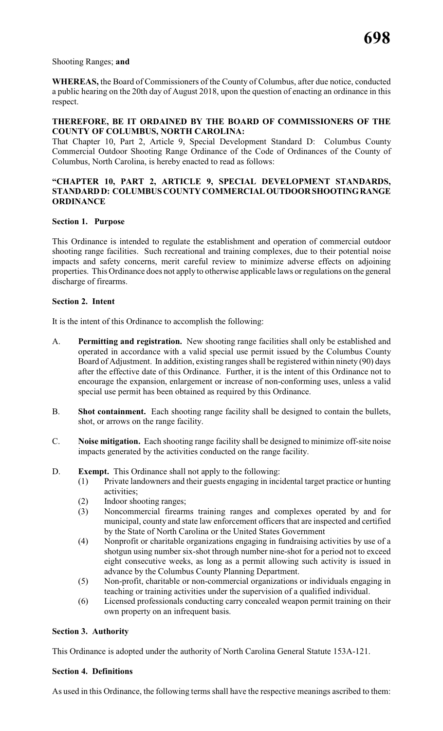Shooting Ranges; **and**

**WHEREAS,** the Board of Commissioners of the County of Columbus, after due notice, conducted a public hearing on the 20th day of August 2018, upon the question of enacting an ordinance in this respect.

**THEREFORE, BE IT ORDAINED BY THE BOARD OF COMMISSIONERS OF THE COUNTY OF COLUMBUS, NORTH CAROLINA:**

That Chapter 10, Part 2, Article 9, Special Development Standard D: Columbus County Commercial Outdoor Shooting Range Ordinance of the Code of Ordinances of the County of Columbus, North Carolina, is hereby enacted to read as follows:

**"CHAPTER 10, PART 2, ARTICLE 9, SPECIAL DEVELOPMENT STANDARDS, STANDARD D: COLUMBUS COUNTY COMMERCIAL OUTDOOR SHOOTING RANGE ORDINANCE**

**Section 1. Purpose**

This Ordinance is intended to regulate the establishment and operation of commercial outdoor shooting range facilities. Such recreational and training complexes, due to their potential noise impacts and safety concerns, merit careful review to minimize adverse effects on adjoining properties. This Ordinance does not apply to otherwise applicable laws or regulations on the general discharge of firearms.

**Section 2. Intent**

It is the intent of this Ordinance to accomplish the following:

A. **Permitting and registration.** New shooting range facilities shall only be established and operated in accordance with a valid special use permit issued by the Columbus County Board of Adjustment. In addition, existing ranges shall be registered within ninety (90) days after the effective date of this Ordinance. Further, it is the intent of this Ordinance not to encourage the expansion, enlargement or increase of non-conforming uses, unless a valid special use permit has been obtained as required by this Ordinance.

B. **Shot containment.** Each shooting range facility shall be designed to contain the bullets, shot, or arrows on the range facility.

C. **Noise mitigation.** Each shooting range facility shall be designed to minimize off-site noise impacts generated by the activities conducted on the range facility.

D. **Exempt.** This Ordinance shall not apply to the following:
   (1) Private landowners and their guests engaging in incidental target practice or hunting activities;
   (2) Indoor shooting ranges;
   (3) Noncommercial firearms training ranges and complexes operated by and for municipal, county and state law enforcement officers that are inspected and certified by the State of North Carolina or the United States Government
   (4) Nonprofit or charitable organizations engaging in fundraising activities by use of a shotgun using number six-shot through number nine-shot for a period not to exceed eight consecutive weeks, as long as a permit allowing such activity is issued in advance by the Columbus County Planning Department.
   (5) Non-profit, charitable or non-commercial organizations or individuals engaging in teaching or training activities under the supervision of a qualified individual.
   (6) Licensed professionals conducting carry concealed weapon permit training on their own property on an infrequent basis.

**Section 3. Authority**

This Ordinance is adopted under the authority of North Carolina General Statute 153A-121.

**Section 4. Definitions**

As used in this Ordinance, the following terms shall have the respective meanings ascribed to them: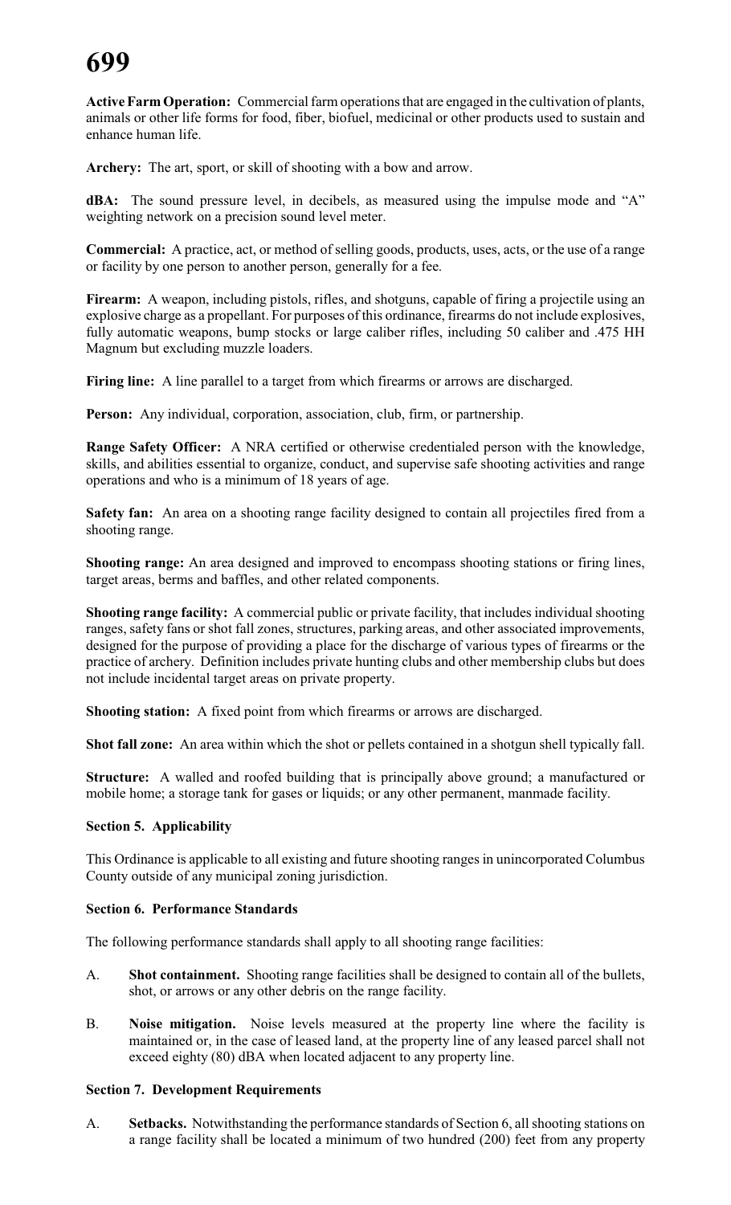**Active Farm Operation:** Commercial farm operations that are engaged in the cultivation of plants, animals or other life forms for food, fiber, biofuel, medicinal or other products used to sustain and enhance human life.

**Archery:** The art, sport, or skill of shooting with a bow and arrow.

**dBA:** The sound pressure level, in decibels, as measured using the impulse mode and "A" weighting network on a precision sound level meter.

**Commercial:** A practice, act, or method of selling goods, products, uses, acts, or the use of a range or facility by one person to another person, generally for a fee.

**Firearm:** A weapon, including pistols, rifles, and shotguns, capable of firing a projectile using an explosive charge as a propellant. For purposes of this ordinance, firearms do not include explosives, fully automatic weapons, bump stocks or large caliber rifles, including 50 caliber and .475 HH Magnum but excluding muzzle loaders.

**Firing line:** A line parallel to a target from which firearms or arrows are discharged.

**Person:** Any individual, corporation, association, club, firm, or partnership.

**Range Safety Officer:** A NRA certified or otherwise credentialed person with the knowledge, skills, and abilities essential to organize, conduct, and supervise safe shooting activities and range operations and who is a minimum of 18 years of age.

**Safety fan:** An area on a shooting range facility designed to contain all projectiles fired from a shooting range.

**Shooting range:** An area designed and improved to encompass shooting stations or firing lines, target areas, berms and baffles, and other related components.

**Shooting range facility:** A commercial public or private facility, that includes individual shooting ranges, safety fans or shot fall zones, structures, parking areas, and other associated improvements, designed for the purpose of providing a place for the discharge of various types of firearms or the practice of archery. Definition includes private hunting clubs and other membership clubs but does not include incidental target areas on private property.

**Shooting station:** A fixed point from which firearms or arrows are discharged.

**Shot fall zone:** An area within which the shot or pellets contained in a shotgun shell typically fall.

**Structure:** A walled and roofed building that is principally above ground; a manufactured or mobile home; a storage tank for gases or liquids; or any other permanent, manmade facility.

**Section 5. Applicability**

This Ordinance is applicable to all existing and future shooting ranges in unincorporated Columbus County outside of any municipal zoning jurisdiction.

**Section 6. Performance Standards**

The following performance standards shall apply to all shooting range facilities:

A. **Shot containment.** Shooting range facilities shall be designed to contain all of the bullets, shot, or arrows or any other debris on the range facility.

B. **Noise mitigation.** Noise levels measured at the property line where the facility is maintained or, in the case of leased land, at the property line of any leased parcel shall not exceed eighty (80) dBA when located adjacent to any property line.

**Section 7. Development Requirements**

A. **Setbacks.** Notwithstanding the performance standards of Section 6, all shooting stations on a range facility shall be located a minimum of two hundred (200) feet from any property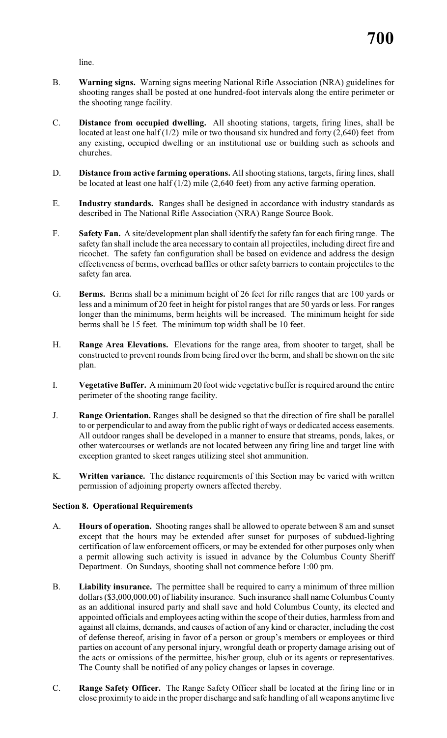line.

B. **Warning signs.** Warning signs meeting National Rifle Association (NRA) guidelines for shooting ranges shall be posted at one hundred-foot intervals along the entire perimeter or the shooting range facility.

C. **Distance from occupied dwelling.** All shooting stations, targets, firing lines, shall be located at least one half (1/2) mile or two thousand six hundred and forty (2,640) feet from any existing, occupied dwelling or an institutional use or building such as schools and churches.

D. **Distance from active farming operations.** All shooting stations, targets, firing lines, shall be located at least one half (1/2) mile (2,640 feet) from any active farming operation.

E. **Industry standards.** Ranges shall be designed in accordance with industry standards as described in The National Rifle Association (NRA) Range Source Book.

F. **Safety Fan.** A site/development plan shall identify the safety fan for each firing range. The safety fan shall include the area necessary to contain all projectiles, including direct fire and ricochet. The safety fan configuration shall be based on evidence and address the design effectiveness of berms, overhead baffles or other safety barriers to contain projectiles to the safety fan area.

G. **Berms.** Berms shall be a minimum height of 26 feet for rifle ranges that are 100 yards or less and a minimum of 20 feet in height for pistol ranges that are 50 yards or less. For ranges longer than the minimums, berm heights will be increased. The minimum height for side berms shall be 15 feet. The minimum top width shall be 10 feet.

H. **Range Area Elevations.** Elevations for the range area, from shooter to target, shall be constructed to prevent rounds from being fired over the berm, and shall be shown on the site plan.

I. **Vegetative Buffer.** A minimum 20 foot wide vegetative buffer is required around the entire perimeter of the shooting range facility.

J. **Range Orientation.** Ranges shall be designed so that the direction of fire shall be parallel to or perpendicular to and away from the public right of ways or dedicated access easements. All outdoor ranges shall be developed in a manner to ensure that streams, ponds, lakes, or other watercourses or wetlands are not located between any firing line and target line with exception granted to skeet ranges utilizing steel shot ammunition.

K. **Written variance.** The distance requirements of this Section may be varied with written permission of adjoining property owners affected thereby.

**Section 8. Operational Requirements**

A. **Hours of operation.** Shooting ranges shall be allowed to operate between 8 am and sunset except that the hours may be extended after sunset for purposes of subdued-lighting certification of law enforcement officers, or may be extended for other purposes only when a permit allowing such activity is issued in advance by the Columbus County Sheriff Department. On Sundays, shooting shall not commence before 1:00 pm.

B. **Liability insurance.** The permittee shall be required to carry a minimum of three million dollars ($3,000,000.00) of liability insurance. Such insurance shall name Columbus County as an additional insured party and shall save and hold Columbus County, its elected and appointed officials and employees acting within the scope of their duties, harmless from and against all claims, demands, and causes of action of any kind or character, including the cost of defense thereof, arising in favor of a person or group's members or employees or third parties on account of any personal injury, wrongful death or property damage arising out of the acts or omissions of the permittee, his/her group, club or its agents or representatives. The County shall be notified of any policy changes or lapses in coverage.

C. **Range Safety Officer.** The Range Safety Officer shall be located at the firing line or in close proximity to aide in the proper discharge and safe handling of all weapons anytime live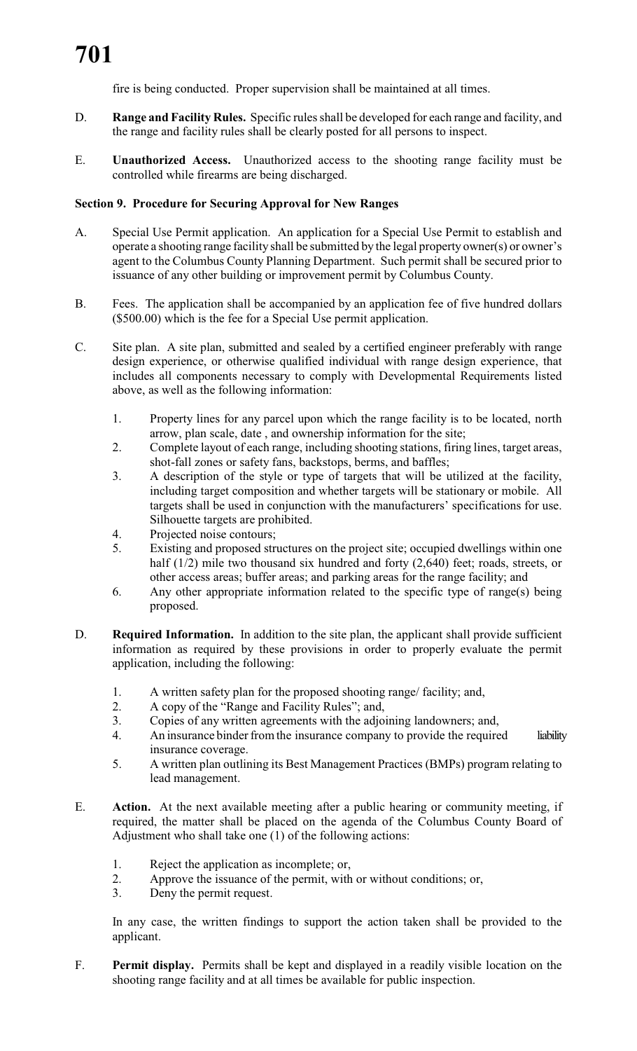fire is being conducted. Proper supervision shall be maintained at all times.

D. **Range and Facility Rules.** Specific rules shall be developed for each range and facility, and the range and facility rules shall be clearly posted for all persons to inspect.

E. **Unauthorized Access.** Unauthorized access to the shooting range facility must be controlled while firearms are being discharged.

**Section 9. Procedure for Securing Approval for New Ranges**

A. Special Use Permit application. An application for a Special Use Permit to establish and operate a shooting range facility shall be submitted by the legal property owner(s) or owner's agent to the Columbus County Planning Department. Such permit shall be secured prior to issuance of any other building or improvement permit by Columbus County.

B. Fees. The application shall be accompanied by an application fee of five hundred dollars ($500.00) which is the fee for a Special Use permit application.

C. Site plan. A site plan, submitted and sealed by a certified engineer preferably with range design experience, or otherwise qualified individual with range design experience, that includes all components necessary to comply with Developmental Requirements listed above, as well as the following information:

 1. Property lines for any parcel upon which the range facility is to be located, north arrow, plan scale, date , and ownership information for the site;
 2. Complete layout of each range, including shooting stations, firing lines, target areas, shot-fall zones or safety fans, backstops, berms, and baffles;
 3. A description of the style or type of targets that will be utilized at the facility, including target composition and whether targets will be stationary or mobile. All targets shall be used in conjunction with the manufacturers' specifications for use. Silhouette targets are prohibited.
 4. Projected noise contours;
 5. Existing and proposed structures on the project site; occupied dwellings within one half (1/2) mile two thousand six hundred and forty (2,640) feet; roads, streets, or other access areas; buffer areas; and parking areas for the range facility; and
 6. Any other appropriate information related to the specific type of range(s) being proposed.

D. **Required Information.** In addition to the site plan, the applicant shall provide sufficient information as required by these provisions in order to properly evaluate the permit application, including the following:

 1. A written safety plan for the proposed shooting range/ facility; and,
 2. A copy of the "Range and Facility Rules"; and,
 3. Copies of any written agreements with the adjoining landowners; and,
 4. An insurance binder from the insurance company to provide the required liability insurance coverage.
 5. A written plan outlining its Best Management Practices (BMPs) program relating to lead management.

E. **Action.** At the next available meeting after a public hearing or community meeting, if required, the matter shall be placed on the agenda of the Columbus County Board of Adjustment who shall take one (1) of the following actions:

 1. Reject the application as incomplete; or,
 2. Approve the issuance of the permit, with or without conditions; or,
 3. Deny the permit request.

 In any case, the written findings to support the action taken shall be provided to the applicant.

F. **Permit display.** Permits shall be kept and displayed in a readily visible location on the shooting range facility and at all times be available for public inspection.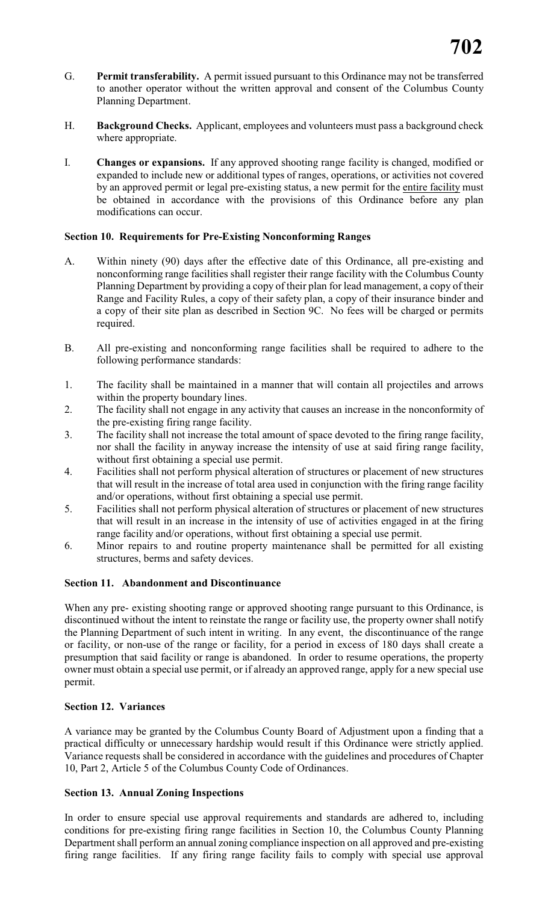G. **Permit transferability.** A permit issued pursuant to this Ordinance may not be transferred to another operator without the written approval and consent of the Columbus County Planning Department.

H. **Background Checks.** Applicant, employees and volunteers must pass a background check where appropriate.

I. **Changes or expansions.** If any approved shooting range facility is changed, modified or expanded to include new or additional types of ranges, operations, or activities not covered by an approved permit or legal pre-existing status, a new permit for the entire facility must be obtained in accordance with the provisions of this Ordinance before any plan modifications can occur.

**Section 10. Requirements for Pre-Existing Nonconforming Ranges**

A. Within ninety (90) days after the effective date of this Ordinance, all pre-existing and nonconforming range facilities shall register their range facility with the Columbus County Planning Department by providing a copy of their plan for lead management, a copy of their Range and Facility Rules, a copy of their safety plan, a copy of their insurance binder and a copy of their site plan as described in Section 9C. No fees will be charged or permits required.

B. All pre-existing and nonconforming range facilities shall be required to adhere to the following performance standards:

1. The facility shall be maintained in a manner that will contain all projectiles and arrows within the property boundary lines.
2. The facility shall not engage in any activity that causes an increase in the nonconformity of the pre-existing firing range facility.
3. The facility shall not increase the total amount of space devoted to the firing range facility, nor shall the facility in anyway increase the intensity of use at said firing range facility, without first obtaining a special use permit.
4. Facilities shall not perform physical alteration of structures or placement of new structures that will result in the increase of total area used in conjunction with the firing range facility and/or operations, without first obtaining a special use permit.
5. Facilities shall not perform physical alteration of structures or placement of new structures that will result in an increase in the intensity of use of activities engaged in at the firing range facility and/or operations, without first obtaining a special use permit.
6. Minor repairs to and routine property maintenance shall be permitted for all existing structures, berms and safety devices.

**Section 11. Abandonment and Discontinuance**

When any pre- existing shooting range or approved shooting range pursuant to this Ordinance, is discontinued without the intent to reinstate the range or facility use, the property owner shall notify the Planning Department of such intent in writing. In any event, the discontinuance of the range or facility, or non-use of the range or facility, for a period in excess of 180 days shall create a presumption that said facility or range is abandoned. In order to resume operations, the property owner must obtain a special use permit, or if already an approved range, apply for a new special use permit.

**Section 12. Variances**

A variance may be granted by the Columbus County Board of Adjustment upon a finding that a practical difficulty or unnecessary hardship would result if this Ordinance were strictly applied. Variance requests shall be considered in accordance with the guidelines and procedures of Chapter 10, Part 2, Article 5 of the Columbus County Code of Ordinances.

**Section 13. Annual Zoning Inspections**

In order to ensure special use approval requirements and standards are adhered to, including conditions for pre-existing firing range facilities in Section 10, the Columbus County Planning Department shall perform an annual zoning compliance inspection on all approved and pre-existing firing range facilities. If any firing range facility fails to comply with special use approval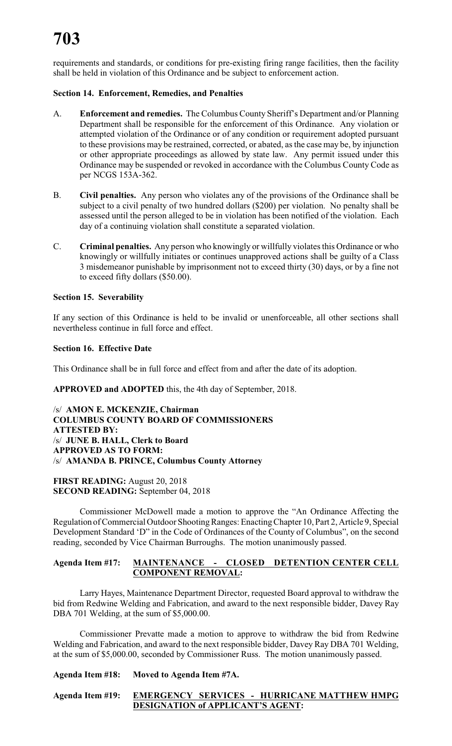requirements and standards, or conditions for pre-existing firing range facilities, then the facility shall be held in violation of this Ordinance and be subject to enforcement action.

**Section 14. Enforcement, Remedies, and Penalties**

A. **Enforcement and remedies.** The Columbus County Sheriff's Department and/or Planning Department shall be responsible for the enforcement of this Ordinance. Any violation or attempted violation of the Ordinance or of any condition or requirement adopted pursuant to these provisions may be restrained, corrected, or abated, as the case may be, by injunction or other appropriate proceedings as allowed by state law. Any permit issued under this Ordinance may be suspended or revoked in accordance with the Columbus County Code as per NCGS 153A-362.

B. **Civil penalties.** Any person who violates any of the provisions of the Ordinance shall be subject to a civil penalty of two hundred dollars ($200) per violation. No penalty shall be assessed until the person alleged to be in violation has been notified of the violation. Each day of a continuing violation shall constitute a separated violation.

C. **Criminal penalties.** Any person who knowingly or willfully violates this Ordinance or who knowingly or willfully initiates or continues unapproved actions shall be guilty of a Class 3 misdemeanor punishable by imprisonment not to exceed thirty (30) days, or by a fine not to exceed fifty dollars ($50.00).

**Section 15. Severability**

If any section of this Ordinance is held to be invalid or unenforceable, all other sections shall nevertheless continue in full force and effect.

**Section 16. Effective Date**

This Ordinance shall be in full force and effect from and after the date of its adoption.

**APPROVED and ADOPTED** this, the 4th day of September, 2018.

/s/ **AMON E. MCKENZIE, Chairman**
**COLUMBUS COUNTY BOARD OF COMMISSIONERS**
**ATTESTED BY:**
/s/ **JUNE B. HALL, Clerk to Board**
**APPROVED AS TO FORM:**
/s/ **AMANDA B. PRINCE, Columbus County Attorney**

**FIRST READING:** August 20, 2018
**SECOND READING:** September 04, 2018

Commissioner McDowell made a motion to approve the "An Ordinance Affecting the Regulation of Commercial Outdoor Shooting Ranges: Enacting Chapter 10, Part 2, Article 9, Special Development Standard 'D" in the Code of Ordinances of the County of Columbus", on the second reading, seconded by Vice Chairman Burroughs. The motion unanimously passed.

**Agenda Item #17: MAINTENANCE - CLOSED DETENTION CENTER CELL COMPONENT REMOVAL:**

Larry Hayes, Maintenance Department Director, requested Board approval to withdraw the bid from Redwine Welding and Fabrication, and award to the next responsible bidder, Davey Ray DBA 701 Welding, at the sum of $5,000.00.

Commissioner Prevatte made a motion to approve to withdraw the bid from Redwine Welding and Fabrication, and award to the next responsible bidder, Davey Ray DBA 701 Welding, at the sum of $5,000.00, seconded by Commissioner Russ. The motion unanimously passed.

**Agenda Item #18: Moved to Agenda Item #7A.**

**Agenda Item #19: EMERGENCY SERVICES - HURRICANE MATTHEW HMPG DESIGNATION of APPLICANT'S AGENT:**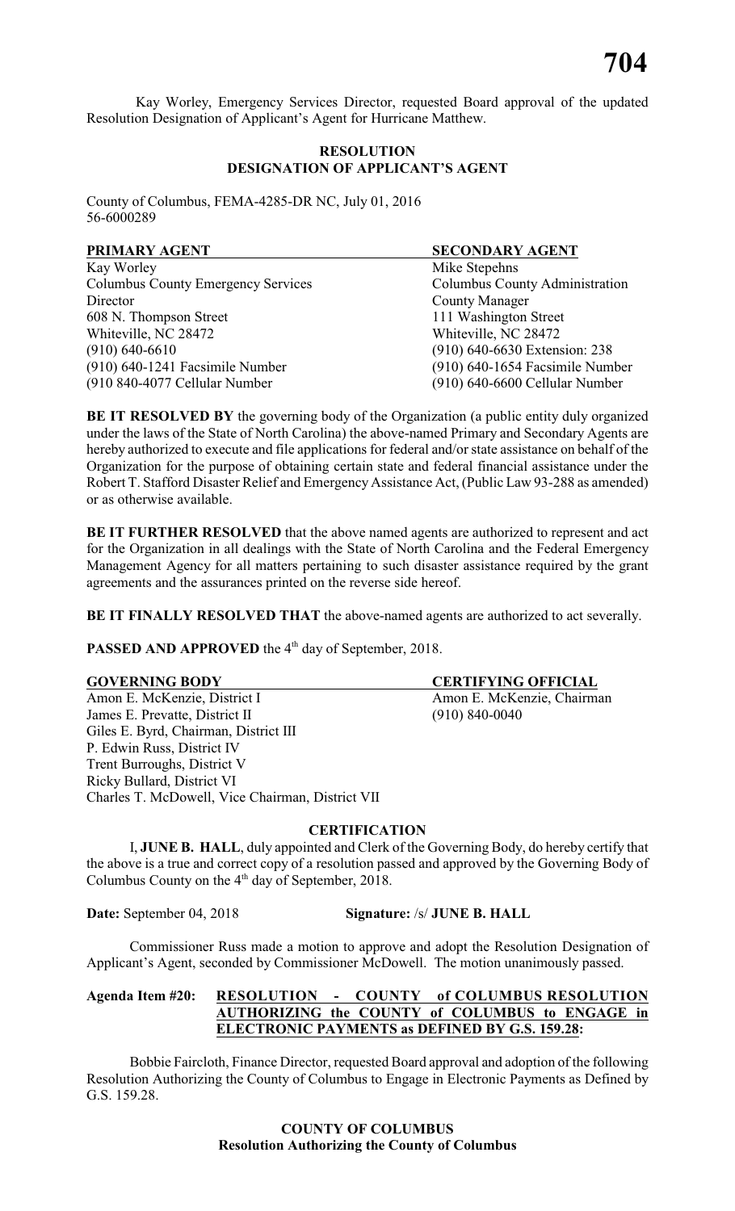Kay Worley, Emergency Services Director, requested Board approval of the updated Resolution Designation of Applicant's Agent for Hurricane Matthew.

**RESOLUTION**
**DESIGNATION OF APPLICANT'S AGENT**

County of Columbus, FEMA-4285-DR NC, July 01, 2016
56-6000289

| PRIMARY AGENT | SECONDARY AGENT |
|---|---|
| Kay Worley | Mike Stepehns |
| Columbus County Emergency Services | Columbus County Administration |
| Director | County Manager |
| 608 N. Thompson Street | 111 Washington Street |
| Whiteville, NC 28472 | Whiteville, NC 28472 |
| (910) 640-6610 | (910) 640-6630 Extension: 238 |
| (910) 640-1241 Facsimile Number | (910) 640-1654 Facsimile Number |
| (910 840-4077 Cellular Number | (910) 640-6600 Cellular Number |

**BE IT RESOLVED BY** the governing body of the Organization (a public entity duly organized under the laws of the State of North Carolina) the above-named Primary and Secondary Agents are hereby authorized to execute and file applications for federal and/or state assistance on behalf of the Organization for the purpose of obtaining certain state and federal financial assistance under the Robert T. Stafford Disaster Relief and Emergency Assistance Act, (Public Law 93-288 as amended) or as otherwise available.

**BE IT FURTHER RESOLVED** that the above named agents are authorized to represent and act for the Organization in all dealings with the State of North Carolina and the Federal Emergency Management Agency for all matters pertaining to such disaster assistance required by the grant agreements and the assurances printed on the reverse side hereof.

**BE IT FINALLY RESOLVED THAT** the above-named agents are authorized to act severally.

**PASSED AND APPROVED** the 4th day of September, 2018.

| GOVERNING BODY | CERTIFYING OFFICIAL |
|---|---|
| Amon E. McKenzie, District I | Amon E. McKenzie, Chairman |
| James E. Prevatte, District II | (910) 840-0040 |
| Giles E. Byrd, Chairman, District III | |
| P. Edwin Russ, District IV | |
| Trent Burroughs, District V | |
| Ricky Bullard, District VI | |
| Charles T. McDowell, Vice Chairman, District VII | |

**CERTIFICATION**

I, **JUNE B. HALL**, duly appointed and Clerk of the Governing Body, do hereby certify that the above is a true and correct copy of a resolution passed and approved by the Governing Body of Columbus County on the 4th day of September, 2018.

**Date:** September 04, 2018 **Signature:** /s/ **JUNE B. HALL**

Commissioner Russ made a motion to approve and adopt the Resolution Designation of Applicant's Agent, seconded by Commissioner McDowell. The motion unanimously passed.

**Agenda Item #20: RESOLUTION - COUNTY of COLUMBUS RESOLUTION AUTHORIZING the COUNTY of COLUMBUS to ENGAGE in ELECTRONIC PAYMENTS as DEFINED BY G.S. 159.28:**

Bobbie Faircloth, Finance Director, requested Board approval and adoption of the following Resolution Authorizing the County of Columbus to Engage in Electronic Payments as Defined by G.S. 159.28.

**COUNTY OF COLUMBUS**
**Resolution Authorizing the County of Columbus**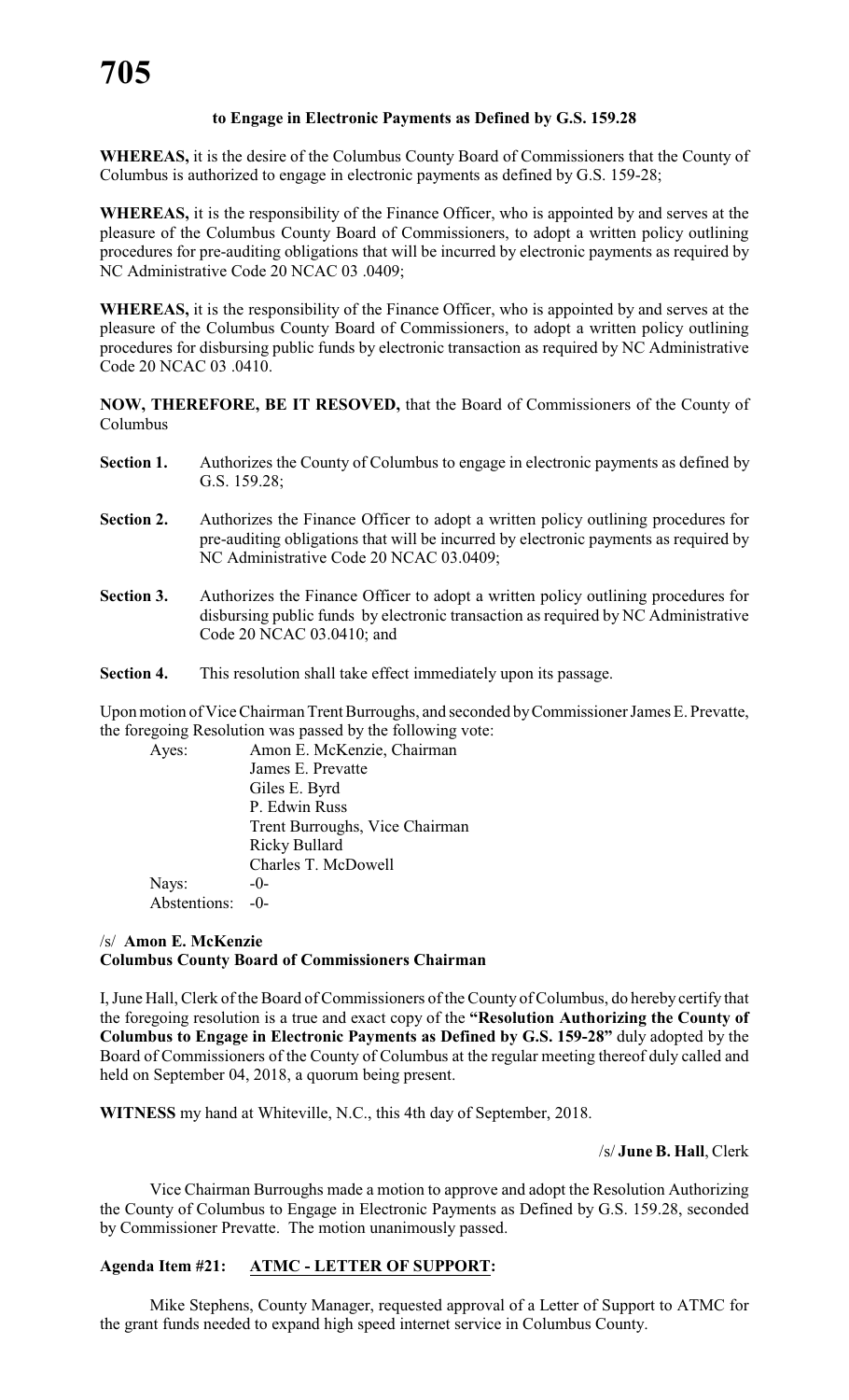**to Engage in Electronic Payments as Defined by G.S. 159.28**

**WHEREAS,** it is the desire of the Columbus County Board of Commissioners that the County of Columbus is authorized to engage in electronic payments as defined by G.S. 159-28;

**WHEREAS,** it is the responsibility of the Finance Officer, who is appointed by and serves at the pleasure of the Columbus County Board of Commissioners, to adopt a written policy outlining procedures for pre-auditing obligations that will be incurred by electronic payments as required by NC Administrative Code 20 NCAC 03 .0409;

**WHEREAS,** it is the responsibility of the Finance Officer, who is appointed by and serves at the pleasure of the Columbus County Board of Commissioners, to adopt a written policy outlining procedures for disbursing public funds by electronic transaction as required by NC Administrative Code 20 NCAC 03 .0410.

**NOW, THEREFORE, BE IT RESOVED,** that the Board of Commissioners of the County of Columbus

**Section 1.** Authorizes the County of Columbus to engage in electronic payments as defined by G.S. 159.28;

**Section 2.** Authorizes the Finance Officer to adopt a written policy outlining procedures for pre-auditing obligations that will be incurred by electronic payments as required by NC Administrative Code 20 NCAC 03.0409;

**Section 3.** Authorizes the Finance Officer to adopt a written policy outlining procedures for disbursing public funds by electronic transaction as required by NC Administrative Code 20 NCAC 03.0410; and

**Section 4.** This resolution shall take effect immediately upon its passage.

Upon motion of Vice Chairman Trent Burroughs, and seconded by Commissioner James E. Prevatte, the foregoing Resolution was passed by the following vote:

Ayes: Amon E. McKenzie, Chairman
James E. Prevatte
Giles E. Byrd
P. Edwin Russ
Trent Burroughs, Vice Chairman
Ricky Bullard
Charles T. McDowell

Nays: -0-

Abstentions: -0-

/s/ **Amon E. McKenzie**
**Columbus County Board of Commissioners Chairman**

I, June Hall, Clerk of the Board of Commissioners of the County of Columbus, do hereby certify that the foregoing resolution is a true and exact copy of the **"Resolution Authorizing the County of Columbus to Engage in Electronic Payments as Defined by G.S. 159-28"** duly adopted by the Board of Commissioners of the County of Columbus at the regular meeting thereof duly called and held on September 04, 2018, a quorum being present.

**WITNESS** my hand at Whiteville, N.C., this 4th day of September, 2018.

/s/ **June B. Hall**, Clerk

Vice Chairman Burroughs made a motion to approve and adopt the Resolution Authorizing the County of Columbus to Engage in Electronic Payments as Defined by G.S. 159.28, seconded by Commissioner Prevatte. The motion unanimously passed.

**Agenda Item #21: ATMC - LETTER OF SUPPORT:**

Mike Stephens, County Manager, requested approval of a Letter of Support to ATMC for the grant funds needed to expand high speed internet service in Columbus County.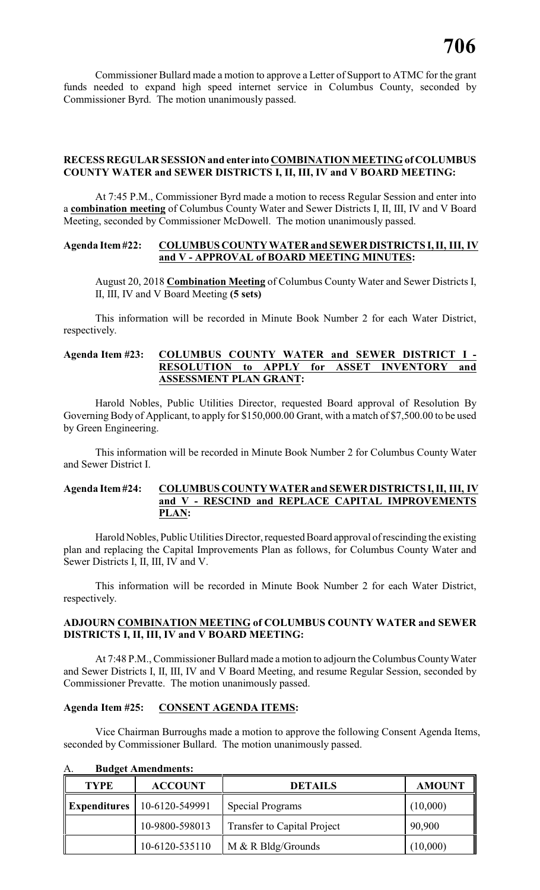Commissioner Bullard made a motion to approve a Letter of Support to ATMC for the grant funds needed to expand high speed internet service in Columbus County, seconded by Commissioner Byrd. The motion unanimously passed.

**RECESS REGULAR SESSION and enter into COMBINATION MEETING of COLUMBUS COUNTY WATER and SEWER DISTRICTS I, II, III, IV and V BOARD MEETING:**

At 7:45 P.M., Commissioner Byrd made a motion to recess Regular Session and enter into a **combination meeting** of Columbus County Water and Sewer Districts I, II, III, IV and V Board Meeting, seconded by Commissioner McDowell. The motion unanimously passed.

**Agenda Item #22: COLUMBUS COUNTY WATER and SEWER DISTRICTS I, II, III, IV and V - APPROVAL of BOARD MEETING MINUTES:**

August 20, 2018 **Combination Meeting** of Columbus County Water and Sewer Districts I, II, III, IV and V Board Meeting **(5 sets)**

This information will be recorded in Minute Book Number 2 for each Water District, respectively.

**Agenda Item #23: COLUMBUS COUNTY WATER and SEWER DISTRICT I - RESOLUTION to APPLY for ASSET INVENTORY and ASSESSMENT PLAN GRANT:**

Harold Nobles, Public Utilities Director, requested Board approval of Resolution By Governing Body of Applicant, to apply for $150,000.00 Grant, with a match of $7,500.00 to be used by Green Engineering.

This information will be recorded in Minute Book Number 2 for Columbus County Water and Sewer District I.

**Agenda Item #24: COLUMBUS COUNTY WATER and SEWER DISTRICTS I, II, III, IV and V - RESCIND and REPLACE CAPITAL IMPROVEMENTS PLAN:**

Harold Nobles, Public Utilities Director, requested Board approval of rescinding the existing plan and replacing the Capital Improvements Plan as follows, for Columbus County Water and Sewer Districts I, II, III, IV and V.

This information will be recorded in Minute Book Number 2 for each Water District, respectively.

**ADJOURN COMBINATION MEETING of COLUMBUS COUNTY WATER and SEWER DISTRICTS I, II, III, IV and V BOARD MEETING:**

At 7:48 P.M., Commissioner Bullard made a motion to adjourn the Columbus County Water and Sewer Districts I, II, III, IV and V Board Meeting, and resume Regular Session, seconded by Commissioner Prevatte. The motion unanimously passed.

**Agenda Item #25: CONSENT AGENDA ITEMS:**

Vice Chairman Burroughs made a motion to approve the following Consent Agenda Items, seconded by Commissioner Bullard. The motion unanimously passed.

A. **Budget Amendments:**

| TYPE | ACCOUNT | DETAILS | AMOUNT |
|---|---|---|---|
| **Expenditures** | 10-6120-549991 | Special Programs | (10,000) |
| | 10-9800-598013 | Transfer to Capital Project | 90,900 |
| | 10-6120-535110 | M & R Bldg/Grounds | (10,000) |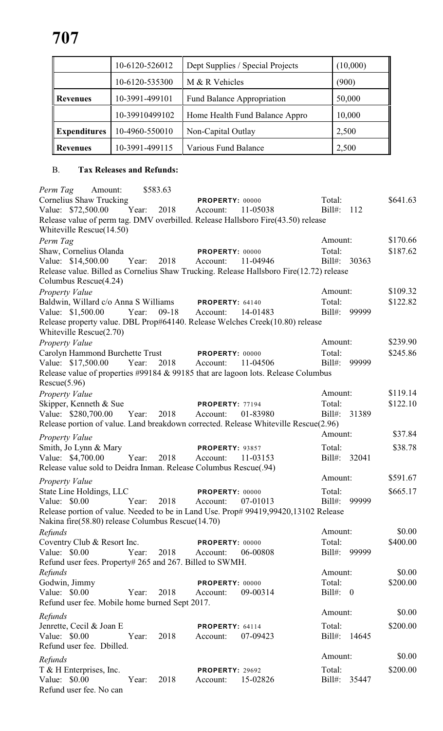|  | 10-6120-526012 | Dept Supplies / Special Projects | (10,000) |
|---|---|---|---|
|  | 10-6120-535300 | M & R Vehicles | (900) |
| **Revenues** | 10-3991-499101 | Fund Balance Appropriation | 50,000 |
|  | 10-39910499102 | Home Health Fund Balance Appro | 10,000 |
| **Expenditures** | 10-4960-550010 | Non-Capital Outlay | 2,500 |
| **Revenues** | 10-3991-499115 | Various Fund Balance | 2,500 |

B. **Tax Releases and Refunds:**

*Perm Tag* Amount: $583.63
Cornelius Shaw Trucking PROPERTY: 00000 Total: $641.63
Value: $72,500.00 Year: 2018 Account: 11-05038 Bill#: 112
Release value of perm tag. DMV overbilled. Release Hallsboro Fire(43.50) release Whiteville Rescue(14.50)

*Perm Tag* Amount: $170.66
Shaw, Cornelius Olanda PROPERTY: 00000 Total: $187.62
Value: $14,500.00 Year: 2018 Account: 11-04946 Bill#: 30363
Release value. Billed as Cornelius Shaw Trucking. Release Hallsboro Fire(12.72) release Columbus Rescue(4.24)

*Property Value* Amount: $109.32
Baldwin, Willard c/o Anna S Williams PROPERTY: 64140 Total: $122.82
Value: $1,500.00 Year: 09-18 Account: 14-01483 Bill#: 99999
Release property value. DBL Prop#64140. Release Welches Creek(10.80) release Whiteville Rescue(2.70)

*Property Value* Amount: $239.90
Carolyn Hammond Burchette Trust PROPERTY: 00000 Total: $245.86
Value: $17,500.00 Year: 2018 Account: 11-04506 Bill#: 99999
Release value of properties #99184 & 99185 that are lagoon lots. Release Columbus Rescue(5.96)

*Property Value* Amount: $119.14
Skipper, Kenneth & Sue PROPERTY: 77194 Total: $122.10
Value: $280,700.00 Year: 2018 Account: 01-83980 Bill#: 31389
Release portion of value. Land breakdown corrected. Release Whiteville Rescue(2.96)

*Property Value* Amount: $37.84
Smith, Jo Lynn & Mary PROPERTY: 93857 Total: $38.78
Value: $4,700.00 Year: 2018 Account: 11-03153 Bill#: 32041
Release value sold to Deidra Inman. Release Columbus Rescue(.94)

*Property Value* Amount: $591.67
State Line Holdings, LLC PROPERTY: 00000 Total: $665.17
Value: $0.00 Year: 2018 Account: 07-01013 Bill#: 99999
Release portion of value. Needed to be in Land Use. Prop# 99419,99420,13102 Release Nakina fire(58.80) release Columbus Rescue(14.70)

*Refunds* Amount: $0.00
Coventry Club & Resort Inc. PROPERTY: 00000 Total: $400.00
Value: $0.00 Year: 2018 Account: 06-00808 Bill#: 99999
Refund user fees. Property# 265 and 267. Billed to SWMH.

*Refunds* Amount: $0.00
Godwin, Jimmy PROPERTY: 00000 Total: $200.00
Value: $0.00 Year: 2018 Account: 09-00314 Bill#: 0
Refund user fee. Mobile home burned Sept 2017.

*Refunds* Amount: $0.00
Jenrette, Cecil & Joan E PROPERTY: 64114 Total: $200.00
Value: $0.00 Year: 2018 Account: 07-09423 Bill#: 14645
Refund user fee. Dbilled.

*Refunds* Amount: $0.00
T & H Enterprises, Inc. PROPERTY: 29692 Total: $200.00
Value: $0.00 Year: 2018 Account: 15-02826 Bill#: 35447
Refund user fee. No can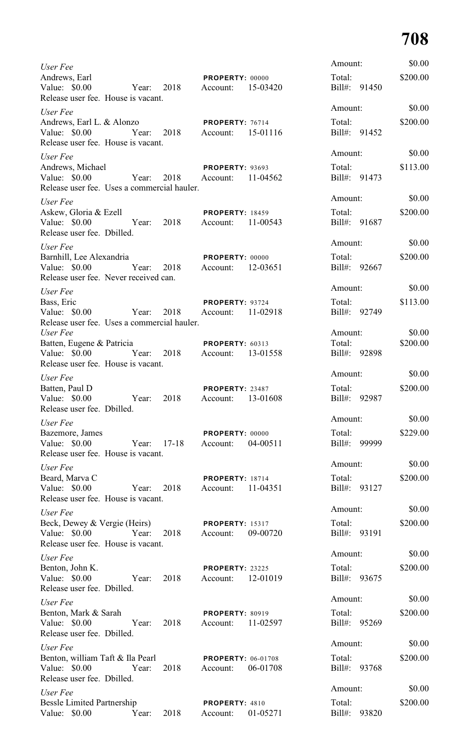*User Fee*
Andrews, Earl PROPERTY: 00000
Value: $0.00 Year: 2018 Account: 15-03420
Release user fee. House is vacant.

Amount: $0.00
Total: $200.00
Bill#: 91450

*User Fee*
Andrews, Earl L. & Alonzo PROPERTY: 76714
Value: $0.00 Year: 2018 Account: 15-01116
Release user fee. House is vacant.

Amount: $0.00
Total: $200.00
Bill#: 91452

*User Fee*
Andrews, Michael PROPERTY: 93693
Value: $0.00 Year: 2018 Account: 11-04562
Release user fee. Uses a commercial hauler.

Amount: $0.00
Total: $113.00
Bill#: 91473

*User Fee*
Askew, Gloria & Ezell PROPERTY: 18459
Value: $0.00 Year: 2018 Account: 11-00543
Release user fee. Dbilled.

Amount: $0.00
Total: $200.00
Bill#: 91687

*User Fee*
Barnhill, Lee Alexandria PROPERTY: 00000
Value: $0.00 Year: 2018 Account: 12-03651
Release user fee. Never received can.

Amount: $0.00
Total: $200.00
Bill#: 92667

*User Fee*
Bass, Eric PROPERTY: 93724
Value: $0.00 Year: 2018 Account: 11-02918
Release user fee. Uses a commercial hauler.

Amount: $0.00
Total: $113.00
Bill#: 92749

*User Fee*
Batten, Eugene & Patricia PROPERTY: 60313
Value: $0.00 Year: 2018 Account: 13-01558
Release user fee. House is vacant.

Amount: $0.00
Total: $200.00
Bill#: 92898

*User Fee*
Batten, Paul D PROPERTY: 23487
Value: $0.00 Year: 2018 Account: 13-01608
Release user fee. Dbilled.

Amount: $0.00
Total: $200.00
Bill#: 92987

*User Fee*
Bazemore, James PROPERTY: 00000
Value: $0.00 Year: 17-18 Account: 04-00511
Release user fee. House is vacant.

Amount: $0.00
Total: $229.00
Bill#: 99999

*User Fee*
Beard, Marva C PROPERTY: 18714
Value: $0.00 Year: 2018 Account: 11-04351
Release user fee. House is vacant.

Amount: $0.00
Total: $200.00
Bill#: 93127

*User Fee*
Beck, Dewey & Vergie (Heirs) PROPERTY: 15317
Value: $0.00 Year: 2018 Account: 09-00720
Release user fee. House is vacant.

Amount: $0.00
Total: $200.00
Bill#: 93191

*User Fee*
Benton, John K. PROPERTY: 23225
Value: $0.00 Year: 2018 Account: 12-01019
Release user fee. Dbilled.

Amount: $0.00
Total: $200.00
Bill#: 93675

*User Fee*
Benton, Mark & Sarah PROPERTY: 80919
Value: $0.00 Year: 2018 Account: 11-02597
Release user fee. Dbilled.

Amount: $0.00
Total: $200.00
Bill#: 95269

*User Fee*
Benton, william Taft & Ila Pearl PROPERTY: 06-01708
Value: $0.00 Year: 2018 Account: 06-01708
Release user fee. Dbilled.

Amount: $0.00
Total: $200.00
Bill#: 93768

*User Fee*
Bessle Limited Partnership PROPERTY: 4810
Value: $0.00 Year: 2018 Account: 01-05271

Amount: $0.00
Total: $200.00
Bill#: 93820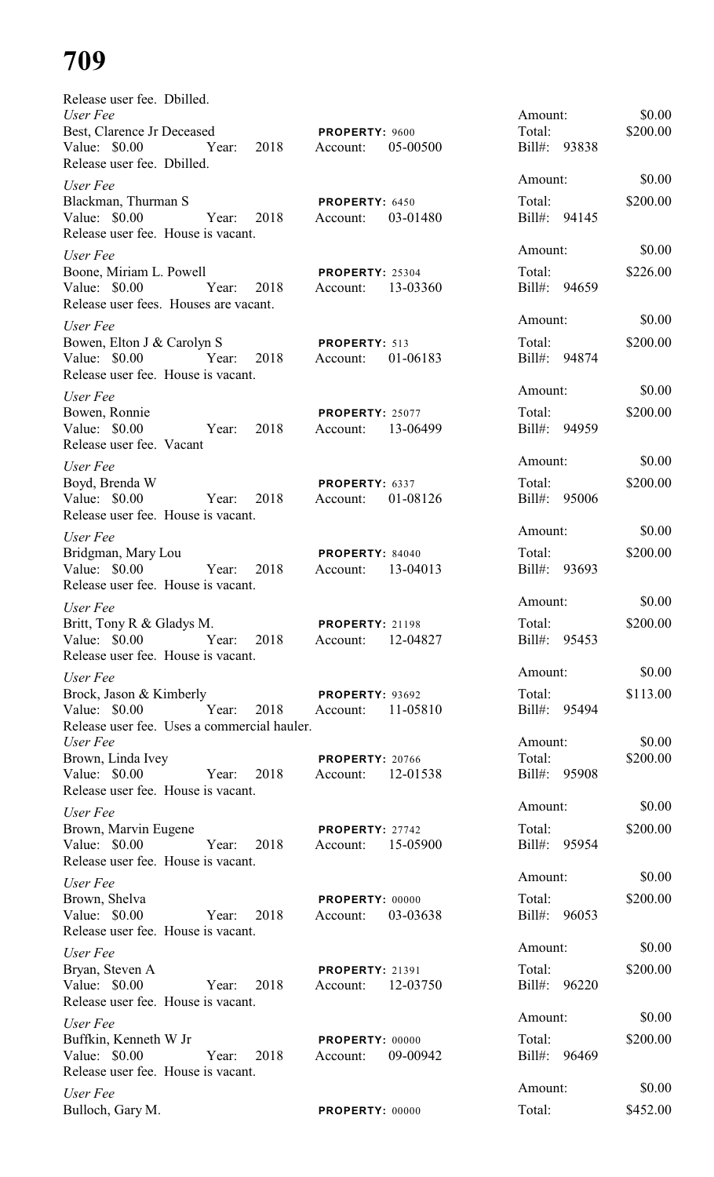# 709

Release user fee. Dbilled.

*User Fee*

Best, Clarence Jr Deceased — PROPERTY: 9600
Value: $0.00 Year: 2018 Account: 05-00500
Release user fee. Dbilled.
Amount: $0.00
Total: $200.00
Bill#: 93838

*User Fee*

Blackman, Thurman S — PROPERTY: 6450
Value: $0.00 Year: 2018 Account: 03-01480
Release user fee. House is vacant.
Amount: $0.00
Total: $200.00
Bill#: 94145

*User Fee*

Boone, Miriam L. Powell — PROPERTY: 25304
Value: $0.00 Year: 2018 Account: 13-03360
Release user fees. Houses are vacant.
Amount: $0.00
Total: $226.00
Bill#: 94659

*User Fee*

Bowen, Elton J & Carolyn S — PROPERTY: 513
Value: $0.00 Year: 2018 Account: 01-06183
Release user fee. House is vacant.
Amount: $0.00
Total: $200.00
Bill#: 94874

*User Fee*

Bowen, Ronnie — PROPERTY: 25077
Value: $0.00 Year: 2018 Account: 13-06499
Release user fee. Vacant
Amount: $0.00
Total: $200.00
Bill#: 94959

*User Fee*

Boyd, Brenda W — PROPERTY: 6337
Value: $0.00 Year: 2018 Account: 01-08126
Release user fee. House is vacant.
Amount: $0.00
Total: $200.00
Bill#: 95006

*User Fee*

Bridgman, Mary Lou — PROPERTY: 84040
Value: $0.00 Year: 2018 Account: 13-04013
Release user fee. House is vacant.
Amount: $0.00
Total: $200.00
Bill#: 93693

*User Fee*

Britt, Tony R & Gladys M. — PROPERTY: 21198
Value: $0.00 Year: 2018 Account: 12-04827
Release user fee. House is vacant.
Amount: $0.00
Total: $200.00
Bill#: 95453

*User Fee*

Brock, Jason & Kimberly — PROPERTY: 93692
Value: $0.00 Year: 2018 Account: 11-05810
Release user fee. Uses a commercial hauler.
Amount: $0.00
Total: $113.00
Bill#: 95494

*User Fee*

Brown, Linda Ivey — PROPERTY: 20766
Value: $0.00 Year: 2018 Account: 12-01538
Release user fee. House is vacant.
Amount: $0.00
Total: $200.00
Bill#: 95908

*User Fee*

Brown, Marvin Eugene — PROPERTY: 27742
Value: $0.00 Year: 2018 Account: 15-05900
Release user fee. House is vacant.
Amount: $0.00
Total: $200.00
Bill#: 95954

*User Fee*

Brown, Shelva — PROPERTY: 00000
Value: $0.00 Year: 2018 Account: 03-03638
Release user fee. House is vacant.
Amount: $0.00
Total: $200.00
Bill#: 96053

*User Fee*

Bryan, Steven A — PROPERTY: 21391
Value: $0.00 Year: 2018 Account: 12-03750
Release user fee. House is vacant.
Amount: $0.00
Total: $200.00
Bill#: 96220

*User Fee*

Buffkin, Kenneth W Jr — PROPERTY: 00000
Value: $0.00 Year: 2018 Account: 09-00942
Release user fee. House is vacant.
Amount: $0.00
Total: $200.00
Bill#: 96469

*User Fee*

Bulloch, Gary M. — PROPERTY: 00000
Amount: $0.00
Total: $452.00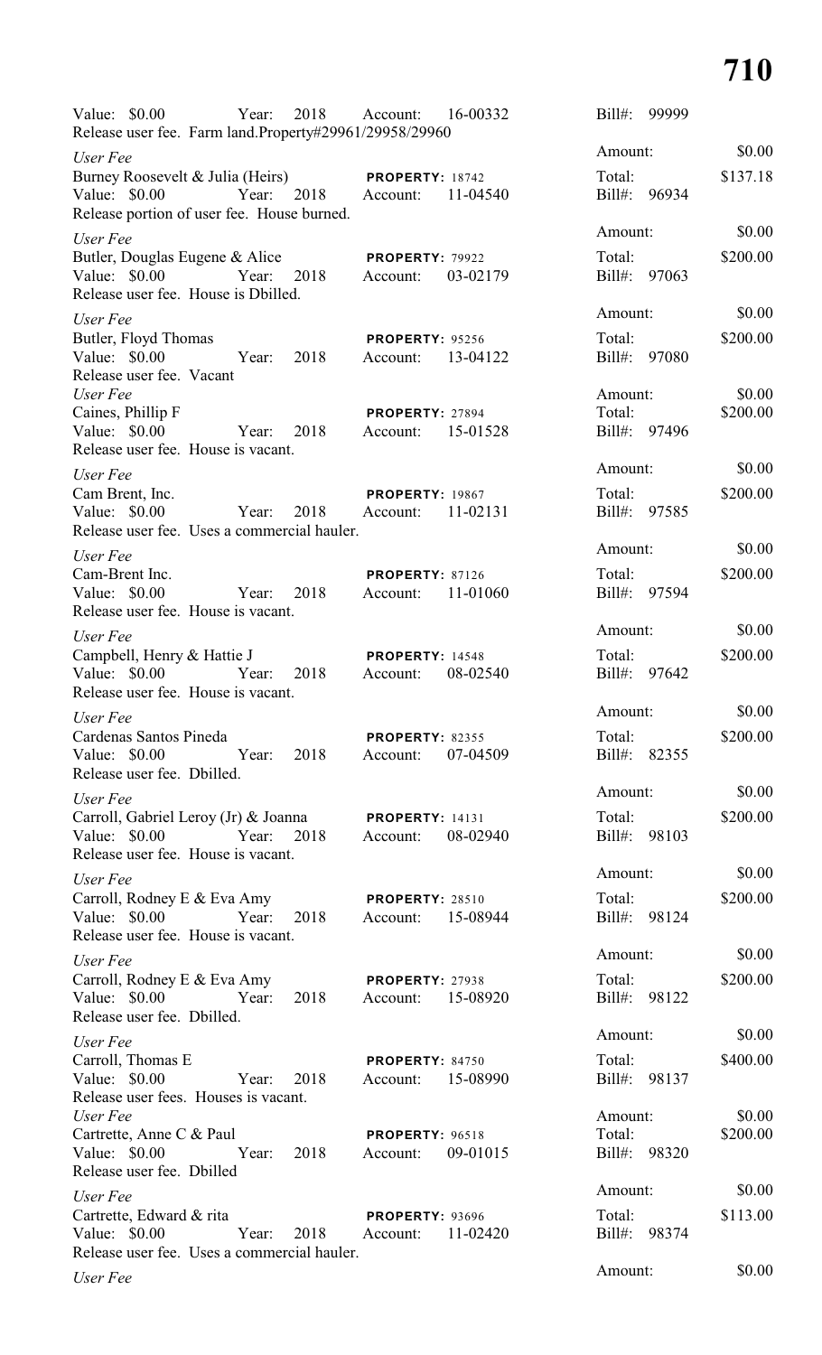Value: $0.00 Year: 2018 Account: 16-00332 Bill#: 99999
Release user fee. Farm land.Property#29961/29958/29960

Amount: $0.00

*User Fee*
Burney Roosevelt & Julia (Heirs) **PROPERTY:** 18742 Total: $137.18
Value: $0.00 Year: 2018 Account: 11-04540 Bill#: 96934
Release portion of user fee. House burned.

Amount: $0.00

*User Fee*
Butler, Douglas Eugene & Alice **PROPERTY:** 79922 Total: $200.00
Value: $0.00 Year: 2018 Account: 03-02179 Bill#: 97063
Release user fee. House is Dbilled.

Amount: $0.00

*User Fee*
Butler, Floyd Thomas **PROPERTY:** 95256 Total: $200.00
Value: $0.00 Year: 2018 Account: 13-04122 Bill#: 97080
Release user fee. Vacant

Amount: $0.00

*User Fee*
Caines, Phillip F **PROPERTY:** 27894 Total: $200.00
Value: $0.00 Year: 2018 Account: 15-01528 Bill#: 97496
Release user fee. House is vacant.

Amount: $0.00

*User Fee*
Cam Brent, Inc. **PROPERTY:** 19867 Total: $200.00
Value: $0.00 Year: 2018 Account: 11-02131 Bill#: 97585
Release user fee. Uses a commercial hauler.

Amount: $0.00

*User Fee*
Cam-Brent Inc. **PROPERTY:** 87126 Total: $200.00
Value: $0.00 Year: 2018 Account: 11-01060 Bill#: 97594
Release user fee. House is vacant.

Amount: $0.00

*User Fee*
Campbell, Henry & Hattie J **PROPERTY:** 14548 Total: $200.00
Value: $0.00 Year: 2018 Account: 08-02540 Bill#: 97642
Release user fee. House is vacant.

Amount: $0.00

*User Fee*
Cardenas Santos Pineda **PROPERTY:** 82355 Total: $200.00
Value: $0.00 Year: 2018 Account: 07-04509 Bill#: 82355
Release user fee. Dbilled.

Amount: $0.00

*User Fee*
Carroll, Gabriel Leroy (Jr) & Joanna **PROPERTY:** 14131 Total: $200.00
Value: $0.00 Year: 2018 Account: 08-02940 Bill#: 98103
Release user fee. House is vacant.

Amount: $0.00

*User Fee*
Carroll, Rodney E & Eva Amy **PROPERTY:** 28510 Total: $200.00
Value: $0.00 Year: 2018 Account: 15-08944 Bill#: 98124
Release user fee. House is vacant.

Amount: $0.00

*User Fee*
Carroll, Rodney E & Eva Amy **PROPERTY:** 27938 Total: $200.00
Value: $0.00 Year: 2018 Account: 15-08920 Bill#: 98122
Release user fee. Dbilled.

Amount: $0.00

*User Fee*
Carroll, Thomas E **PROPERTY:** 84750 Total: $400.00
Value: $0.00 Year: 2018 Account: 15-08990 Bill#: 98137
Release user fees. Houses is vacant.

Amount: $0.00

*User Fee*
Cartrette, Anne C & Paul **PROPERTY:** 96518 Total: $200.00
Value: $0.00 Year: 2018 Account: 09-01015 Bill#: 98320
Release user fee. Dbilled

Amount: $0.00

*User Fee*
Cartrette, Edward & rita **PROPERTY:** 93696 Total: $113.00
Value: $0.00 Year: 2018 Account: 11-02420 Bill#: 98374
Release user fee. Uses a commercial hauler.

Amount: $0.00

*User Fee*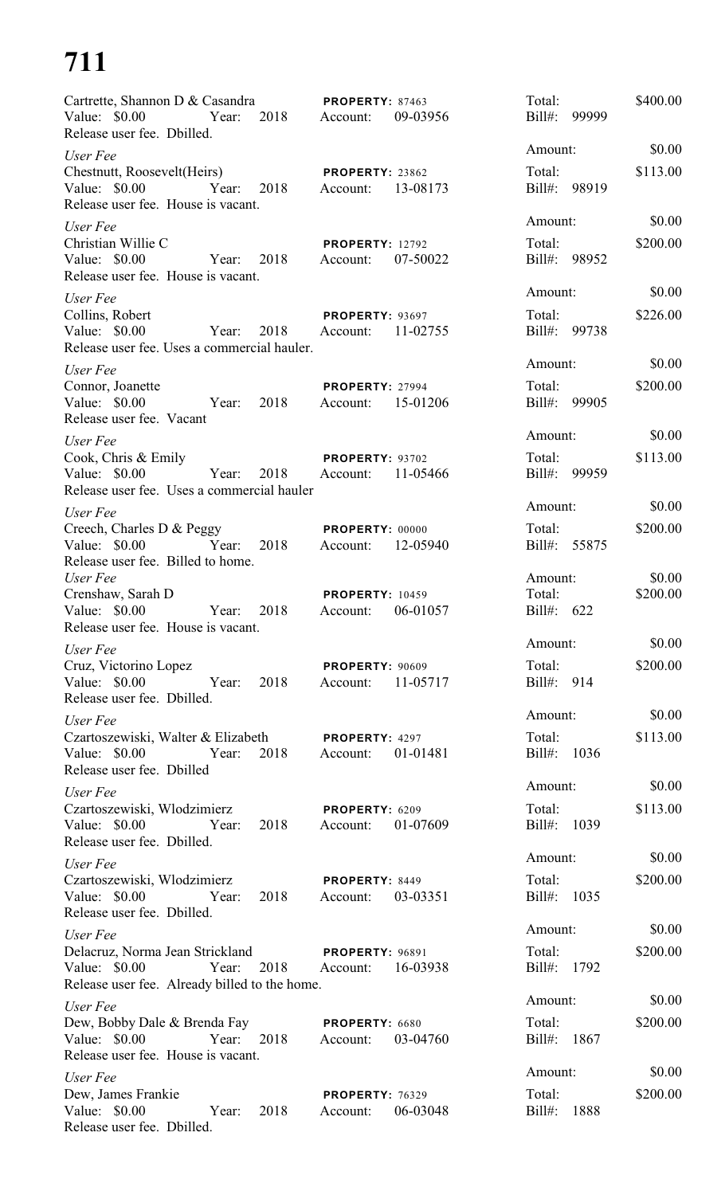# 711

Cartrette, Shannon D & Casandra **PROPERTY:** 87463 Total: $400.00
Value: $0.00 Year: 2018 Account: 09-03956 Bill#: 99999
Release user fee. Dbilled.

*User Fee* Amount: $0.00
Chestnutt, Roosevelt(Heirs) **PROPERTY:** 23862 Total: $113.00
Value: $0.00 Year: 2018 Account: 13-08173 Bill#: 98919
Release user fee. House is vacant.

*User Fee* Amount: $0.00
Christian Willie C **PROPERTY:** 12792 Total: $200.00
Value: $0.00 Year: 2018 Account: 07-50022 Bill#: 98952
Release user fee. House is vacant.

*User Fee* Amount: $0.00
Collins, Robert **PROPERTY:** 93697 Total: $226.00
Value: $0.00 Year: 2018 Account: 11-02755 Bill#: 99738
Release user fee. Uses a commercial hauler.

*User Fee* Amount: $0.00
Connor, Joanette **PROPERTY:** 27994 Total: $200.00
Value: $0.00 Year: 2018 Account: 15-01206 Bill#: 99905
Release user fee. Vacant

*User Fee* Amount: $0.00
Cook, Chris & Emily **PROPERTY:** 93702 Total: $113.00
Value: $0.00 Year: 2018 Account: 11-05466 Bill#: 99959
Release user fee. Uses a commercial hauler

*User Fee* Amount: $0.00
Creech, Charles D & Peggy **PROPERTY:** 00000 Total: $200.00
Value: $0.00 Year: 2018 Account: 12-05940 Bill#: 55875
Release user fee. Billed to home.

*User Fee* Amount: $0.00
Crenshaw, Sarah D **PROPERTY:** 10459 Total: $200.00
Value: $0.00 Year: 2018 Account: 06-01057 Bill#: 622
Release user fee. House is vacant.

*User Fee* Amount: $0.00
Cruz, Victorino Lopez **PROPERTY:** 90609 Total: $200.00
Value: $0.00 Year: 2018 Account: 11-05717 Bill#: 914
Release user fee. Dbilled.

*User Fee* Amount: $0.00
Czartoszewiski, Walter & Elizabeth **PROPERTY:** 4297 Total: $113.00
Value: $0.00 Year: 2018 Account: 01-01481 Bill#: 1036
Release user fee. Dbilled

*User Fee* Amount: $0.00
Czartoszewiski, Wlodzimierz **PROPERTY:** 6209 Total: $113.00
Value: $0.00 Year: 2018 Account: 01-07609 Bill#: 1039
Release user fee. Dbilled.

*User Fee* Amount: $0.00
Czartoszewiski, Wlodzimierz **PROPERTY:** 8449 Total: $200.00
Value: $0.00 Year: 2018 Account: 03-03351 Bill#: 1035
Release user fee. Dbilled.

*User Fee* Amount: $0.00
Delacruz, Norma Jean Strickland **PROPERTY:** 96891 Total: $200.00
Value: $0.00 Year: 2018 Account: 16-03938 Bill#: 1792
Release user fee. Already billed to the home.

*User Fee* Amount: $0.00
Dew, Bobby Dale & Brenda Fay **PROPERTY:** 6680 Total: $200.00
Value: $0.00 Year: 2018 Account: 03-04760 Bill#: 1867
Release user fee. House is vacant.

*User Fee* Amount: $0.00
Dew, James Frankie **PROPERTY:** 76329 Total: $200.00
Value: $0.00 Year: 2018 Account: 06-03048 Bill#: 1888
Release user fee. Dbilled.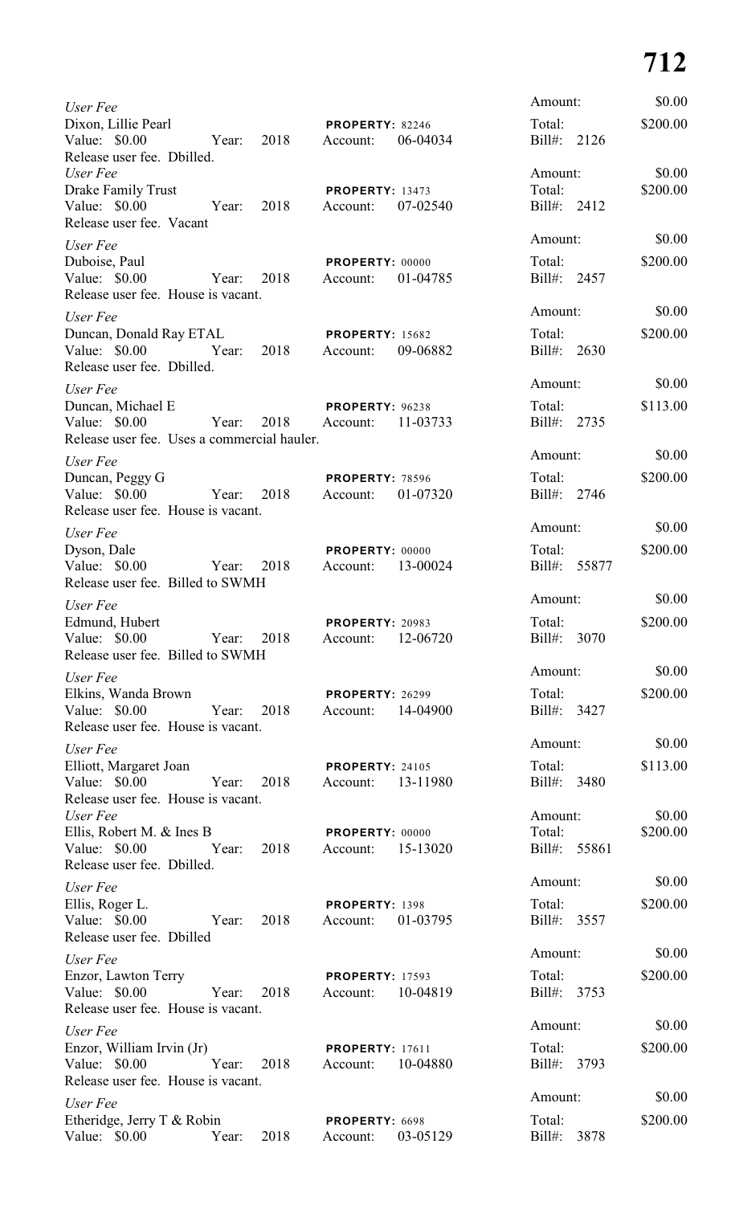*User Fee*
Dixon, Lillie Pearl — **PROPERTY:** 82246
Value: $0.00 Year: 2018 Account: 06-04034
Release user fee. Dbilled.
Amount: $0.00 Total: $200.00 Bill#: 2126

*User Fee*
Drake Family Trust — **PROPERTY:** 13473
Value: $0.00 Year: 2018 Account: 07-02540
Release user fee. Vacant
Amount: $0.00 Total: $200.00 Bill#: 2412

*User Fee*
Duboise, Paul — **PROPERTY:** 00000
Value: $0.00 Year: 2018 Account: 01-04785
Release user fee. House is vacant.
Amount: $0.00 Total: $200.00 Bill#: 2457

*User Fee*
Duncan, Donald Ray ETAL — **PROPERTY:** 15682
Value: $0.00 Year: 2018 Account: 09-06882
Release user fee. Dbilled.
Amount: $0.00 Total: $200.00 Bill#: 2630

*User Fee*
Duncan, Michael E — **PROPERTY:** 96238
Value: $0.00 Year: 2018 Account: 11-03733
Release user fee. Uses a commercial hauler.
Amount: $0.00 Total: $113.00 Bill#: 2735

*User Fee*
Duncan, Peggy G — **PROPERTY:** 78596
Value: $0.00 Year: 2018 Account: 01-07320
Release user fee. House is vacant.
Amount: $0.00 Total: $200.00 Bill#: 2746

*User Fee*
Dyson, Dale — **PROPERTY:** 00000
Value: $0.00 Year: 2018 Account: 13-00024
Release user fee. Billed to SWMH
Amount: $0.00 Total: $200.00 Bill#: 55877

*User Fee*
Edmund, Hubert — **PROPERTY:** 20983
Value: $0.00 Year: 2018 Account: 12-06720
Release user fee. Billed to SWMH
Amount: $0.00 Total: $200.00 Bill#: 3070

*User Fee*
Elkins, Wanda Brown — **PROPERTY:** 26299
Value: $0.00 Year: 2018 Account: 14-04900
Release user fee. House is vacant.
Amount: $0.00 Total: $200.00 Bill#: 3427

*User Fee*
Elliott, Margaret Joan — **PROPERTY:** 24105
Value: $0.00 Year: 2018 Account: 13-11980
Release user fee. House is vacant.
Amount: $0.00 Total: $113.00 Bill#: 3480

*User Fee*
Ellis, Robert M. & Ines B — **PROPERTY:** 00000
Value: $0.00 Year: 2018 Account: 15-13020
Release user fee. Dbilled.
Amount: $0.00 Total: $200.00 Bill#: 55861

*User Fee*
Ellis, Roger L. — **PROPERTY:** 1398
Value: $0.00 Year: 2018 Account: 01-03795
Release user fee. Dbilled
Amount: $0.00 Total: $200.00 Bill#: 3557

*User Fee*
Enzor, Lawton Terry — **PROPERTY:** 17593
Value: $0.00 Year: 2018 Account: 10-04819
Release user fee. House is vacant.
Amount: $0.00 Total: $200.00 Bill#: 3753

*User Fee*
Enzor, William Irvin (Jr) — **PROPERTY:** 17611
Value: $0.00 Year: 2018 Account: 10-04880
Release user fee. House is vacant.
Amount: $0.00 Total: $200.00 Bill#: 3793

*User Fee*
Etheridge, Jerry T & Robin — **PROPERTY:** 6698
Value: $0.00 Year: 2018 Account: 03-05129
Amount: $0.00 Total: $200.00 Bill#: 3878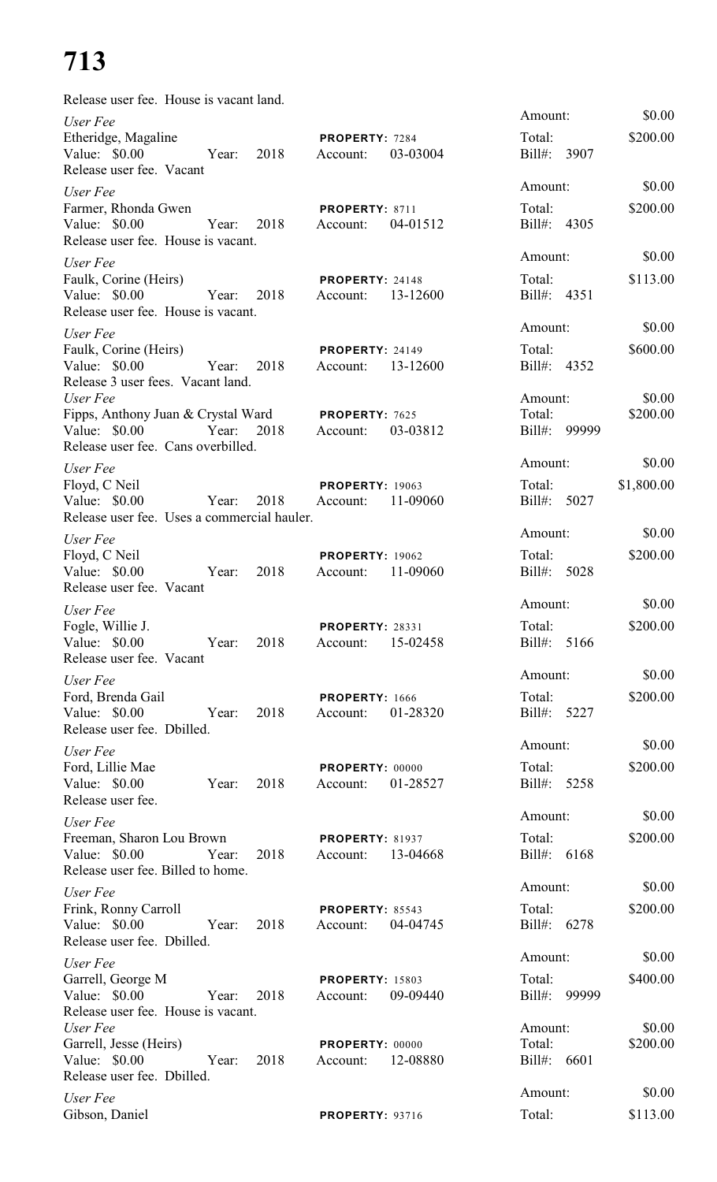# 713

Release user fee. House is vacant land.

*User Fee*
Etheridge, Magaline — **PROPERTY:** 7284
Value: $0.00 Year: 2018 Account: 03-03004
Amount: $0.00 Total: $200.00 Bill#: 3907
Release user fee. Vacant

*User Fee*
Farmer, Rhonda Gwen — **PROPERTY:** 8711
Value: $0.00 Year: 2018 Account: 04-01512
Amount: $0.00 Total: $200.00 Bill#: 4305
Release user fee. House is vacant.

*User Fee*
Faulk, Corine (Heirs) — **PROPERTY:** 24148
Value: $0.00 Year: 2018 Account: 13-12600
Amount: $0.00 Total: $113.00 Bill#: 4351
Release user fee. House is vacant.

*User Fee*
Faulk, Corine (Heirs) — **PROPERTY:** 24149
Value: $0.00 Year: 2018 Account: 13-12600
Amount: $0.00 Total: $600.00 Bill#: 4352
Release 3 user fees. Vacant land.

*User Fee*
Fipps, Anthony Juan & Crystal Ward — **PROPERTY:** 7625
Value: $0.00 Year: 2018 Account: 03-03812
Amount: $0.00 Total: $200.00 Bill#: 99999
Release user fee. Cans overbilled.

*User Fee*
Floyd, C Neil — **PROPERTY:** 19063
Value: $0.00 Year: 2018 Account: 11-09060
Amount: $0.00 Total: $1,800.00 Bill#: 5027
Release user fee. Uses a commercial hauler.

*User Fee*
Floyd, C Neil — **PROPERTY:** 19062
Value: $0.00 Year: 2018 Account: 11-09060
Amount: $0.00 Total: $200.00 Bill#: 5028
Release user fee. Vacant

*User Fee*
Fogle, Willie J. — **PROPERTY:** 28331
Value: $0.00 Year: 2018 Account: 15-02458
Amount: $0.00 Total: $200.00 Bill#: 5166
Release user fee. Vacant

*User Fee*
Ford, Brenda Gail — **PROPERTY:** 1666
Value: $0.00 Year: 2018 Account: 01-28320
Amount: $0.00 Total: $200.00 Bill#: 5227
Release user fee. Dbilled.

*User Fee*
Ford, Lillie Mae — **PROPERTY:** 00000
Value: $0.00 Year: 2018 Account: 01-28527
Amount: $0.00 Total: $200.00 Bill#: 5258
Release user fee.

*User Fee*
Freeman, Sharon Lou Brown — **PROPERTY:** 81937
Value: $0.00 Year: 2018 Account: 13-04668
Amount: $0.00 Total: $200.00 Bill#: 6168
Release user fee. Billed to home.

*User Fee*
Frink, Ronny Carroll — **PROPERTY:** 85543
Value: $0.00 Year: 2018 Account: 04-04745
Amount: $0.00 Total: $200.00 Bill#: 6278
Release user fee. Dbilled.

*User Fee*
Garrell, George M — **PROPERTY:** 15803
Value: $0.00 Year: 2018 Account: 09-09440
Amount: $0.00 Total: $400.00 Bill#: 99999
Release user fee. House is vacant.

*User Fee*
Garrell, Jesse (Heirs) — **PROPERTY:** 00000
Value: $0.00 Year: 2018 Account: 12-08880
Amount: $0.00 Total: $200.00 Bill#: 6601
Release user fee. Dbilled.

*User Fee*
Gibson, Daniel — **PROPERTY:** 93716
Amount: $0.00 Total: $113.00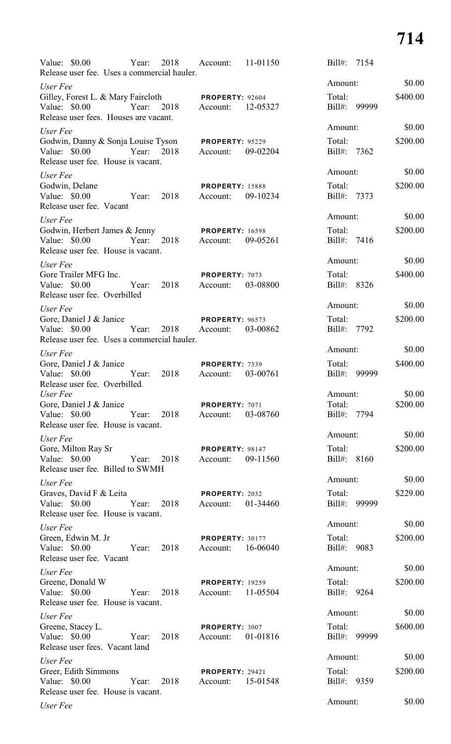Value: $0.00 Year: 2018 Account: 11-01150 Bill#: 7154
Release user fee. Uses a commercial hauler.

*User Fee* Amount: $0.00
Gilley, Forest L. & Mary Faircloth **PROPERTY:** 92604 Total: $400.00
Value: $0.00 Year: 2018 Account: 12-05327 Bill#: 99999
Release user fees. Houses are vacant.

*User Fee* Amount: $0.00
Godwin, Danny & Sonja Louise Tyson **PROPERTY:** 95229 Total: $200.00
Value: $0.00 Year: 2018 Account: 09-02204 Bill#: 7362
Release user fee. House is vacant.

*User Fee* Amount: $0.00
Godwin, Delane **PROPERTY:** 15888 Total: $200.00
Value: $0.00 Year: 2018 Account: 09-10234 Bill#: 7373
Release user fee. Vacant

*User Fee* Amount: $0.00
Godwin, Herbert James & Jenny **PROPERTY:** 16598 Total: $200.00
Value: $0.00 Year: 2018 Account: 09-05261 Bill#: 7416
Release user fee. House is vacant.

*User Fee* Amount: $0.00
Gore Trailer MFG Inc. **PROPERTY:** 7073 Total: $400.00
Value: $0.00 Year: 2018 Account: 03-08800 Bill#: 8326
Release user fee. Overbilled

*User Fee* Amount: $0.00
Gore, Daniel J & Janice **PROPERTY:** 96573 Total: $200.00
Value: $0.00 Year: 2018 Account: 03-00862 Bill#: 7792
Release user fee. Uses a commercial hauler.

*User Fee* Amount: $0.00
Gore, Daniel J & Janice **PROPERTY:** 7339 Total: $400.00
Value: $0.00 Year: 2018 Account: 03-00761 Bill#: 99999
Release user fee. Overbilled.

*User Fee* Amount: $0.00
Gore, Daniel J & Janice **PROPERTY:** 7071 Total: $200.00
Value: $0.00 Year: 2018 Account: 03-08760 Bill#: 7794
Release user fee. House is vacant.

*User Fee* Amount: $0.00
Gore, Milton Ray Sr **PROPERTY:** 98147 Total: $200.00
Value: $0.00 Year: 2018 Account: 09-11560 Bill#: 8160
Release user fee. Billed to SWMH

*User Fee* Amount: $0.00
Graves, David F & Leita **PROPERTY:** 2032 Total: $229.00
Value: $0.00 Year: 2018 Account: 01-34460 Bill#: 99999
Release user fee. House is vacant.

*User Fee* Amount: $0.00
Green, Edwin M. Jr **PROPERTY:** 30177 Total: $200.00
Value: $0.00 Year: 2018 Account: 16-06040 Bill#: 9083
Release user fee. Vacant

*User Fee* Amount: $0.00
Greene, Donald W **PROPERTY:** 19259 Total: $200.00
Value: $0.00 Year: 2018 Account: 11-05504 Bill#: 9264
Release user fee. House is vacant.

*User Fee* Amount: $0.00
Greene, Stacey L. **PROPERTY:** 3007 Total: $600.00
Value: $0.00 Year: 2018 Account: 01-01816 Bill#: 99999
Release user fees. Vacant land

*User Fee* Amount: $0.00
Greer, Edith Simmons **PROPERTY:** 29421 Total: $200.00
Value: $0.00 Year: 2018 Account: 15-01548 Bill#: 9359
Release user fee. House is vacant.

*User Fee* Amount: $0.00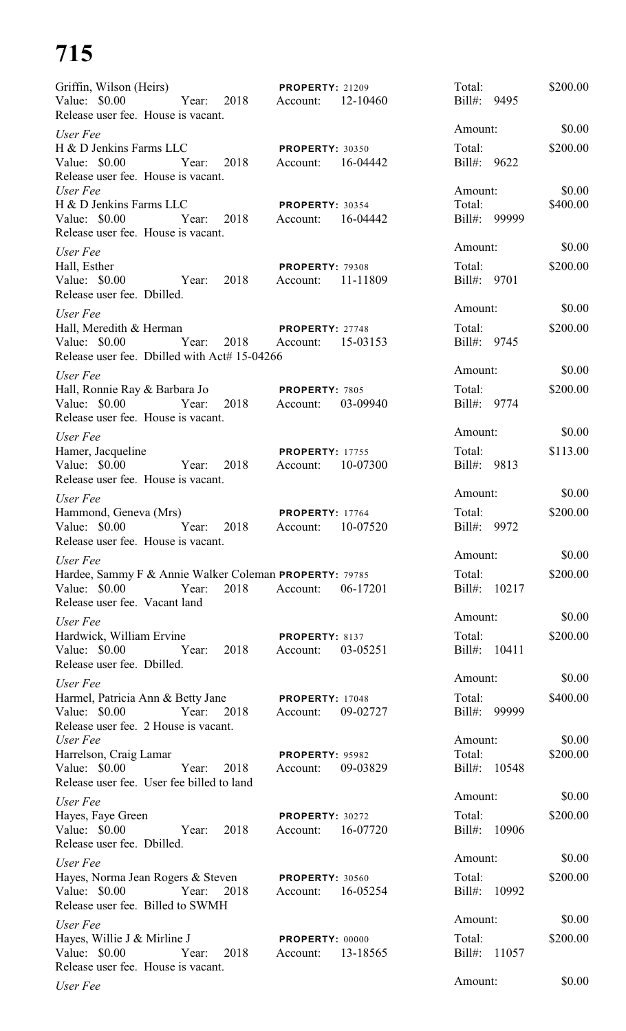# 715

Griffin, Wilson (Heirs) **PROPERTY:** 21209 Total: $200.00
Value: $0.00 Year: 2018 Account: 12-10460 Bill#: 9495
Release user fee. House is vacant.
Amount: $0.00

*User Fee*
H & D Jenkins Farms LLC **PROPERTY:** 30350 Total: $200.00
Value: $0.00 Year: 2018 Account: 16-04442 Bill#: 9622
Release user fee. House is vacant.
Amount: $0.00

*User Fee*
H & D Jenkins Farms LLC **PROPERTY:** 30354 Total: $400.00
Value: $0.00 Year: 2018 Account: 16-04442 Bill#: 99999
Release user fee. House is vacant.
Amount: $0.00

*User Fee*
Hall, Esther **PROPERTY:** 79308 Total: $200.00
Value: $0.00 Year: 2018 Account: 11-11809 Bill#: 9701
Release user fee. Dbilled.
Amount: $0.00

*User Fee*
Hall, Meredith & Herman **PROPERTY:** 27748 Total: $200.00
Value: $0.00 Year: 2018 Account: 15-03153 Bill#: 9745
Release user fee. Dbilled with Act# 15-04266
Amount: $0.00

*User Fee*
Hall, Ronnie Ray & Barbara Jo **PROPERTY:** 7805 Total: $200.00
Value: $0.00 Year: 2018 Account: 03-09940 Bill#: 9774
Release user fee. House is vacant.
Amount: $0.00

*User Fee*
Hamer, Jacqueline **PROPERTY:** 17755 Total: $113.00
Value: $0.00 Year: 2018 Account: 10-07300 Bill#: 9813
Release user fee. House is vacant.
Amount: $0.00

*User Fee*
Hammond, Geneva (Mrs) **PROPERTY:** 17764 Total: $200.00
Value: $0.00 Year: 2018 Account: 10-07520 Bill#: 9972
Release user fee. House is vacant.
Amount: $0.00

*User Fee*
Hardee, Sammy F & Annie Walker Coleman **PROPERTY:** 79785 Total: $200.00
Value: $0.00 Year: 2018 Account: 06-17201 Bill#: 10217
Release user fee. Vacant land
Amount: $0.00

*User Fee*
Hardwick, William Ervine **PROPERTY:** 8137 Total: $200.00
Value: $0.00 Year: 2018 Account: 03-05251 Bill#: 10411
Release user fee. Dbilled.
Amount: $0.00

*User Fee*
Harmel, Patricia Ann & Betty Jane **PROPERTY:** 17048 Total: $400.00
Value: $0.00 Year: 2018 Account: 09-02727 Bill#: 99999
Release user fee. 2 House is vacant.
Amount: $0.00

*User Fee*
Harrelson, Craig Lamar **PROPERTY:** 95982 Total: $200.00
Value: $0.00 Year: 2018 Account: 09-03829 Bill#: 10548
Release user fee. User fee billed to land
Amount: $0.00

*User Fee*
Hayes, Faye Green **PROPERTY:** 30272 Total: $200.00
Value: $0.00 Year: 2018 Account: 16-07720 Bill#: 10906
Release user fee. Dbilled.
Amount: $0.00

*User Fee*
Hayes, Norma Jean Rogers & Steven **PROPERTY:** 30560 Total: $200.00
Value: $0.00 Year: 2018 Account: 16-05254 Bill#: 10992
Release user fee. Billed to SWMH
Amount: $0.00

*User Fee*
Hayes, Willie J & Mirline J **PROPERTY:** 00000 Total: $200.00
Value: $0.00 Year: 2018 Account: 13-18565 Bill#: 11057
Release user fee. House is vacant.
Amount: $0.00

*User Fee*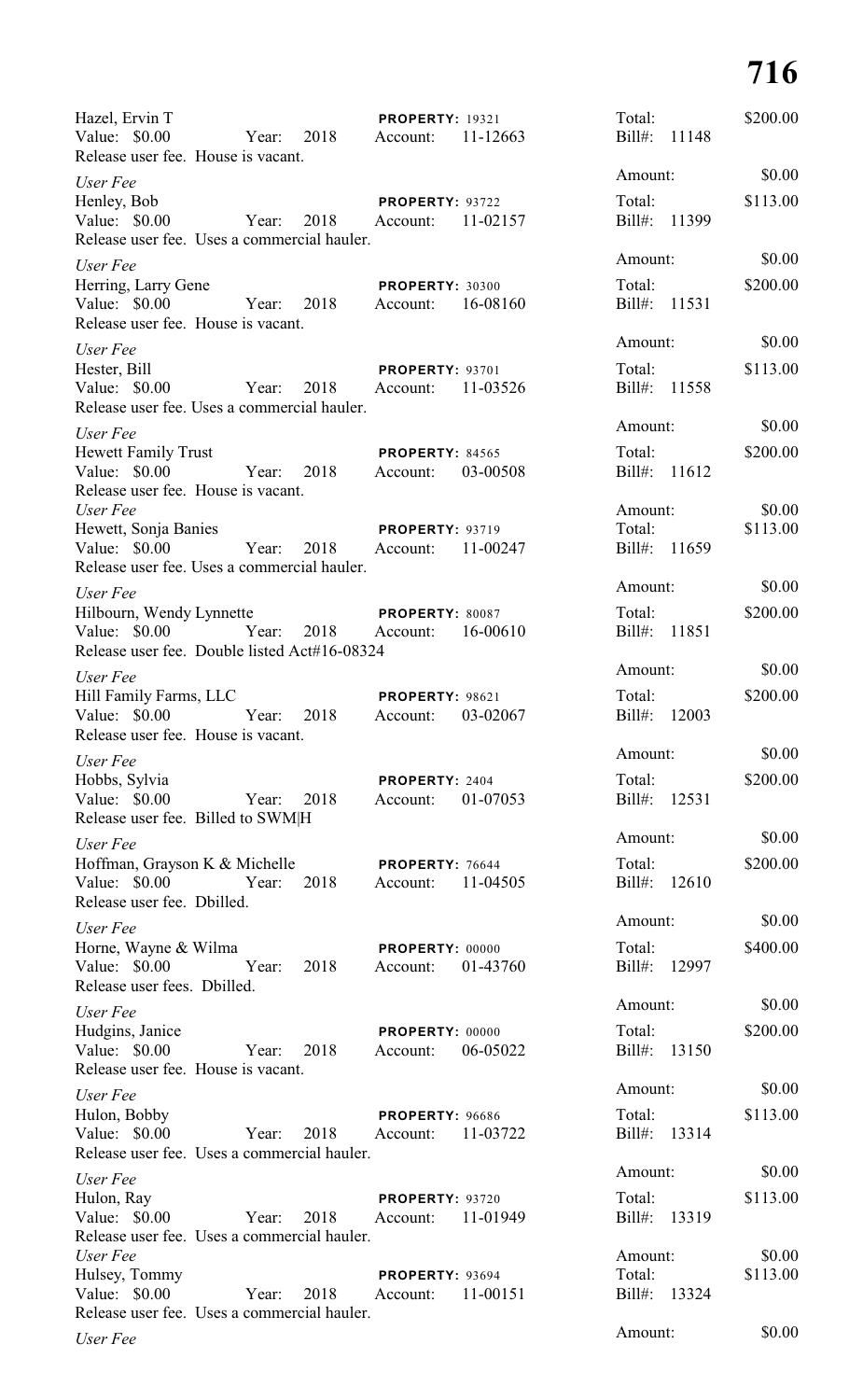Hazel, Ervin T | **PROPERTY:** 19321 | Total: $200.00
Value: $0.00 Year: 2018 Account: 11-12663 | Bill#: 11148
Release user fee. House is vacant.

*User Fee* | Amount: $0.00

Henley, Bob | **PROPERTY:** 93722 | Total: $113.00
Value: $0.00 Year: 2018 Account: 11-02157 | Bill#: 11399
Release user fee. Uses a commercial hauler.

*User Fee* | Amount: $0.00

Herring, Larry Gene | **PROPERTY:** 30300 | Total: $200.00
Value: $0.00 Year: 2018 Account: 16-08160 | Bill#: 11531
Release user fee. House is vacant.

*User Fee* | Amount: $0.00

Hester, Bill | **PROPERTY:** 93701 | Total: $113.00
Value: $0.00 Year: 2018 Account: 11-03526 | Bill#: 11558
Release user fee. Uses a commercial hauler.

*User Fee* | Amount: $0.00

Hewett Family Trust | **PROPERTY:** 84565 | Total: $200.00
Value: $0.00 Year: 2018 Account: 03-00508 | Bill#: 11612
Release user fee. House is vacant.

*User Fee* | Amount: $0.00

Hewett, Sonja Banies | **PROPERTY:** 93719 | Total: $113.00
Value: $0.00 Year: 2018 Account: 11-00247 | Bill#: 11659
Release user fee. Uses a commercial hauler.

*User Fee* | Amount: $0.00

Hilbourn, Wendy Lynnette | **PROPERTY:** 80087 | Total: $200.00
Value: $0.00 Year: 2018 Account: 16-00610 | Bill#: 11851
Release user fee. Double listed Act#16-08324

*User Fee* | Amount: $0.00

Hill Family Farms, LLC | **PROPERTY:** 98621 | Total: $200.00
Value: $0.00 Year: 2018 Account: 03-02067 | Bill#: 12003
Release user fee. House is vacant.

*User Fee* | Amount: $0.00

Hobbs, Sylvia | **PROPERTY:** 2404 | Total: $200.00
Value: $0.00 Year: 2018 Account: 01-07053 | Bill#: 12531
Release user fee. Billed to SWM|H

*User Fee* | Amount: $0.00

Hoffman, Grayson K & Michelle | **PROPERTY:** 76644 | Total: $200.00
Value: $0.00 Year: 2018 Account: 11-04505 | Bill#: 12610
Release user fee. Dbilled.

*User Fee* | Amount: $0.00

Horne, Wayne & Wilma | **PROPERTY:** 00000 | Total: $400.00
Value: $0.00 Year: 2018 Account: 01-43760 | Bill#: 12997
Release user fees. Dbilled.

*User Fee* | Amount: $0.00

Hudgins, Janice | **PROPERTY:** 00000 | Total: $200.00
Value: $0.00 Year: 2018 Account: 06-05022 | Bill#: 13150
Release user fee. House is vacant.

*User Fee* | Amount: $0.00

Hulon, Bobby | **PROPERTY:** 96686 | Total: $113.00
Value: $0.00 Year: 2018 Account: 11-03722 | Bill#: 13314
Release user fee. Uses a commercial hauler.

*User Fee* | Amount: $0.00

Hulon, Ray | **PROPERTY:** 93720 | Total: $113.00
Value: $0.00 Year: 2018 Account: 11-01949 | Bill#: 13319
Release user fee. Uses a commercial hauler.

*User Fee* | Amount: $0.00

Hulsey, Tommy | **PROPERTY:** 93694 | Total: $113.00
Value: $0.00 Year: 2018 Account: 11-00151 | Bill#: 13324
Release user fee. Uses a commercial hauler.

*User Fee* | Amount: $0.00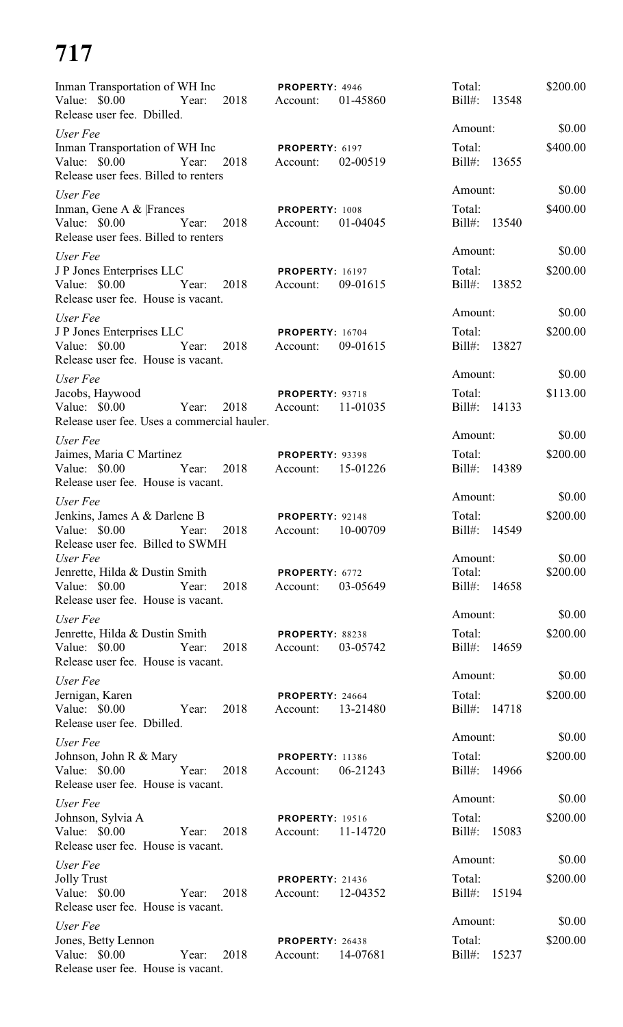# 717

Inman Transportation of WH Inc PROPERTY: 4946 Total: $200.00
Value: $0.00 Year: 2018 Account: 01-45860 Bill#: 13548
Release user fee. Dbilled.

*User Fee* Amount: $0.00

Inman Transportation of WH Inc PROPERTY: 6197 Total: $400.00
Value: $0.00 Year: 2018 Account: 02-00519 Bill#: 13655
Release user fees. Billed to renters

*User Fee* Amount: $0.00

Inman, Gene A & |Frances PROPERTY: 1008 Total: $400.00
Value: $0.00 Year: 2018 Account: 01-04045 Bill#: 13540
Release user fees. Billed to renters

*User Fee* Amount: $0.00

J P Jones Enterprises LLC PROPERTY: 16197 Total: $200.00
Value: $0.00 Year: 2018 Account: 09-01615 Bill#: 13852
Release user fee. House is vacant.

*User Fee* Amount: $0.00

J P Jones Enterprises LLC PROPERTY: 16704 Total: $200.00
Value: $0.00 Year: 2018 Account: 09-01615 Bill#: 13827
Release user fee. House is vacant.

*User Fee* Amount: $0.00

Jacobs, Haywood PROPERTY: 93718 Total: $113.00
Value: $0.00 Year: 2018 Account: 11-01035 Bill#: 14133
Release user fee. Uses a commercial hauler.

*User Fee* Amount: $0.00

Jaimes, Maria C Martinez PROPERTY: 93398 Total: $200.00
Value: $0.00 Year: 2018 Account: 15-01226 Bill#: 14389
Release user fee. House is vacant.

*User Fee* Amount: $0.00

Jenkins, James A & Darlene B PROPERTY: 92148 Total: $200.00
Value: $0.00 Year: 2018 Account: 10-00709 Bill#: 14549
Release user fee. Billed to SWMH

*User Fee* Amount: $0.00

Jenrette, Hilda & Dustin Smith PROPERTY: 6772 Total: $200.00
Value: $0.00 Year: 2018 Account: 03-05649 Bill#: 14658
Release user fee. House is vacant.

*User Fee* Amount: $0.00

Jenrette, Hilda & Dustin Smith PROPERTY: 88238 Total: $200.00
Value: $0.00 Year: 2018 Account: 03-05742 Bill#: 14659
Release user fee. House is vacant.

*User Fee* Amount: $0.00

Jernigan, Karen PROPERTY: 24664 Total: $200.00
Value: $0.00 Year: 2018 Account: 13-21480 Bill#: 14718
Release user fee. Dbilled.

*User Fee* Amount: $0.00

Johnson, John R & Mary PROPERTY: 11386 Total: $200.00
Value: $0.00 Year: 2018 Account: 06-21243 Bill#: 14966
Release user fee. House is vacant.

*User Fee* Amount: $0.00

Johnson, Sylvia A PROPERTY: 19516 Total: $200.00
Value: $0.00 Year: 2018 Account: 11-14720 Bill#: 15083
Release user fee. House is vacant.

*User Fee* Amount: $0.00

Jolly Trust PROPERTY: 21436 Total: $200.00
Value: $0.00 Year: 2018 Account: 12-04352 Bill#: 15194
Release user fee. House is vacant.

*User Fee* Amount: $0.00

Jones, Betty Lennon PROPERTY: 26438 Total: $200.00
Value: $0.00 Year: 2018 Account: 14-07681 Bill#: 15237
Release user fee. House is vacant.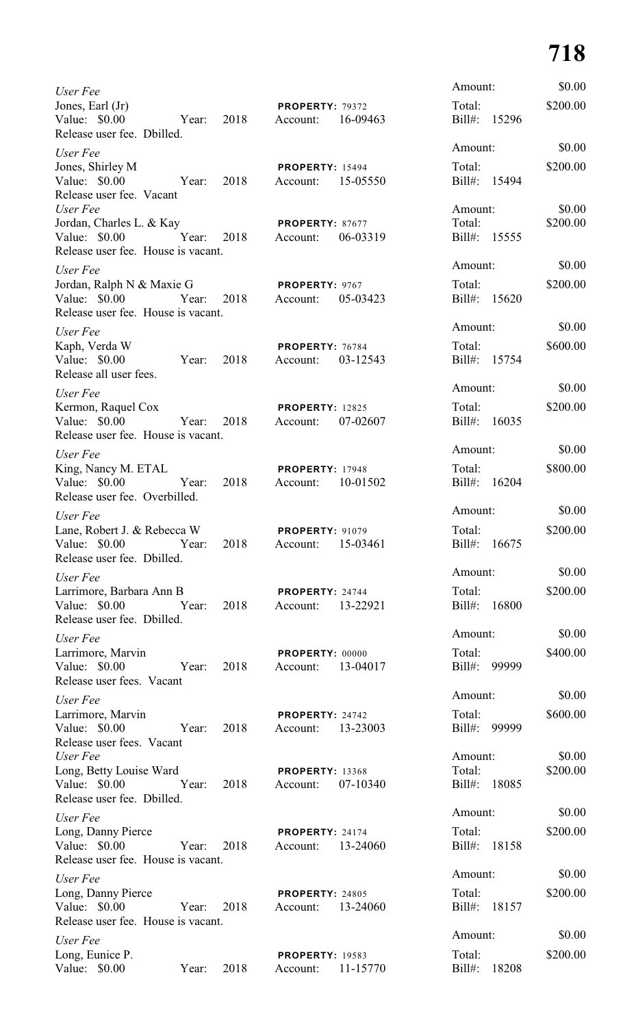*User Fee*
Jones, Earl (Jr) **PROPERTY:** 79372
Value: $0.00 Year: 2018 Account: 16-09463
Release user fee. Dbilled.
Amount: $0.00
Total: $200.00
Bill#: 15296

*User Fee*
Jones, Shirley M **PROPERTY:** 15494
Value: $0.00 Year: 2018 Account: 15-05550
Release user fee. Vacant
Amount: $0.00
Total: $200.00
Bill#: 15494

*User Fee*
Jordan, Charles L. & Kay **PROPERTY:** 87677
Value: $0.00 Year: 2018 Account: 06-03319
Release user fee. House is vacant.
Amount: $0.00
Total: $200.00
Bill#: 15555

*User Fee*
Jordan, Ralph N & Maxie G **PROPERTY:** 9767
Value: $0.00 Year: 2018 Account: 05-03423
Release user fee. House is vacant.
Amount: $0.00
Total: $200.00
Bill#: 15620

*User Fee*
Kaph, Verda W **PROPERTY:** 76784
Value: $0.00 Year: 2018 Account: 03-12543
Release all user fees.
Amount: $0.00
Total: $600.00
Bill#: 15754

*User Fee*
Kermon, Raquel Cox **PROPERTY:** 12825
Value: $0.00 Year: 2018 Account: 07-02607
Release user fee. House is vacant.
Amount: $0.00
Total: $200.00
Bill#: 16035

*User Fee*
King, Nancy M. ETAL **PROPERTY:** 17948
Value: $0.00 Year: 2018 Account: 10-01502
Release user fee. Overbilled.
Amount: $0.00
Total: $800.00
Bill#: 16204

*User Fee*
Lane, Robert J. & Rebecca W **PROPERTY:** 91079
Value: $0.00 Year: 2018 Account: 15-03461
Release user fee. Dbilled.
Amount: $0.00
Total: $200.00
Bill#: 16675

*User Fee*
Larrimore, Barbara Ann B **PROPERTY:** 24744
Value: $0.00 Year: 2018 Account: 13-22921
Release user fee. Dbilled.
Amount: $0.00
Total: $200.00
Bill#: 16800

*User Fee*
Larrimore, Marvin **PROPERTY:** 00000
Value: $0.00 Year: 2018 Account: 13-04017
Release user fees. Vacant
Amount: $0.00
Total: $400.00
Bill#: 99999

*User Fee*
Larrimore, Marvin **PROPERTY:** 24742
Value: $0.00 Year: 2018 Account: 13-23003
Release user fees. Vacant
Amount: $0.00
Total: $600.00
Bill#: 99999

*User Fee*
Long, Betty Louise Ward **PROPERTY:** 13368
Value: $0.00 Year: 2018 Account: 07-10340
Release user fee. Dbilled.
Amount: $0.00
Total: $200.00
Bill#: 18085

*User Fee*
Long, Danny Pierce **PROPERTY:** 24174
Value: $0.00 Year: 2018 Account: 13-24060
Release user fee. House is vacant.
Amount: $0.00
Total: $200.00
Bill#: 18158

*User Fee*
Long, Danny Pierce **PROPERTY:** 24805
Value: $0.00 Year: 2018 Account: 13-24060
Release user fee. House is vacant.
Amount: $0.00
Total: $200.00
Bill#: 18157

*User Fee*
Long, Eunice P. **PROPERTY:** 19583
Value: $0.00 Year: 2018 Account: 11-15770
Amount: $0.00
Total: $200.00
Bill#: 18208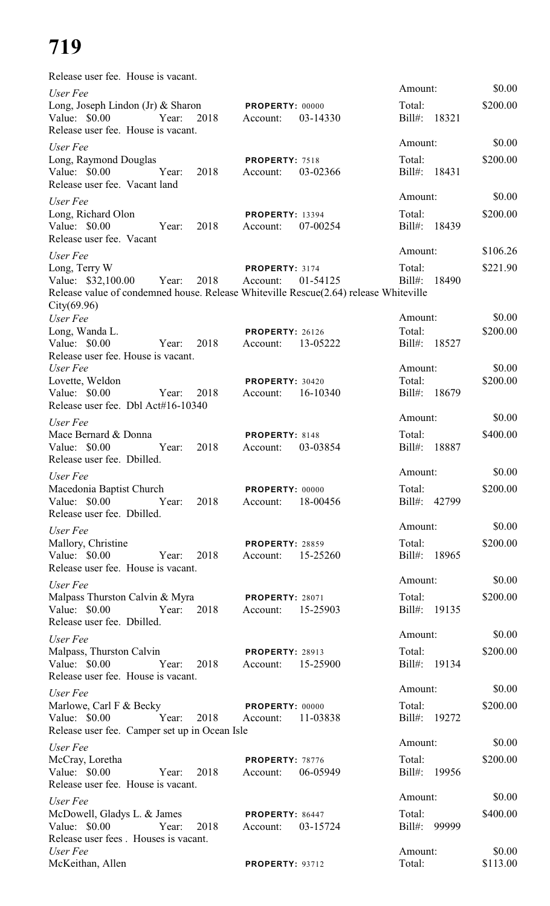Release user fee. House is vacant.

*User Fee*
Long, Joseph Lindon (Jr) & Sharon — **PROPERTY:** 00000
Value: $0.00 Year: 2018 Account: 03-14330
Amount: $0.00 Total: $200.00 Bill#: 18321
Release user fee. House is vacant.

*User Fee*
Long, Raymond Douglas — **PROPERTY:** 7518
Value: $0.00 Year: 2018 Account: 03-02366
Amount: $0.00 Total: $200.00 Bill#: 18431
Release user fee. Vacant land

*User Fee*
Long, Richard Olon — **PROPERTY:** 13394
Value: $0.00 Year: 2018 Account: 07-00254
Amount: $0.00 Total: $200.00 Bill#: 18439
Release user fee. Vacant

*User Fee*
Long, Terry W — **PROPERTY:** 3174
Value: $32,100.00 Year: 2018 Account: 01-54125
Amount: $106.26 Total: $221.90 Bill#: 18490
Release value of condemned house. Release Whiteville Rescue(2.64) release Whiteville City(69.96)

*User Fee*
Long, Wanda L. — **PROPERTY:** 26126
Value: $0.00 Year: 2018 Account: 13-05222
Amount: $0.00 Total: $200.00 Bill#: 18527
Release user fee. House is vacant.

*User Fee*
Lovette, Weldon — **PROPERTY:** 30420
Value: $0.00 Year: 2018 Account: 16-10340
Amount: $0.00 Total: $200.00 Bill#: 18679
Release user fee. Dbl Act#16-10340

*User Fee*
Mace Bernard & Donna — **PROPERTY:** 8148
Value: $0.00 Year: 2018 Account: 03-03854
Amount: $0.00 Total: $400.00 Bill#: 18887
Release user fee. Dbilled.

*User Fee*
Macedonia Baptist Church — **PROPERTY:** 00000
Value: $0.00 Year: 2018 Account: 18-00456
Amount: $0.00 Total: $200.00 Bill#: 42799
Release user fee. Dbilled.

*User Fee*
Mallory, Christine — **PROPERTY:** 28859
Value: $0.00 Year: 2018 Account: 15-25260
Amount: $0.00 Total: $200.00 Bill#: 18965
Release user fee. House is vacant.

*User Fee*
Malpass Thurston Calvin & Myra — **PROPERTY:** 28071
Value: $0.00 Year: 2018 Account: 15-25903
Amount: $0.00 Total: $200.00 Bill#: 19135
Release user fee. Dbilled.

*User Fee*
Malpass, Thurston Calvin — **PROPERTY:** 28913
Value: $0.00 Year: 2018 Account: 15-25900
Amount: $0.00 Total: $200.00 Bill#: 19134
Release user fee. House is vacant.

*User Fee*
Marlowe, Carl F & Becky — **PROPERTY:** 00000
Value: $0.00 Year: 2018 Account: 11-03838
Amount: $0.00 Total: $200.00 Bill#: 19272
Release user fee. Camper set up in Ocean Isle

*User Fee*
McCray, Loretha — **PROPERTY:** 78776
Value: $0.00 Year: 2018 Account: 06-05949
Amount: $0.00 Total: $200.00 Bill#: 19956
Release user fee. House is vacant.

*User Fee*
McDowell, Gladys L. & James — **PROPERTY:** 86447
Value: $0.00 Year: 2018 Account: 03-15724
Amount: $0.00 Total: $400.00 Bill#: 99999
Release user fees . Houses is vacant.

*User Fee*
McKeithan, Allen — **PROPERTY:** 93712
Amount: $0.00 Total: $113.00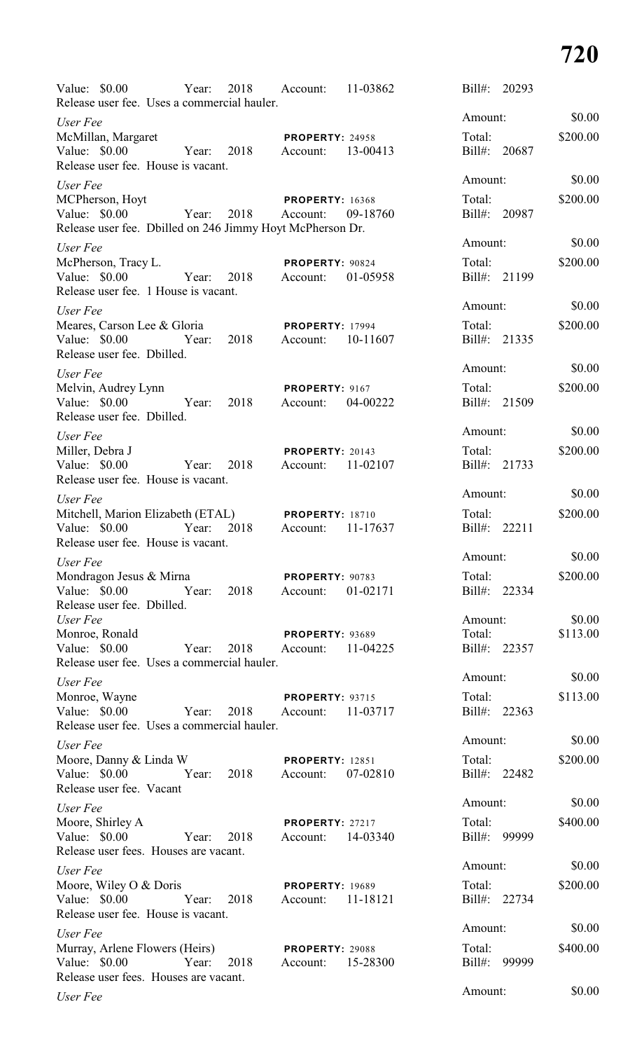Value: $0.00 Year: 2018 Account: 11-03862 Bill#: 20293
Release user fee. Uses a commercial hauler.

*User Fee* Amount: $0.00
McMillan, Margaret **PROPERTY:** 24958 Total: $200.00
Value: $0.00 Year: 2018 Account: 13-00413 Bill#: 20687
Release user fee. House is vacant.

*User Fee* Amount: $0.00
MCPherson, Hoyt **PROPERTY:** 16368 Total: $200.00
Value: $0.00 Year: 2018 Account: 09-18760 Bill#: 20987
Release user fee. Dbilled on 246 Jimmy Hoyt McPherson Dr.

*User Fee* Amount: $0.00
McPherson, Tracy L. **PROPERTY:** 90824 Total: $200.00
Value: $0.00 Year: 2018 Account: 01-05958 Bill#: 21199
Release user fee. 1 House is vacant.

*User Fee* Amount: $0.00
Meares, Carson Lee & Gloria **PROPERTY:** 17994 Total: $200.00
Value: $0.00 Year: 2018 Account: 10-11607 Bill#: 21335
Release user fee. Dbilled.

*User Fee* Amount: $0.00
Melvin, Audrey Lynn **PROPERTY:** 9167 Total: $200.00
Value: $0.00 Year: 2018 Account: 04-00222 Bill#: 21509
Release user fee. Dbilled.

*User Fee* Amount: $0.00
Miller, Debra J **PROPERTY:** 20143 Total: $200.00
Value: $0.00 Year: 2018 Account: 11-02107 Bill#: 21733
Release user fee. House is vacant.

*User Fee* Amount: $0.00
Mitchell, Marion Elizabeth (ETAL) **PROPERTY:** 18710 Total: $200.00
Value: $0.00 Year: 2018 Account: 11-17637 Bill#: 22211
Release user fee. House is vacant.

*User Fee* Amount: $0.00
Mondragon Jesus & Mirna **PROPERTY:** 90783 Total: $200.00
Value: $0.00 Year: 2018 Account: 01-02171 Bill#: 22334
Release user fee. Dbilled.

*User Fee* Amount: $0.00
Monroe, Ronald **PROPERTY:** 93689 Total: $113.00
Value: $0.00 Year: 2018 Account: 11-04225 Bill#: 22357
Release user fee. Uses a commercial hauler.

*User Fee* Amount: $0.00
Monroe, Wayne **PROPERTY:** 93715 Total: $113.00
Value: $0.00 Year: 2018 Account: 11-03717 Bill#: 22363
Release user fee. Uses a commercial hauler.

*User Fee* Amount: $0.00
Moore, Danny & Linda W **PROPERTY:** 12851 Total: $200.00
Value: $0.00 Year: 2018 Account: 07-02810 Bill#: 22482
Release user fee. Vacant

*User Fee* Amount: $0.00
Moore, Shirley A **PROPERTY:** 27217 Total: $400.00
Value: $0.00 Year: 2018 Account: 14-03340 Bill#: 99999
Release user fees. Houses are vacant.

*User Fee* Amount: $0.00
Moore, Wiley O & Doris **PROPERTY:** 19689 Total: $200.00
Value: $0.00 Year: 2018 Account: 11-18121 Bill#: 22734
Release user fee. House is vacant.

*User Fee* Amount: $0.00
Murray, Arlene Flowers (Heirs) **PROPERTY:** 29088 Total: $400.00
Value: $0.00 Year: 2018 Account: 15-28300 Bill#: 99999
Release user fees. Houses are vacant.

*User Fee* Amount: $0.00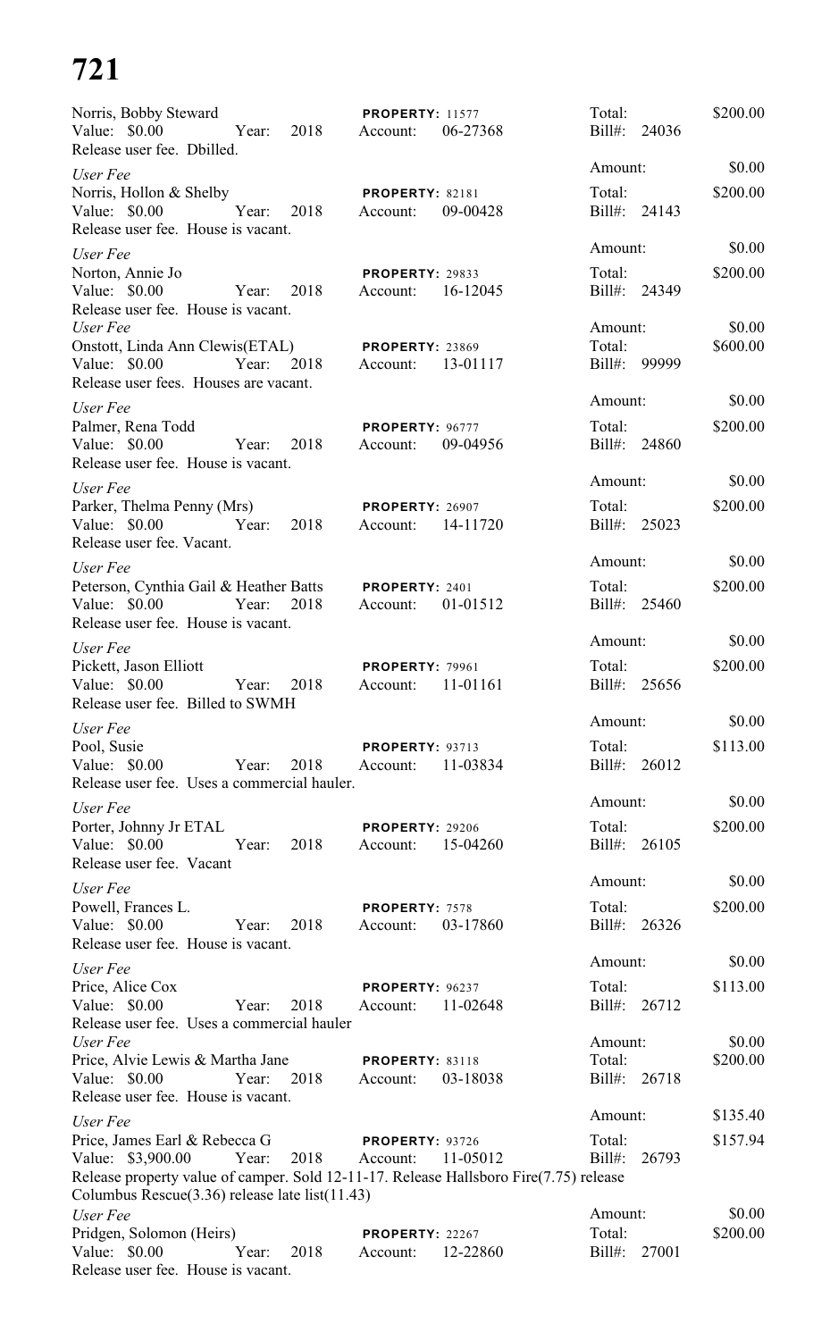# 721

Norris, Bobby Steward — **PROPERTY:** 11577 — Total: $200.00
Value: $0.00 Year: 2018 Account: 06-27368 Bill#: 24036
Release user fee. Dbilled.

*User Fee* — Amount: $0.00
Norris, Hollon & Shelby — **PROPERTY:** 82181 — Total: $200.00
Value: $0.00 Year: 2018 Account: 09-00428 Bill#: 24143
Release user fee. House is vacant.

*User Fee* — Amount: $0.00
Norton, Annie Jo — **PROPERTY:** 29833 — Total: $200.00
Value: $0.00 Year: 2018 Account: 16-12045 Bill#: 24349
Release user fee. House is vacant.

*User Fee* — Amount: $0.00
Onstott, Linda Ann Clewis(ETAL) — **PROPERTY:** 23869 — Total: $600.00
Value: $0.00 Year: 2018 Account: 13-01117 Bill#: 99999
Release user fees. Houses are vacant.

*User Fee* — Amount: $0.00
Palmer, Rena Todd — **PROPERTY:** 96777 — Total: $200.00
Value: $0.00 Year: 2018 Account: 09-04956 Bill#: 24860
Release user fee. House is vacant.

*User Fee* — Amount: $0.00
Parker, Thelma Penny (Mrs) — **PROPERTY:** 26907 — Total: $200.00
Value: $0.00 Year: 2018 Account: 14-11720 Bill#: 25023
Release user fee. Vacant.

*User Fee* — Amount: $0.00
Peterson, Cynthia Gail & Heather Batts — **PROPERTY:** 2401 — Total: $200.00
Value: $0.00 Year: 2018 Account: 01-01512 Bill#: 25460
Release user fee. House is vacant.

*User Fee* — Amount: $0.00
Pickett, Jason Elliott — **PROPERTY:** 79961 — Total: $200.00
Value: $0.00 Year: 2018 Account: 11-01161 Bill#: 25656
Release user fee. Billed to SWMH

*User Fee* — Amount: $0.00
Pool, Susie — **PROPERTY:** 93713 — Total: $113.00
Value: $0.00 Year: 2018 Account: 11-03834 Bill#: 26012
Release user fee. Uses a commercial hauler.

*User Fee* — Amount: $0.00
Porter, Johnny Jr ETAL — **PROPERTY:** 29206 — Total: $200.00
Value: $0.00 Year: 2018 Account: 15-04260 Bill#: 26105
Release user fee. Vacant

*User Fee* — Amount: $0.00
Powell, Frances L. — **PROPERTY:** 7578 — Total: $200.00
Value: $0.00 Year: 2018 Account: 03-17860 Bill#: 26326
Release user fee. House is vacant.

*User Fee* — Amount: $0.00
Price, Alice Cox — **PROPERTY:** 96237 — Total: $113.00
Value: $0.00 Year: 2018 Account: 11-02648 Bill#: 26712
Release user fee. Uses a commercial hauler

*User Fee* — Amount: $0.00
Price, Alvie Lewis & Martha Jane — **PROPERTY:** 83118 — Total: $200.00
Value: $0.00 Year: 2018 Account: 03-18038 Bill#: 26718
Release user fee. House is vacant.

*User Fee* — Amount: $135.40
Price, James Earl & Rebecca G — **PROPERTY:** 93726 — Total: $157.94
Value: $3,900.00 Year: 2018 Account: 11-05012 Bill#: 26793
Release property value of camper. Sold 12-11-17. Release Hallsboro Fire(7.75) release Columbus Rescue(3.36) release late list(11.43)

*User Fee* — Amount: $0.00
Pridgen, Solomon (Heirs) — **PROPERTY:** 22267 — Total: $200.00
Value: $0.00 Year: 2018 Account: 12-22860 Bill#: 27001
Release user fee. House is vacant.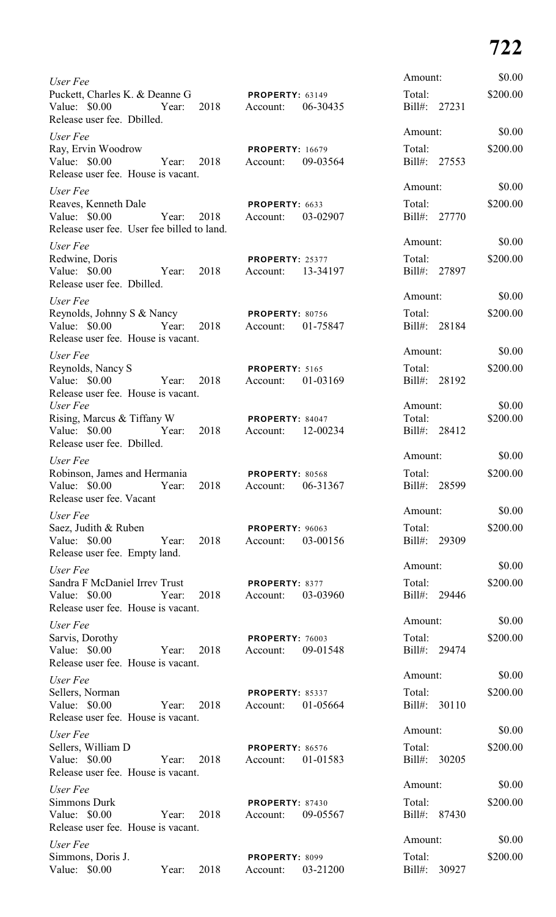*User Fee*
Puckett, Charles K. & Deanne G — **PROPERTY:** 63149
Value: $0.00 Year: 2018 Account: 06-30435
Release user fee. Dbilled.
Amount: $0.00
Total: $200.00
Bill#: 27231

*User Fee*
Ray, Ervin Woodrow — **PROPERTY:** 16679
Value: $0.00 Year: 2018 Account: 09-03564
Release user fee. House is vacant.
Amount: $0.00
Total: $200.00
Bill#: 27553

*User Fee*
Reaves, Kenneth Dale — **PROPERTY:** 6633
Value: $0.00 Year: 2018 Account: 03-02907
Release user fee. User fee billed to land.
Amount: $0.00
Total: $200.00
Bill#: 27770

*User Fee*
Redwine, Doris — **PROPERTY:** 25377
Value: $0.00 Year: 2018 Account: 13-34197
Release user fee. Dbilled.
Amount: $0.00
Total: $200.00
Bill#: 27897

*User Fee*
Reynolds, Johnny S & Nancy — **PROPERTY:** 80756
Value: $0.00 Year: 2018 Account: 01-75847
Release user fee. House is vacant.
Amount: $0.00
Total: $200.00
Bill#: 28184

*User Fee*
Reynolds, Nancy S — **PROPERTY:** 5165
Value: $0.00 Year: 2018 Account: 01-03169
Release user fee. House is vacant.
Amount: $0.00
Total: $200.00
Bill#: 28192

*User Fee*
Rising, Marcus & Tiffany W — **PROPERTY:** 84047
Value: $0.00 Year: 2018 Account: 12-00234
Release user fee. Dbilled.
Amount: $0.00
Total: $200.00
Bill#: 28412

*User Fee*
Robinson, James and Hermania — **PROPERTY:** 80568
Value: $0.00 Year: 2018 Account: 06-31367
Release user fee. Vacant
Amount: $0.00
Total: $200.00
Bill#: 28599

*User Fee*
Saez, Judith & Ruben — **PROPERTY:** 96063
Value: $0.00 Year: 2018 Account: 03-00156
Release user fee. Empty land.
Amount: $0.00
Total: $200.00
Bill#: 29309

*User Fee*
Sandra F McDaniel Irrev Trust — **PROPERTY:** 8377
Value: $0.00 Year: 2018 Account: 03-03960
Release user fee. House is vacant.
Amount: $0.00
Total: $200.00
Bill#: 29446

*User Fee*
Sarvis, Dorothy — **PROPERTY:** 76003
Value: $0.00 Year: 2018 Account: 09-01548
Release user fee. House is vacant.
Amount: $0.00
Total: $200.00
Bill#: 29474

*User Fee*
Sellers, Norman — **PROPERTY:** 85337
Value: $0.00 Year: 2018 Account: 01-05664
Release user fee. House is vacant.
Amount: $0.00
Total: $200.00
Bill#: 30110

*User Fee*
Sellers, William D — **PROPERTY:** 86576
Value: $0.00 Year: 2018 Account: 01-01583
Release user fee. House is vacant.
Amount: $0.00
Total: $200.00
Bill#: 30205

*User Fee*
Simmons Durk — **PROPERTY:** 87430
Value: $0.00 Year: 2018 Account: 09-05567
Release user fee. House is vacant.
Amount: $0.00
Total: $200.00
Bill#: 87430

*User Fee*
Simmons, Doris J. — **PROPERTY:** 8099
Value: $0.00 Year: 2018 Account: 03-21200
Amount: $0.00
Total: $200.00
Bill#: 30927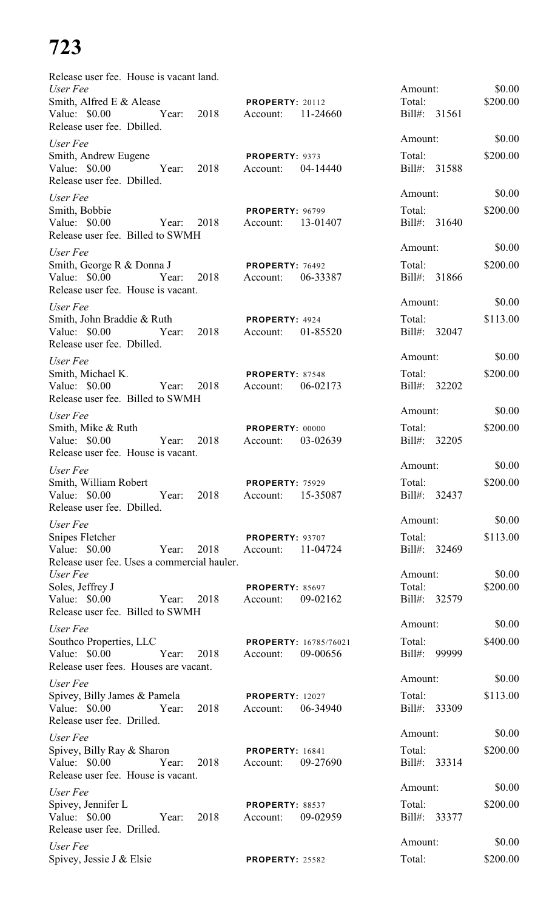Release user fee. House is vacant land.

| | | |
|---|---|---|
| *User Fee* | | Amount: $0.00 |
| Smith, Alfred E & Alease | **PROPERTY:** 20112 | Total: $200.00 |
| Value: $0.00 Year: 2018 | Account: 11-24660 | Bill#: 31561 |
| Release user fee. Dbilled. | | |
| *User Fee* | | Amount: $0.00 |
| Smith, Andrew Eugene | **PROPERTY:** 9373 | Total: $200.00 |
| Value: $0.00 Year: 2018 | Account: 04-14440 | Bill#: 31588 |
| Release user fee. Dbilled. | | |
| *User Fee* | | Amount: $0.00 |
| Smith, Bobbie | **PROPERTY:** 96799 | Total: $200.00 |
| Value: $0.00 Year: 2018 | Account: 13-01407 | Bill#: 31640 |
| Release user fee. Billed to SWMH | | |
| *User Fee* | | Amount: $0.00 |
| Smith, George R & Donna J | **PROPERTY:** 76492 | Total: $200.00 |
| Value: $0.00 Year: 2018 | Account: 06-33387 | Bill#: 31866 |
| Release user fee. House is vacant. | | |
| *User Fee* | | Amount: $0.00 |
| Smith, John Braddie & Ruth | **PROPERTY:** 4924 | Total: $113.00 |
| Value: $0.00 Year: 2018 | Account: 01-85520 | Bill#: 32047 |
| Release user fee. Dbilled. | | |
| *User Fee* | | Amount: $0.00 |
| Smith, Michael K. | **PROPERTY:** 87548 | Total: $200.00 |
| Value: $0.00 Year: 2018 | Account: 06-02173 | Bill#: 32202 |
| Release user fee. Billed to SWMH | | |
| *User Fee* | | Amount: $0.00 |
| Smith, Mike & Ruth | **PROPERTY:** 00000 | Total: $200.00 |
| Value: $0.00 Year: 2018 | Account: 03-02639 | Bill#: 32205 |
| Release user fee. House is vacant. | | |
| *User Fee* | | Amount: $0.00 |
| Smith, William Robert | **PROPERTY:** 75929 | Total: $200.00 |
| Value: $0.00 Year: 2018 | Account: 15-35087 | Bill#: 32437 |
| Release user fee. Dbilled. | | |
| *User Fee* | | Amount: $0.00 |
| Snipes Fletcher | **PROPERTY:** 93707 | Total: $113.00 |
| Value: $0.00 Year: 2018 | Account: 11-04724 | Bill#: 32469 |
| Release user fee. Uses a commercial hauler. | | |
| *User Fee* | | Amount: $0.00 |
| Soles, Jeffrey J | **PROPERTY:** 85697 | Total: $200.00 |
| Value: $0.00 Year: 2018 | Account: 09-02162 | Bill#: 32579 |
| Release user fee. Billed to SWMH | | |
| *User Fee* | | Amount: $0.00 |
| Southco Properties, LLC | **PROPERTY:** 16785/76021 | Total: $400.00 |
| Value: $0.00 Year: 2018 | Account: 09-00656 | Bill#: 99999 |
| Release user fees. Houses are vacant. | | |
| *User Fee* | | Amount: $0.00 |
| Spivey, Billy James & Pamela | **PROPERTY:** 12027 | Total: $113.00 |
| Value: $0.00 Year: 2018 | Account: 06-34940 | Bill#: 33309 |
| Release user fee. Drilled. | | |
| *User Fee* | | Amount: $0.00 |
| Spivey, Billy Ray & Sharon | **PROPERTY:** 16841 | Total: $200.00 |
| Value: $0.00 Year: 2018 | Account: 09-27690 | Bill#: 33314 |
| Release user fee. House is vacant. | | |
| *User Fee* | | Amount: $0.00 |
| Spivey, Jennifer L | **PROPERTY:** 88537 | Total: $200.00 |
| Value: $0.00 Year: 2018 | Account: 09-02959 | Bill#: 33377 |
| Release user fee. Drilled. | | |
| *User Fee* | | Amount: $0.00 |
| Spivey, Jessie J & Elsie | **PROPERTY:** 25582 | Total: $200.00 |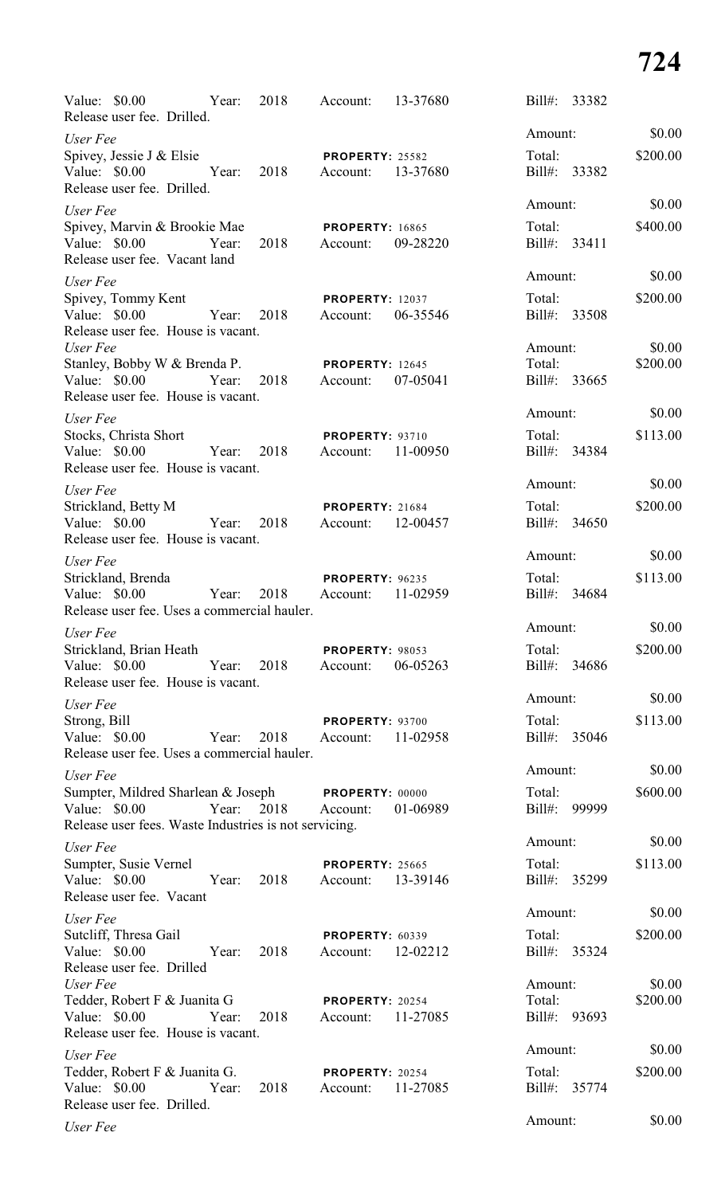Value: $0.00 Year: 2018 Account: 13-37680 Bill#: 33382
Release user fee. Drilled.

*User Fee* Amount: $0.00
Spivey, Jessie J & Elsie **PROPERTY:** 25582 Total: $200.00
Value: $0.00 Year: 2018 Account: 13-37680 Bill#: 33382
Release user fee. Drilled.

*User Fee* Amount: $0.00
Spivey, Marvin & Brookie Mae **PROPERTY:** 16865 Total: $400.00
Value: $0.00 Year: 2018 Account: 09-28220 Bill#: 33411
Release user fee. Vacant land

*User Fee* Amount: $0.00
Spivey, Tommy Kent **PROPERTY:** 12037 Total: $200.00
Value: $0.00 Year: 2018 Account: 06-35546 Bill#: 33508
Release user fee. House is vacant.

*User Fee* Amount: $0.00
Stanley, Bobby W & Brenda P. **PROPERTY:** 12645 Total: $200.00
Value: $0.00 Year: 2018 Account: 07-05041 Bill#: 33665
Release user fee. House is vacant.

*User Fee* Amount: $0.00
Stocks, Christa Short **PROPERTY:** 93710 Total: $113.00
Value: $0.00 Year: 2018 Account: 11-00950 Bill#: 34384
Release user fee. House is vacant.

*User Fee* Amount: $0.00
Strickland, Betty M **PROPERTY:** 21684 Total: $200.00
Value: $0.00 Year: 2018 Account: 12-00457 Bill#: 34650
Release user fee. House is vacant.

*User Fee* Amount: $0.00
Strickland, Brenda **PROPERTY:** 96235 Total: $113.00
Value: $0.00 Year: 2018 Account: 11-02959 Bill#: 34684
Release user fee. Uses a commercial hauler.

*User Fee* Amount: $0.00
Strickland, Brian Heath **PROPERTY:** 98053 Total: $200.00
Value: $0.00 Year: 2018 Account: 06-05263 Bill#: 34686
Release user fee. House is vacant.

*User Fee* Amount: $0.00
Strong, Bill **PROPERTY:** 93700 Total: $113.00
Value: $0.00 Year: 2018 Account: 11-02958 Bill#: 35046
Release user fee. Uses a commercial hauler.

*User Fee* Amount: $0.00
Sumpter, Mildred Sharlean & Joseph **PROPERTY:** 00000 Total: $600.00
Value: $0.00 Year: 2018 Account: 01-06989 Bill#: 99999
Release user fees. Waste Industries is not servicing.

*User Fee* Amount: $0.00
Sumpter, Susie Vernel **PROPERTY:** 25665 Total: $113.00
Value: $0.00 Year: 2018 Account: 13-39146 Bill#: 35299
Release user fee. Vacant

*User Fee* Amount: $0.00
Sutcliff, Thresa Gail **PROPERTY:** 60339 Total: $200.00
Value: $0.00 Year: 2018 Account: 12-02212 Bill#: 35324
Release user fee. Drilled

*User Fee* Amount: $0.00
Tedder, Robert F & Juanita G **PROPERTY:** 20254 Total: $200.00
Value: $0.00 Year: 2018 Account: 11-27085 Bill#: 93693
Release user fee. House is vacant.

*User Fee* Amount: $0.00
Tedder, Robert F & Juanita G. **PROPERTY:** 20254 Total: $200.00
Value: $0.00 Year: 2018 Account: 11-27085 Bill#: 35774
Release user fee. Drilled.

*User Fee* Amount: $0.00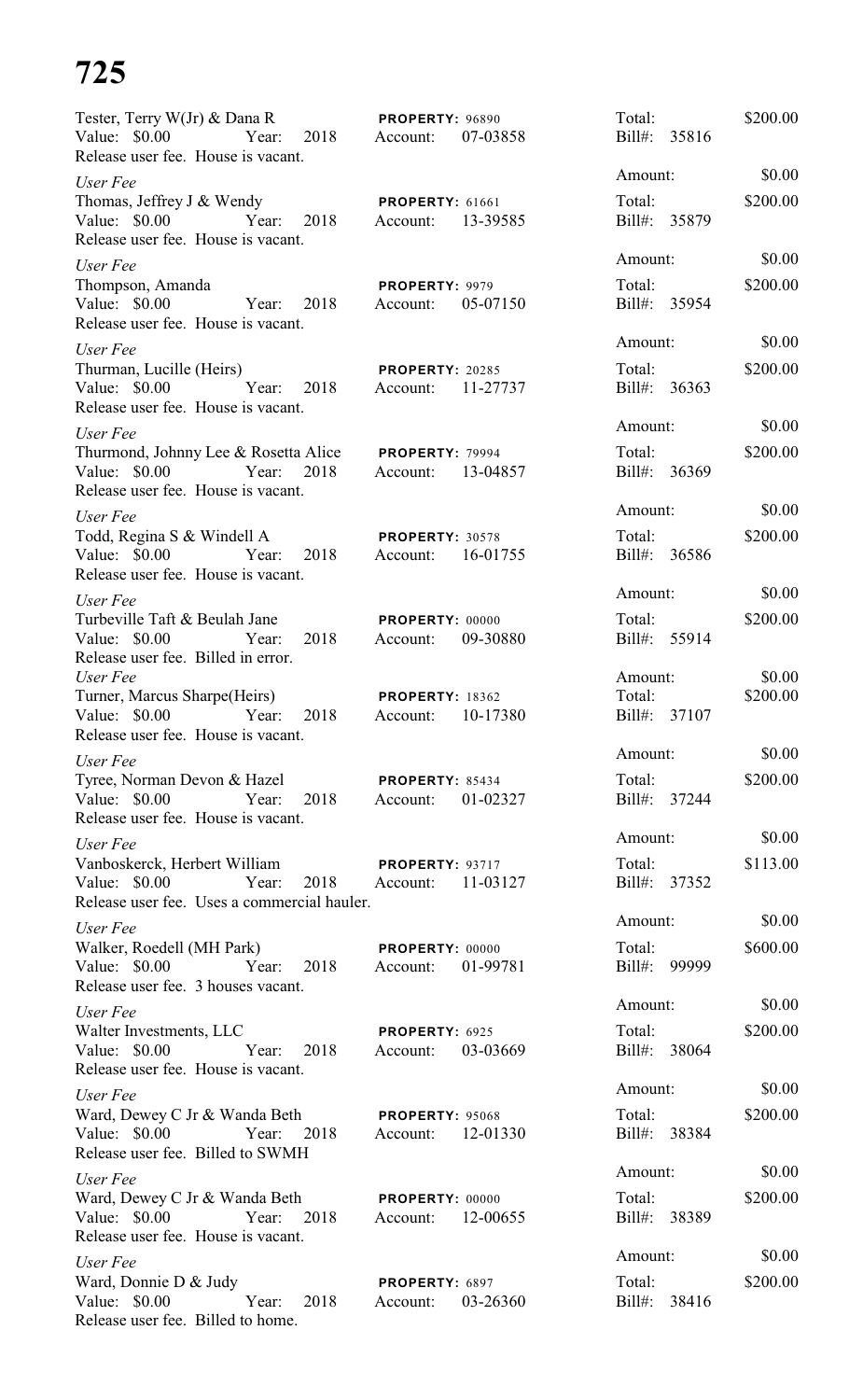# 725

Tester, Terry W(Jr) & Dana R
Value: $0.00 Year: 2018
Release user fee. House is vacant.
**PROPERTY:** 96890
Account: 07-03858
Total: $200.00
Bill#: 35816
Amount: $0.00

*User Fee*
Thomas, Jeffrey J & Wendy
Value: $0.00 Year: 2018
Release user fee. House is vacant.
**PROPERTY:** 61661
Account: 13-39585
Total: $200.00
Bill#: 35879
Amount: $0.00

*User Fee*
Thompson, Amanda
Value: $0.00 Year: 2018
Release user fee. House is vacant.
**PROPERTY:** 9979
Account: 05-07150
Total: $200.00
Bill#: 35954
Amount: $0.00

*User Fee*
Thurman, Lucille (Heirs)
Value: $0.00 Year: 2018
Release user fee. House is vacant.
**PROPERTY:** 20285
Account: 11-27737
Total: $200.00
Bill#: 36363
Amount: $0.00

*User Fee*
Thurmond, Johnny Lee & Rosetta Alice
Value: $0.00 Year: 2018
Release user fee. House is vacant.
**PROPERTY:** 79994
Account: 13-04857
Total: $200.00
Bill#: 36369
Amount: $0.00

*User Fee*
Todd, Regina S & Windell A
Value: $0.00 Year: 2018
Release user fee. House is vacant.
**PROPERTY:** 30578
Account: 16-01755
Total: $200.00
Bill#: 36586
Amount: $0.00

*User Fee*
Turbeville Taft & Beulah Jane
Value: $0.00 Year: 2018
Release user fee. Billed in error.
**PROPERTY:** 00000
Account: 09-30880
Total: $200.00
Bill#: 55914
Amount: $0.00

*User Fee*
Turner, Marcus Sharpe(Heirs)
Value: $0.00 Year: 2018
Release user fee. House is vacant.
**PROPERTY:** 18362
Account: 10-17380
Total: $200.00
Bill#: 37107
Amount: $0.00

*User Fee*
Tyree, Norman Devon & Hazel
Value: $0.00 Year: 2018
Release user fee. House is vacant.
**PROPERTY:** 85434
Account: 01-02327
Total: $200.00
Bill#: 37244
Amount: $0.00

*User Fee*
Vanboskerck, Herbert William
Value: $0.00 Year: 2018
Release user fee. Uses a commercial hauler.
**PROPERTY:** 93717
Account: 11-03127
Total: $113.00
Bill#: 37352
Amount: $0.00

*User Fee*
Walker, Roedell (MH Park)
Value: $0.00 Year: 2018
Release user fee. 3 houses vacant.
**PROPERTY:** 00000
Account: 01-99781
Total: $600.00
Bill#: 99999
Amount: $0.00

*User Fee*
Walter Investments, LLC
Value: $0.00 Year: 2018
Release user fee. House is vacant.
**PROPERTY:** 6925
Account: 03-03669
Total: $200.00
Bill#: 38064
Amount: $0.00

*User Fee*
Ward, Dewey C Jr & Wanda Beth
Value: $0.00 Year: 2018
Release user fee. Billed to SWMH
**PROPERTY:** 95068
Account: 12-01330
Total: $200.00
Bill#: 38384
Amount: $0.00

*User Fee*
Ward, Dewey C Jr & Wanda Beth
Value: $0.00 Year: 2018
Release user fee. House is vacant.
**PROPERTY:** 00000
Account: 12-00655
Total: $200.00
Bill#: 38389
Amount: $0.00

*User Fee*
Ward, Donnie D & Judy
Value: $0.00 Year: 2018
Release user fee. Billed to home.
**PROPERTY:** 6897
Account: 03-26360
Total: $200.00
Bill#: 38416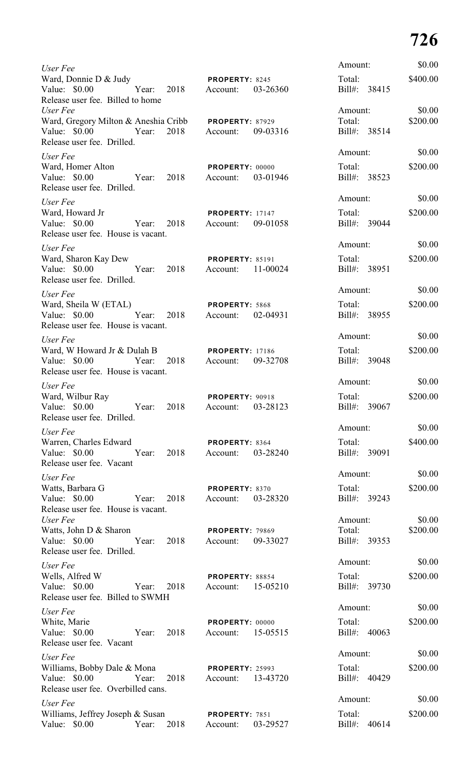*User Fee*
Ward, Donnie D & Judy — **PROPERTY:** 8245
Value: $0.00 Year: 2018 Account: 03-26360
Release user fee. Billed to home
Amount: $0.00
Total: $400.00
Bill#: 38415

*User Fee*
Ward, Gregory Milton & Aneshia Cribb — **PROPERTY:** 87929
Value: $0.00 Year: 2018 Account: 09-03316
Release user fee. Drilled.
Amount: $0.00
Total: $200.00
Bill#: 38514

*User Fee*
Ward, Homer Alton — **PROPERTY:** 00000
Value: $0.00 Year: 2018 Account: 03-01946
Release user fee. Drilled.
Amount: $0.00
Total: $200.00
Bill#: 38523

*User Fee*
Ward, Howard Jr — **PROPERTY:** 17147
Value: $0.00 Year: 2018 Account: 09-01058
Release user fee. House is vacant.
Amount: $0.00
Total: $200.00
Bill#: 39044

*User Fee*
Ward, Sharon Kay Dew — **PROPERTY:** 85191
Value: $0.00 Year: 2018 Account: 11-00024
Release user fee. Drilled.
Amount: $0.00
Total: $200.00
Bill#: 38951

*User Fee*
Ward, Sheila W (ETAL) — **PROPERTY:** 5868
Value: $0.00 Year: 2018 Account: 02-04931
Release user fee. House is vacant.
Amount: $0.00
Total: $200.00
Bill#: 38955

*User Fee*
Ward, W Howard Jr & Dulah B — **PROPERTY:** 17186
Value: $0.00 Year: 2018 Account: 09-32708
Release user fee. House is vacant.
Amount: $0.00
Total: $200.00
Bill#: 39048

*User Fee*
Ward, Wilbur Ray — **PROPERTY:** 90918
Value: $0.00 Year: 2018 Account: 03-28123
Release user fee. Drilled.
Amount: $0.00
Total: $200.00
Bill#: 39067

*User Fee*
Warren, Charles Edward — **PROPERTY:** 8364
Value: $0.00 Year: 2018 Account: 03-28240
Release user fee. Vacant
Amount: $0.00
Total: $400.00
Bill#: 39091

*User Fee*
Watts, Barbara G — **PROPERTY:** 8370
Value: $0.00 Year: 2018 Account: 03-28320
Release user fee. House is vacant.
Amount: $0.00
Total: $200.00
Bill#: 39243

*User Fee*
Watts, John D & Sharon — **PROPERTY:** 79869
Value: $0.00 Year: 2018 Account: 09-33027
Release user fee. Drilled.
Amount: $0.00
Total: $200.00
Bill#: 39353

*User Fee*
Wells, Alfred W — **PROPERTY:** 88854
Value: $0.00 Year: 2018 Account: 15-05210
Release user fee. Billed to SWMH
Amount: $0.00
Total: $200.00
Bill#: 39730

*User Fee*
White, Marie — **PROPERTY:** 00000
Value: $0.00 Year: 2018 Account: 15-05515
Release user fee. Vacant
Amount: $0.00
Total: $200.00
Bill#: 40063

*User Fee*
Williams, Bobby Dale & Mona — **PROPERTY:** 25993
Value: $0.00 Year: 2018 Account: 13-43720
Release user fee. Overbilled cans.
Amount: $0.00
Total: $200.00
Bill#: 40429

*User Fee*
Williams, Jeffrey Joseph & Susan — **PROPERTY:** 7851
Value: $0.00 Year: 2018 Account: 03-29527
Amount: $0.00
Total: $200.00
Bill#: 40614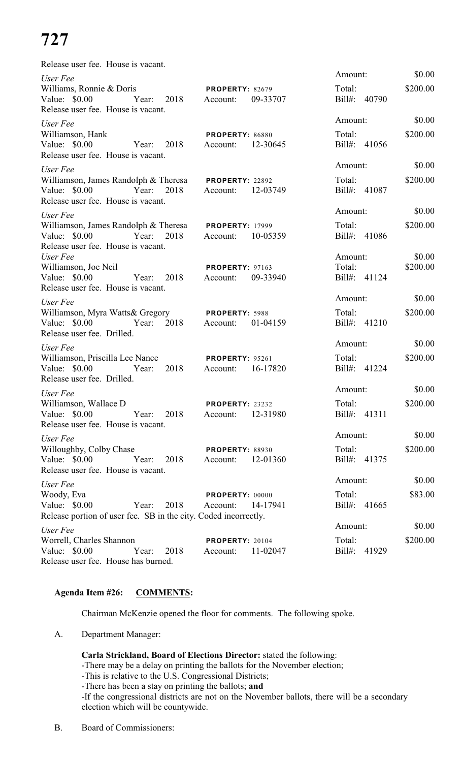Release user fee. House is vacant.

*User Fee*
Williams, Ronnie & Doris — **PROPERTY:** 82679 — Amount: $0.00
Value: $0.00 Year: 2018 Account: 09-33707 — Total: $200.00 — Bill#: 40790
Release user fee. House is vacant.

*User Fee*
Williamson, Hank — **PROPERTY:** 86880 — Amount: $0.00
Value: $0.00 Year: 2018 Account: 12-30645 — Total: $200.00 — Bill#: 41056
Release user fee. House is vacant.

*User Fee*
Williamson, James Randolph & Theresa — **PROPERTY:** 22892 — Amount: $0.00
Value: $0.00 Year: 2018 Account: 12-03749 — Total: $200.00 — Bill#: 41087
Release user fee. House is vacant.

*User Fee*
Williamson, James Randolph & Theresa — **PROPERTY:** 17999 — Amount: $0.00
Value: $0.00 Year: 2018 Account: 10-05359 — Total: $200.00 — Bill#: 41086
Release user fee. House is vacant.

*User Fee*
Williamson, Joe Neil — **PROPERTY:** 97163 — Amount: $0.00
Value: $0.00 Year: 2018 Account: 09-33940 — Total: $200.00 — Bill#: 41124
Release user fee. House is vacant.

*User Fee*
Williamson, Myra Watts& Gregory — **PROPERTY:** 5988 — Amount: $0.00
Value: $0.00 Year: 2018 Account: 01-04159 — Total: $200.00 — Bill#: 41210
Release user fee. Drilled.

*User Fee*
Williamson, Priscilla Lee Nance — **PROPERTY:** 95261 — Amount: $0.00
Value: $0.00 Year: 2018 Account: 16-17820 — Total: $200.00 — Bill#: 41224
Release user fee. Drilled.

*User Fee*
Williamson, Wallace D — **PROPERTY:** 23232 — Amount: $0.00
Value: $0.00 Year: 2018 Account: 12-31980 — Total: $200.00 — Bill#: 41311
Release user fee. House is vacant.

*User Fee*
Willoughby, Colby Chase — **PROPERTY:** 88930 — Amount: $0.00
Value: $0.00 Year: 2018 Account: 12-01360 — Total: $200.00 — Bill#: 41375
Release user fee. House is vacant.

*User Fee*
Woody, Eva — **PROPERTY:** 00000 — Amount: $0.00
Value: $0.00 Year: 2018 Account: 14-17941 — Total: $83.00 — Bill#: 41665
Release portion of user fee. SB in the city. Coded incorrectly.

*User Fee*
Worrell, Charles Shannon — **PROPERTY:** 20104 — Amount: $0.00
Value: $0.00 Year: 2018 Account: 11-02047 — Total: $200.00 — Bill#: 41929
Release user fee. House has burned.

**Agenda Item #26: COMMENTS:**

Chairman McKenzie opened the floor for comments. The following spoke.

A. Department Manager:

**Carla Strickland, Board of Elections Director:** stated the following:
-There may be a delay on printing the ballots for the November election;
-This is relative to the U.S. Congressional Districts;
-There has been a stay on printing the ballots; **and**
-If the congressional districts are not on the November ballots, there will be a secondary election which will be countywide.

B. Board of Commissioners: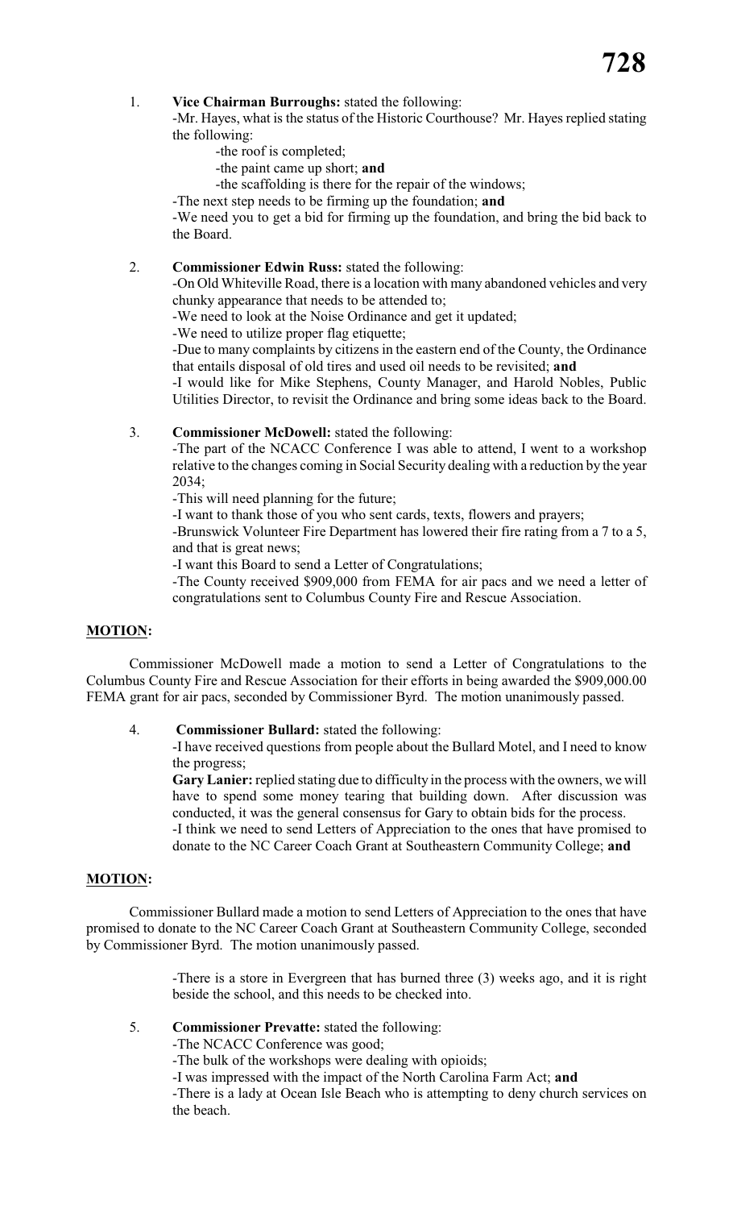1. **Vice Chairman Burroughs:** stated the following:

   -Mr. Hayes, what is the status of the Historic Courthouse? Mr. Hayes replied stating the following:

   -the roof is completed;

   -the paint came up short; **and**

   -the scaffolding is there for the repair of the windows;

   -The next step needs to be firming up the foundation; **and**

   -We need you to get a bid for firming up the foundation, and bring the bid back to the Board.

2. **Commissioner Edwin Russ:** stated the following:

   -On Old Whiteville Road, there is a location with many abandoned vehicles and very chunky appearance that needs to be attended to;

   -We need to look at the Noise Ordinance and get it updated;

   -We need to utilize proper flag etiquette;

   -Due to many complaints by citizens in the eastern end of the County, the Ordinance that entails disposal of old tires and used oil needs to be revisited; **and**

   -I would like for Mike Stephens, County Manager, and Harold Nobles, Public Utilities Director, to revisit the Ordinance and bring some ideas back to the Board.

3. **Commissioner McDowell:** stated the following:

   -The part of the NCACC Conference I was able to attend, I went to a workshop relative to the changes coming in Social Security dealing with a reduction by the year 2034;

   -This will need planning for the future;

   -I want to thank those of you who sent cards, texts, flowers and prayers;

   -Brunswick Volunteer Fire Department has lowered their fire rating from a 7 to a 5, and that is great news;

   -I want this Board to send a Letter of Congratulations;

   -The County received $909,000 from FEMA for air pacs and we need a letter of congratulations sent to Columbus County Fire and Rescue Association.

**MOTION:**

Commissioner McDowell made a motion to send a Letter of Congratulations to the Columbus County Fire and Rescue Association for their efforts in being awarded the $909,000.00 FEMA grant for air pacs, seconded by Commissioner Byrd. The motion unanimously passed.

4. **Commissioner Bullard:** stated the following:

   -I have received questions from people about the Bullard Motel, and I need to know the progress;

   **Gary Lanier:** replied stating due to difficulty in the process with the owners, we will have to spend some money tearing that building down. After discussion was conducted, it was the general consensus for Gary to obtain bids for the process.

   -I think we need to send Letters of Appreciation to the ones that have promised to donate to the NC Career Coach Grant at Southeastern Community College; **and**

**MOTION:**

Commissioner Bullard made a motion to send Letters of Appreciation to the ones that have promised to donate to the NC Career Coach Grant at Southeastern Community College, seconded by Commissioner Byrd. The motion unanimously passed.

   -There is a store in Evergreen that has burned three (3) weeks ago, and it is right beside the school, and this needs to be checked into.

5. **Commissioner Prevatte:** stated the following:

   -The NCACC Conference was good;

   -The bulk of the workshops were dealing with opioids;

   -I was impressed with the impact of the North Carolina Farm Act; **and**

   -There is a lady at Ocean Isle Beach who is attempting to deny church services on the beach.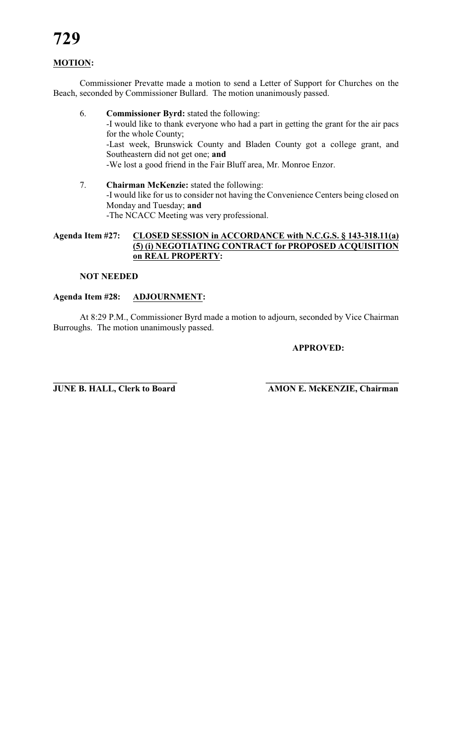**MOTION:**

Commissioner Prevatte made a motion to send a Letter of Support for Churches on the Beach, seconded by Commissioner Bullard. The motion unanimously passed.

6. **Commissioner Byrd:** stated the following:
   -I would like to thank everyone who had a part in getting the grant for the air pacs for the whole County;
   -Last week, Brunswick County and Bladen County got a college grant, and Southeastern did not get one; **and**
   -We lost a good friend in the Fair Bluff area, Mr. Monroe Enzor.

7. **Chairman McKenzie:** stated the following:
   -I would like for us to consider not having the Convenience Centers being closed on Monday and Tuesday; **and**
   -The NCACC Meeting was very professional.

**Agenda Item #27: CLOSED SESSION in ACCORDANCE with N.C.G.S. § 143-318.11(a) (5) (i) NEGOTIATING CONTRACT for PROPOSED ACQUISITION on REAL PROPERTY:**

**NOT NEEDED**

**Agenda Item #28: ADJOURNMENT:**

At 8:29 P.M., Commissioner Byrd made a motion to adjourn, seconded by Vice Chairman Burroughs. The motion unanimously passed.

**APPROVED:**

**JUNE B. HALL, Clerk to Board** **AMON E. McKENZIE, Chairman**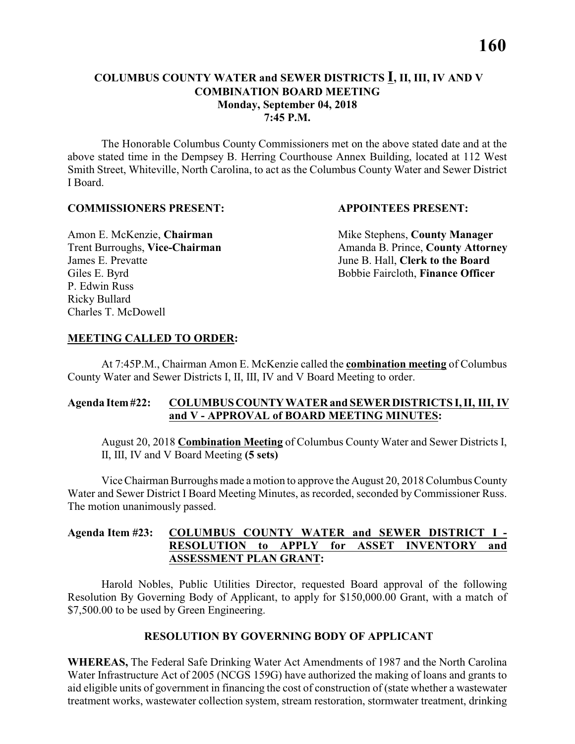## COLUMBUS COUNTY WATER and SEWER DISTRICTS **I**, II, III, IV AND V COMBINATION BOARD MEETING
### Monday, September 04, 2018
### 7:45 P.M.

The Honorable Columbus County Commissioners met on the above stated date and at the above stated time in the Dempsey B. Herring Courthouse Annex Building, located at 112 West Smith Street, Whiteville, North Carolina, to act as the Columbus County Water and Sewer District I Board.

**COMMISSIONERS PRESENT:**

Amon E. McKenzie, **Chairman**
Trent Burroughs, **Vice-Chairman**
James E. Prevatte
Giles E. Byrd
P. Edwin Russ
Ricky Bullard
Charles T. McDowell

**APPOINTEES PRESENT:**

Mike Stephens, **County Manager**
Amanda B. Prince, **County Attorney**
June B. Hall, **Clerk to the Board**
Bobbie Faircloth, **Finance Officer**

**MEETING CALLED TO ORDER:**

At 7:45P.M., Chairman Amon E. McKenzie called the **combination meeting** of Columbus County Water and Sewer Districts I, II, III, IV and V Board Meeting to order.

**Agenda Item #22: COLUMBUS COUNTY WATER and SEWER DISTRICTS I, II, III, IV and V - APPROVAL of BOARD MEETING MINUTES:**

August 20, 2018 **Combination Meeting** of Columbus County Water and Sewer Districts I, II, III, IV and V Board Meeting **(5 sets)**

Vice Chairman Burroughs made a motion to approve the August 20, 2018 Columbus County Water and Sewer District I Board Meeting Minutes, as recorded, seconded by Commissioner Russ. The motion unanimously passed.

**Agenda Item #23: COLUMBUS COUNTY WATER and SEWER DISTRICT I - RESOLUTION to APPLY for ASSET INVENTORY and ASSESSMENT PLAN GRANT:**

Harold Nobles, Public Utilities Director, requested Board approval of the following Resolution By Governing Body of Applicant, to apply for $150,000.00 Grant, with a match of $7,500.00 to be used by Green Engineering.

**RESOLUTION BY GOVERNING BODY OF APPLICANT**

**WHEREAS,** The Federal Safe Drinking Water Act Amendments of 1987 and the North Carolina Water Infrastructure Act of 2005 (NCGS 159G) have authorized the making of loans and grants to aid eligible units of government in financing the cost of construction of (state whether a wastewater treatment works, wastewater collection system, stream restoration, stormwater treatment, drinking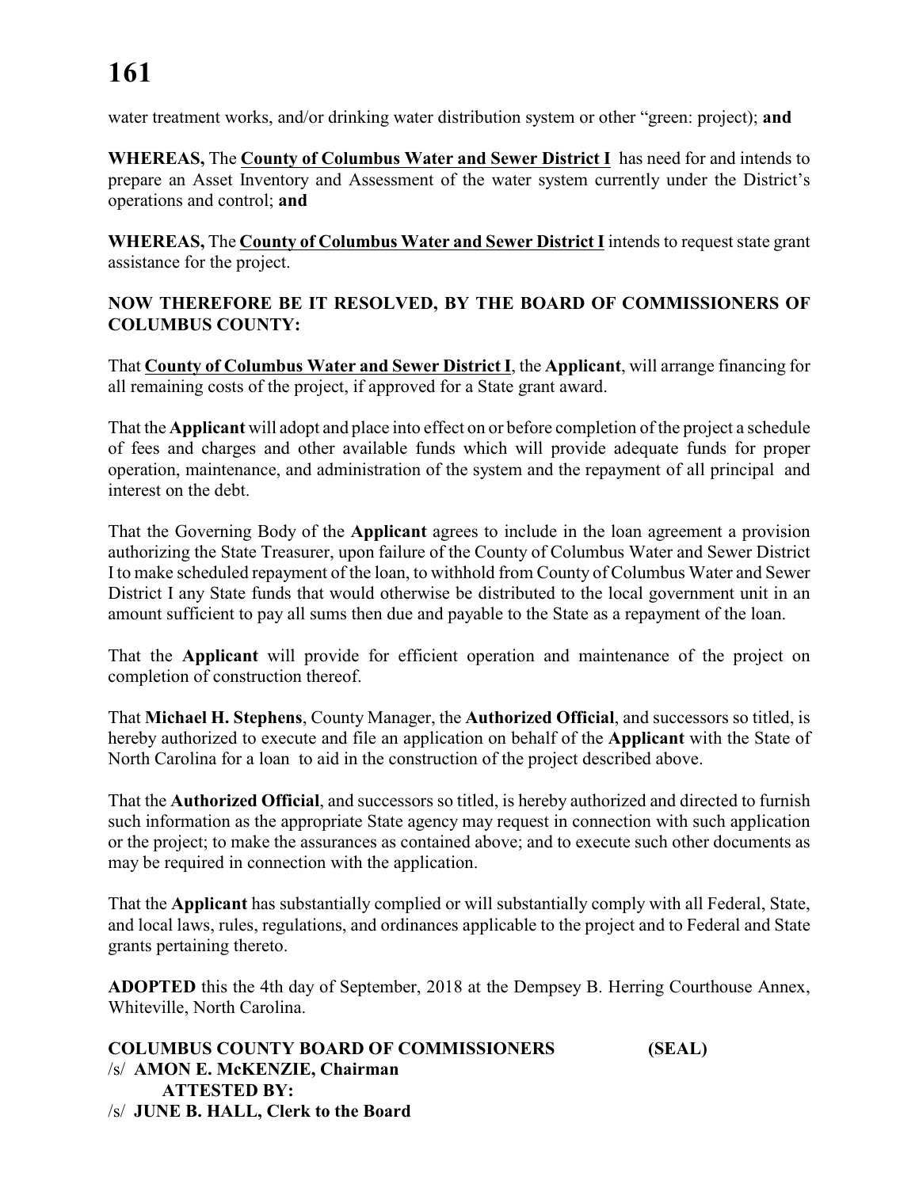water treatment works, and/or drinking water distribution system or other “green: project); **and**

**WHEREAS,** The **County of Columbus Water and Sewer District I** has need for and intends to prepare an Asset Inventory and Assessment of the water system currently under the District's operations and control; **and**

**WHEREAS,** The **County of Columbus Water and Sewer District I** intends to request state grant assistance for the project.

**NOW THEREFORE BE IT RESOLVED, BY THE BOARD OF COMMISSIONERS OF COLUMBUS COUNTY:**

That **County of Columbus Water and Sewer District I**, the **Applicant**, will arrange financing for all remaining costs of the project, if approved for a State grant award.

That the **Applicant** will adopt and place into effect on or before completion of the project a schedule of fees and charges and other available funds which will provide adequate funds for proper operation, maintenance, and administration of the system and the repayment of all principal and interest on the debt.

That the Governing Body of the **Applicant** agrees to include in the loan agreement a provision authorizing the State Treasurer, upon failure of the County of Columbus Water and Sewer District I to make scheduled repayment of the loan, to withhold from County of Columbus Water and Sewer District I any State funds that would otherwise be distributed to the local government unit in an amount sufficient to pay all sums then due and payable to the State as a repayment of the loan.

That the **Applicant** will provide for efficient operation and maintenance of the project on completion of construction thereof.

That **Michael H. Stephens**, County Manager, the **Authorized Official**, and successors so titled, is hereby authorized to execute and file an application on behalf of the **Applicant** with the State of North Carolina for a loan to aid in the construction of the project described above.

That the **Authorized Official**, and successors so titled, is hereby authorized and directed to furnish such information as the appropriate State agency may request in connection with such application or the project; to make the assurances as contained above; and to execute such other documents as may be required in connection with the application.

That the **Applicant** has substantially complied or will substantially comply with all Federal, State, and local laws, rules, regulations, and ordinances applicable to the project and to Federal and State grants pertaining thereto.

**ADOPTED** this the 4th day of September, 2018 at the Dempsey B. Herring Courthouse Annex, Whiteville, North Carolina.

**COLUMBUS COUNTY BOARD OF COMMISSIONERS** **(SEAL)**
/s/ **AMON E. McKENZIE, Chairman**
**ATTESTED BY:**
/s/ **JUNE B. HALL, Clerk to the Board**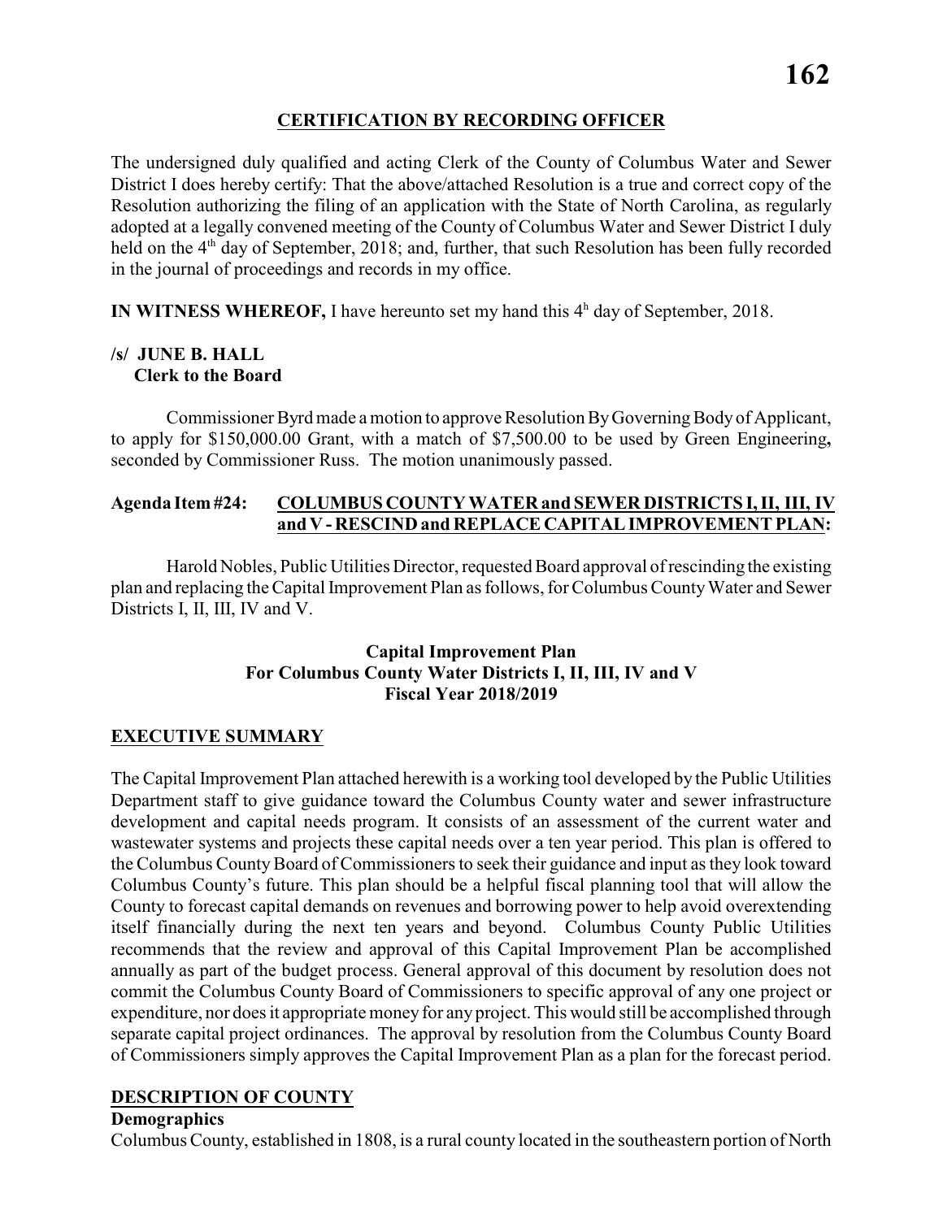## CERTIFICATION BY RECORDING OFFICER

The undersigned duly qualified and acting Clerk of the County of Columbus Water and Sewer District I does hereby certify: That the above/attached Resolution is a true and correct copy of the Resolution authorizing the filing of an application with the State of North Carolina, as regularly adopted at a legally convened meeting of the County of Columbus Water and Sewer District I duly held on the 4th day of September, 2018; and, further, that such Resolution has been fully recorded in the journal of proceedings and records in my office.

**IN WITNESS WHEREOF,** I have hereunto set my hand this 4h day of September, 2018.

**/s/ JUNE B. HALL**
**Clerk to the Board**

Commissioner Byrd made a motion to approve Resolution By Governing Body of Applicant, to apply for $150,000.00 Grant, with a match of $7,500.00 to be used by Green Engineering**,** seconded by Commissioner Russ. The motion unanimously passed.

**Agenda Item #24: COLUMBUS COUNTY WATER and SEWER DISTRICTS I, II, III, IV and V - RESCIND and REPLACE CAPITAL IMPROVEMENT PLAN:**

Harold Nobles, Public Utilities Director, requested Board approval of rescinding the existing plan and replacing the Capital Improvement Plan as follows, for Columbus County Water and Sewer Districts I, II, III, IV and V.

**Capital Improvement Plan**
**For Columbus County Water Districts I, II, III, IV and V**
**Fiscal Year 2018/2019**

## EXECUTIVE SUMMARY

The Capital Improvement Plan attached herewith is a working tool developed by the Public Utilities Department staff to give guidance toward the Columbus County water and sewer infrastructure development and capital needs program. It consists of an assessment of the current water and wastewater systems and projects these capital needs over a ten year period. This plan is offered to the Columbus County Board of Commissioners to seek their guidance and input as they look toward Columbus County's future. This plan should be a helpful fiscal planning tool that will allow the County to forecast capital demands on revenues and borrowing power to help avoid overextending itself financially during the next ten years and beyond. Columbus County Public Utilities recommends that the review and approval of this Capital Improvement Plan be accomplished annually as part of the budget process. General approval of this document by resolution does not commit the Columbus County Board of Commissioners to specific approval of any one project or expenditure, nor does it appropriate money for any project. This would still be accomplished through separate capital project ordinances. The approval by resolution from the Columbus County Board of Commissioners simply approves the Capital Improvement Plan as a plan for the forecast period.

## DESCRIPTION OF COUNTY

**Demographics**

Columbus County, established in 1808, is a rural county located in the southeastern portion of North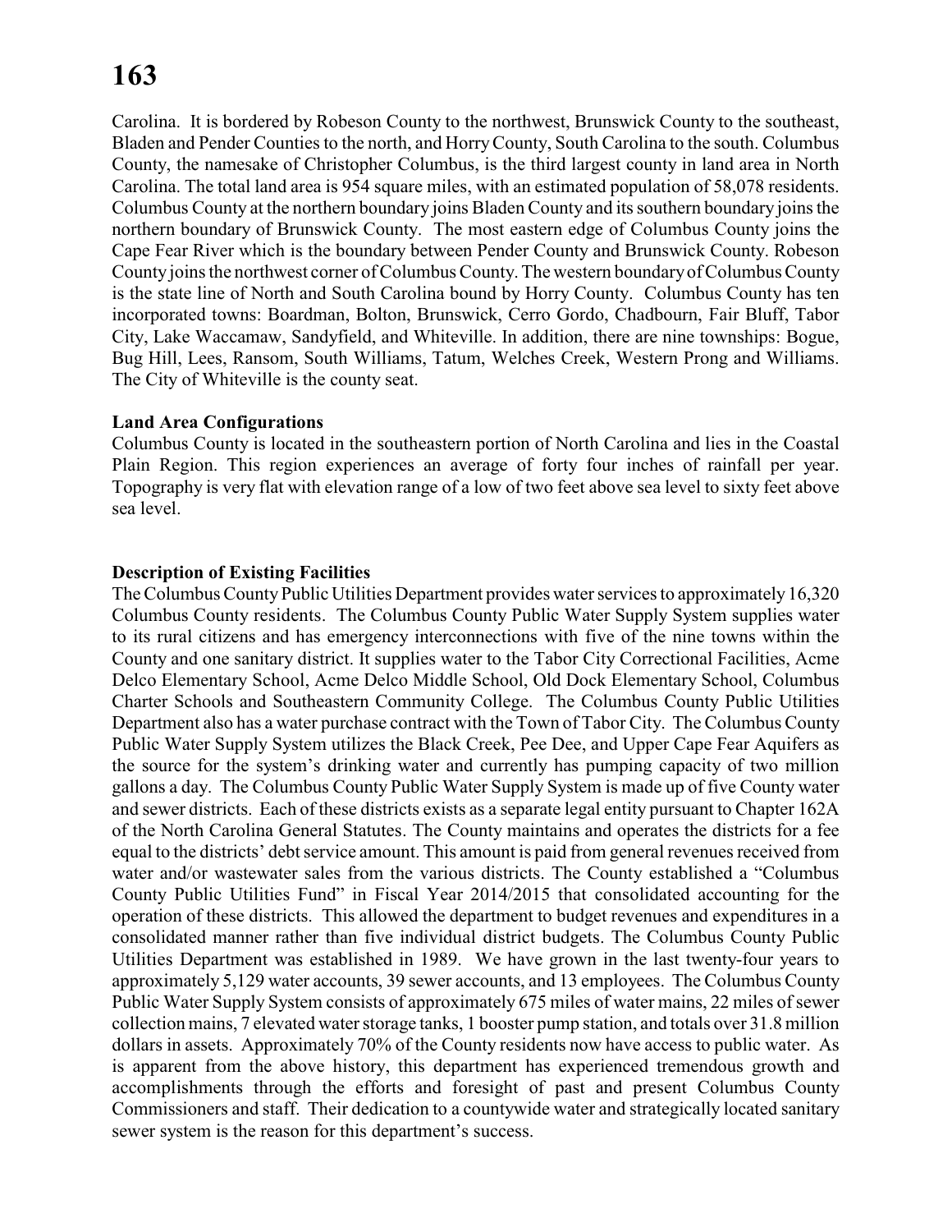Carolina. It is bordered by Robeson County to the northwest, Brunswick County to the southeast, Bladen and Pender Counties to the north, and Horry County, South Carolina to the south. Columbus County, the namesake of Christopher Columbus, is the third largest county in land area in North Carolina. The total land area is 954 square miles, with an estimated population of 58,078 residents. Columbus County at the northern boundary joins Bladen County and its southern boundary joins the northern boundary of Brunswick County. The most eastern edge of Columbus County joins the Cape Fear River which is the boundary between Pender County and Brunswick County. Robeson County joins the northwest corner of Columbus County. The western boundary of Columbus County is the state line of North and South Carolina bound by Horry County. Columbus County has ten incorporated towns: Boardman, Bolton, Brunswick, Cerro Gordo, Chadbourn, Fair Bluff, Tabor City, Lake Waccamaw, Sandyfield, and Whiteville. In addition, there are nine townships: Bogue, Bug Hill, Lees, Ransom, South Williams, Tatum, Welches Creek, Western Prong and Williams. The City of Whiteville is the county seat.

**Land Area Configurations**

Columbus County is located in the southeastern portion of North Carolina and lies in the Coastal Plain Region. This region experiences an average of forty four inches of rainfall per year. Topography is very flat with elevation range of a low of two feet above sea level to sixty feet above sea level.

**Description of Existing Facilities**

The Columbus County Public Utilities Department provides water services to approximately 16,320 Columbus County residents. The Columbus County Public Water Supply System supplies water to its rural citizens and has emergency interconnections with five of the nine towns within the County and one sanitary district. It supplies water to the Tabor City Correctional Facilities, Acme Delco Elementary School, Acme Delco Middle School, Old Dock Elementary School, Columbus Charter Schools and Southeastern Community College. The Columbus County Public Utilities Department also has a water purchase contract with the Town of Tabor City. The Columbus County Public Water Supply System utilizes the Black Creek, Pee Dee, and Upper Cape Fear Aquifers as the source for the system's drinking water and currently has pumping capacity of two million gallons a day. The Columbus County Public Water Supply System is made up of five County water and sewer districts. Each of these districts exists as a separate legal entity pursuant to Chapter 162A of the North Carolina General Statutes. The County maintains and operates the districts for a fee equal to the districts' debt service amount. This amount is paid from general revenues received from water and/or wastewater sales from the various districts. The County established a "Columbus County Public Utilities Fund" in Fiscal Year 2014/2015 that consolidated accounting for the operation of these districts. This allowed the department to budget revenues and expenditures in a consolidated manner rather than five individual district budgets. The Columbus County Public Utilities Department was established in 1989. We have grown in the last twenty-four years to approximately 5,129 water accounts, 39 sewer accounts, and 13 employees. The Columbus County Public Water Supply System consists of approximately 675 miles of water mains, 22 miles of sewer collection mains, 7 elevated water storage tanks, 1 booster pump station, and totals over 31.8 million dollars in assets. Approximately 70% of the County residents now have access to public water. As is apparent from the above history, this department has experienced tremendous growth and accomplishments through the efforts and foresight of past and present Columbus County Commissioners and staff. Their dedication to a countywide water and strategically located sanitary sewer system is the reason for this department's success.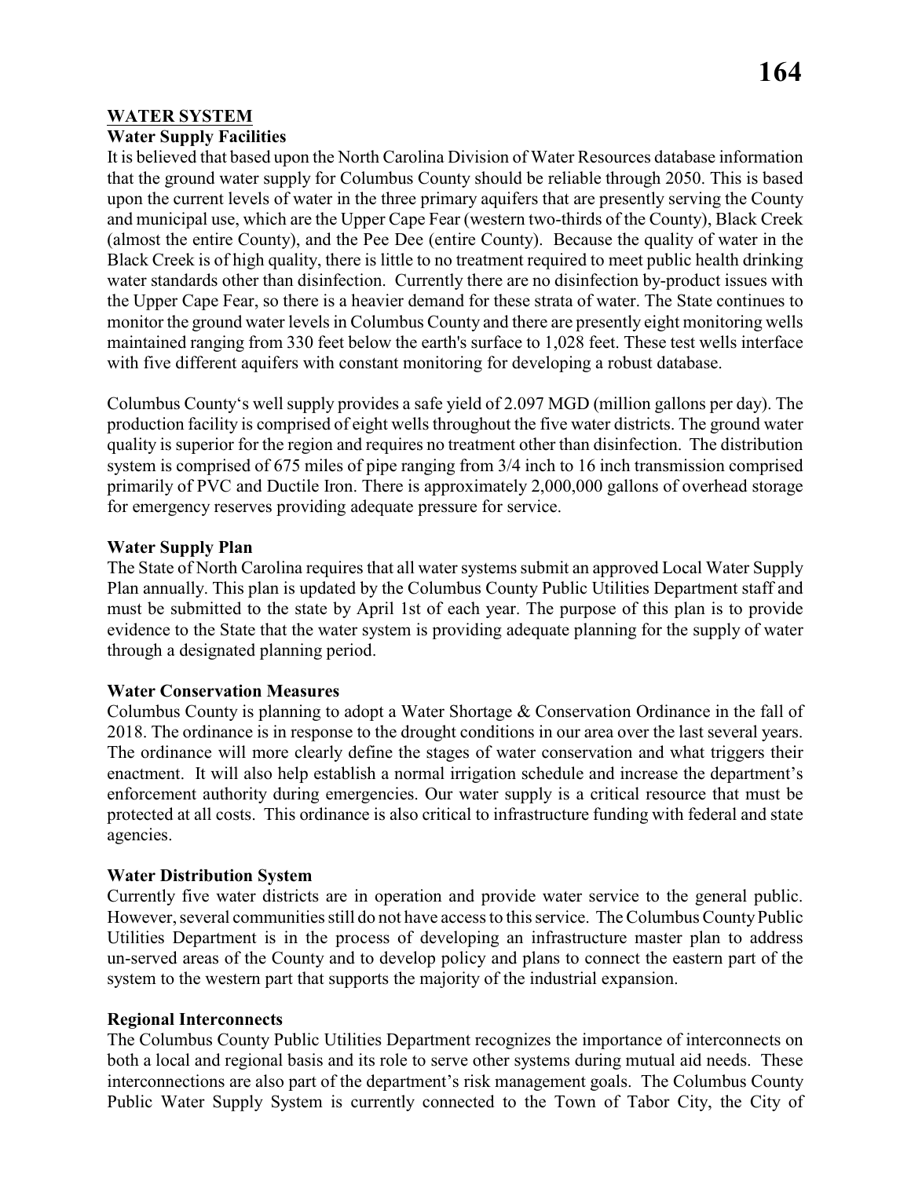## WATER SYSTEM

### Water Supply Facilities

It is believed that based upon the North Carolina Division of Water Resources database information that the ground water supply for Columbus County should be reliable through 2050. This is based upon the current levels of water in the three primary aquifers that are presently serving the County and municipal use, which are the Upper Cape Fear (western two-thirds of the County), Black Creek (almost the entire County), and the Pee Dee (entire County). Because the quality of water in the Black Creek is of high quality, there is little to no treatment required to meet public health drinking water standards other than disinfection. Currently there are no disinfection by-product issues with the Upper Cape Fear, so there is a heavier demand for these strata of water. The State continues to monitor the ground water levels in Columbus County and there are presently eight monitoring wells maintained ranging from 330 feet below the earth's surface to 1,028 feet. These test wells interface with five different aquifers with constant monitoring for developing a robust database.

Columbus County's well supply provides a safe yield of 2.097 MGD (million gallons per day). The production facility is comprised of eight wells throughout the five water districts. The ground water quality is superior for the region and requires no treatment other than disinfection. The distribution system is comprised of 675 miles of pipe ranging from 3/4 inch to 16 inch transmission comprised primarily of PVC and Ductile Iron. There is approximately 2,000,000 gallons of overhead storage for emergency reserves providing adequate pressure for service.

### Water Supply Plan

The State of North Carolina requires that all water systems submit an approved Local Water Supply Plan annually. This plan is updated by the Columbus County Public Utilities Department staff and must be submitted to the state by April 1st of each year. The purpose of this plan is to provide evidence to the State that the water system is providing adequate planning for the supply of water through a designated planning period.

### Water Conservation Measures

Columbus County is planning to adopt a Water Shortage & Conservation Ordinance in the fall of 2018. The ordinance is in response to the drought conditions in our area over the last several years. The ordinance will more clearly define the stages of water conservation and what triggers their enactment. It will also help establish a normal irrigation schedule and increase the department's enforcement authority during emergencies. Our water supply is a critical resource that must be protected at all costs. This ordinance is also critical to infrastructure funding with federal and state agencies.

### Water Distribution System

Currently five water districts are in operation and provide water service to the general public. However, several communities still do not have access to this service. The Columbus County Public Utilities Department is in the process of developing an infrastructure master plan to address un-served areas of the County and to develop policy and plans to connect the eastern part of the system to the western part that supports the majority of the industrial expansion.

### Regional Interconnects

The Columbus County Public Utilities Department recognizes the importance of interconnects on both a local and regional basis and its role to serve other systems during mutual aid needs. These interconnections are also part of the department's risk management goals. The Columbus County Public Water Supply System is currently connected to the Town of Tabor City, the City of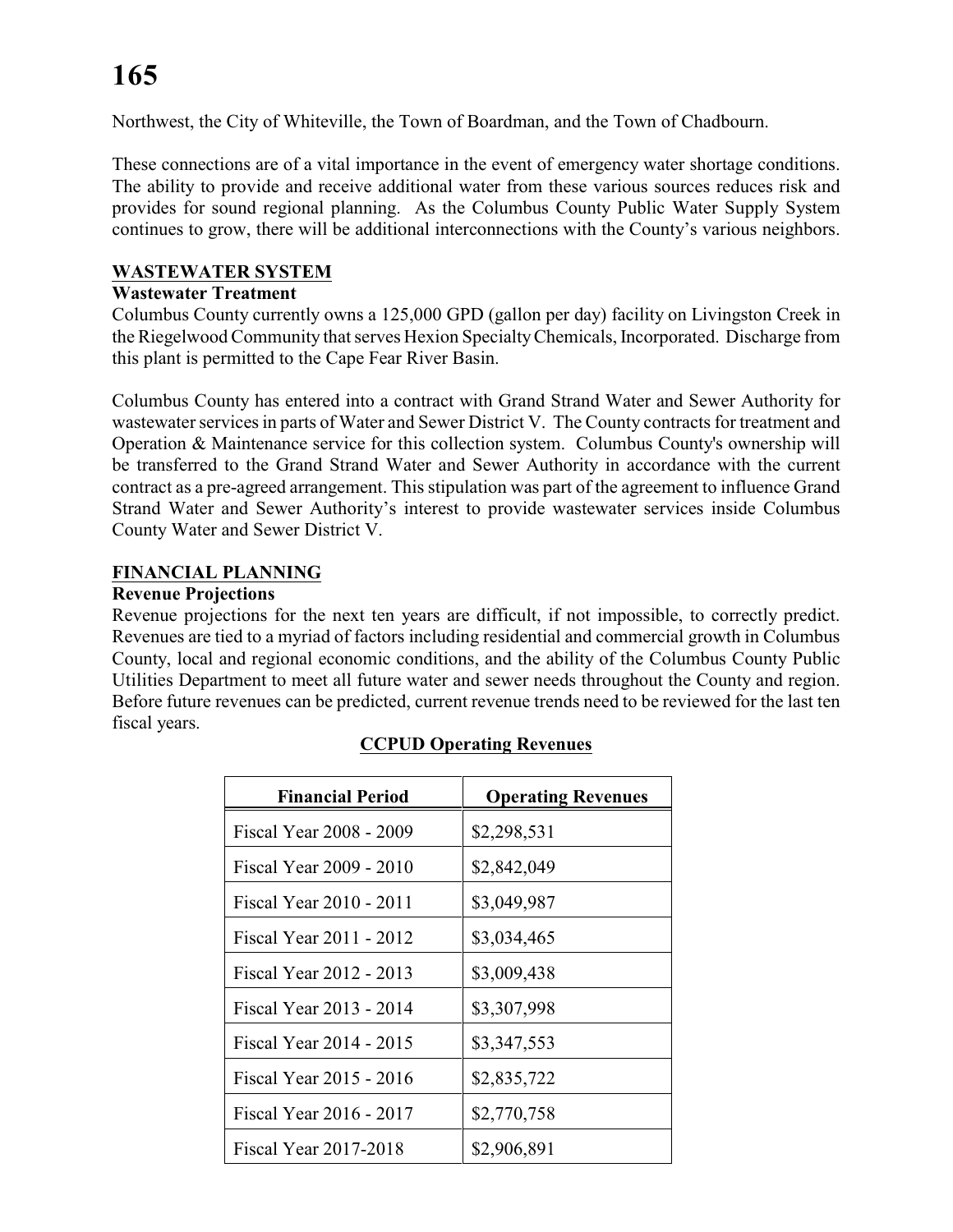Northwest, the City of Whiteville, the Town of Boardman, and the Town of Chadbourn.

These connections are of a vital importance in the event of emergency water shortage conditions. The ability to provide and receive additional water from these various sources reduces risk and provides for sound regional planning. As the Columbus County Public Water Supply System continues to grow, there will be additional interconnections with the County's various neighbors.

## WASTEWATER SYSTEM

### Wastewater Treatment

Columbus County currently owns a 125,000 GPD (gallon per day) facility on Livingston Creek in the Riegelwood Community that serves Hexion Specialty Chemicals, Incorporated. Discharge from this plant is permitted to the Cape Fear River Basin.

Columbus County has entered into a contract with Grand Strand Water and Sewer Authority for wastewater services in parts of Water and Sewer District V. The County contracts for treatment and Operation & Maintenance service for this collection system. Columbus County's ownership will be transferred to the Grand Strand Water and Sewer Authority in accordance with the current contract as a pre-agreed arrangement. This stipulation was part of the agreement to influence Grand Strand Water and Sewer Authority's interest to provide wastewater services inside Columbus County Water and Sewer District V.

## FINANCIAL PLANNING

### Revenue Projections

Revenue projections for the next ten years are difficult, if not impossible, to correctly predict. Revenues are tied to a myriad of factors including residential and commercial growth in Columbus County, local and regional economic conditions, and the ability of the Columbus County Public Utilities Department to meet all future water and sewer needs throughout the County and region. Before future revenues can be predicted, current revenue trends need to be reviewed for the last ten fiscal years.

**CCPUD Operating Revenues**

| Financial Period | Operating Revenues |
|---|---|
| Fiscal Year 2008 - 2009 | $2,298,531 |
| Fiscal Year 2009 - 2010 | $2,842,049 |
| Fiscal Year 2010 - 2011 | $3,049,987 |
| Fiscal Year 2011 - 2012 | $3,034,465 |
| Fiscal Year 2012 - 2013 | $3,009,438 |
| Fiscal Year 2013 - 2014 | $3,307,998 |
| Fiscal Year 2014 - 2015 | $3,347,553 |
| Fiscal Year 2015 - 2016 | $2,835,722 |
| Fiscal Year 2016 - 2017 | $2,770,758 |
| Fiscal Year 2017-2018 | $2,906,891 |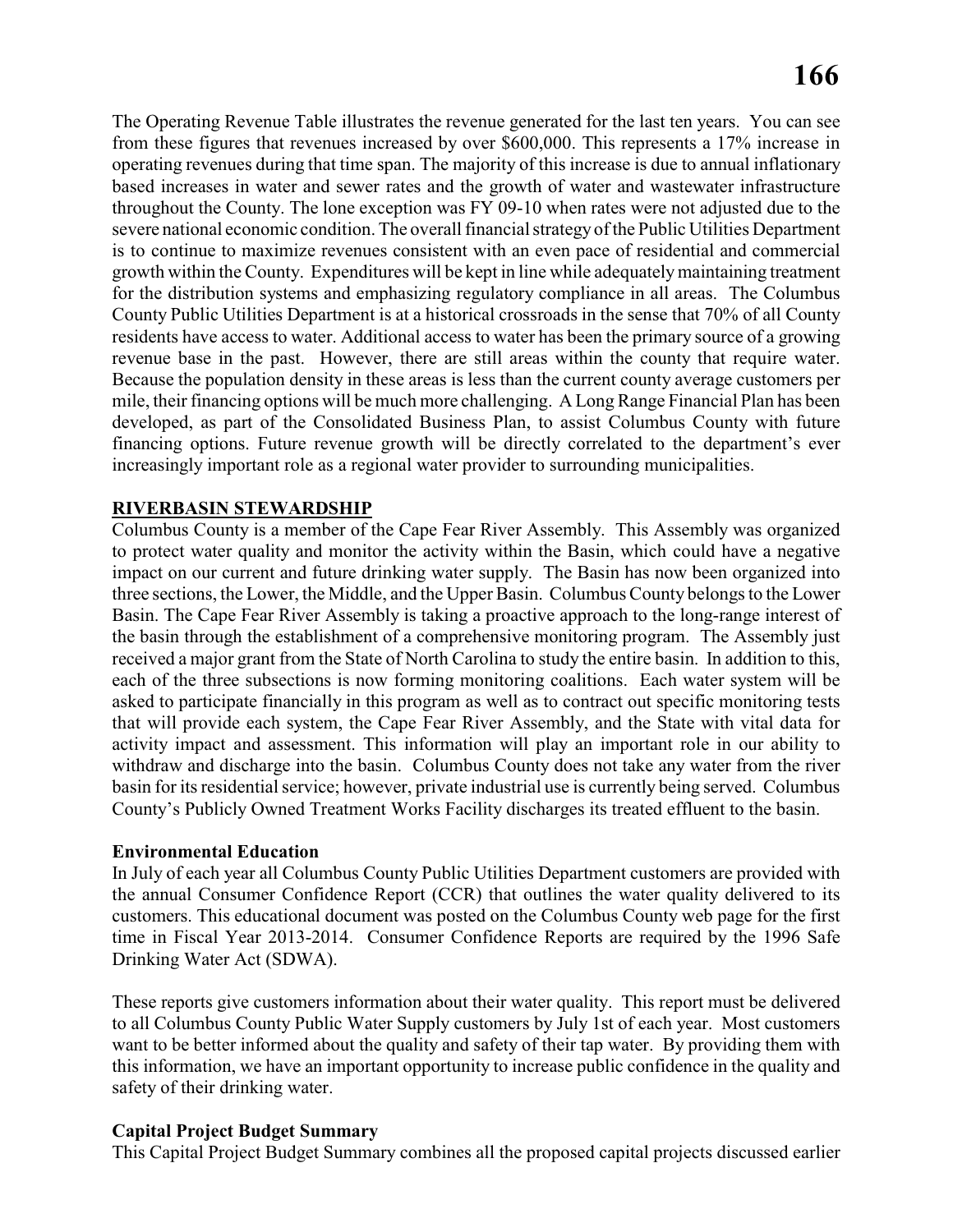The Operating Revenue Table illustrates the revenue generated for the last ten years. You can see from these figures that revenues increased by over $600,000. This represents a 17% increase in operating revenues during that time span. The majority of this increase is due to annual inflationary based increases in water and sewer rates and the growth of water and wastewater infrastructure throughout the County. The lone exception was FY 09-10 when rates were not adjusted due to the severe national economic condition. The overall financial strategy of the Public Utilities Department is to continue to maximize revenues consistent with an even pace of residential and commercial growth within the County. Expenditures will be kept in line while adequately maintaining treatment for the distribution systems and emphasizing regulatory compliance in all areas. The Columbus County Public Utilities Department is at a historical crossroads in the sense that 70% of all County residents have access to water. Additional access to water has been the primary source of a growing revenue base in the past. However, there are still areas within the county that require water. Because the population density in these areas is less than the current county average customers per mile, their financing options will be much more challenging. A Long Range Financial Plan has been developed, as part of the Consolidated Business Plan, to assist Columbus County with future financing options. Future revenue growth will be directly correlated to the department's ever increasingly important role as a regional water provider to surrounding municipalities.

## RIVERBASIN STEWARDSHIP

Columbus County is a member of the Cape Fear River Assembly. This Assembly was organized to protect water quality and monitor the activity within the Basin, which could have a negative impact on our current and future drinking water supply. The Basin has now been organized into three sections, the Lower, the Middle, and the Upper Basin. Columbus County belongs to the Lower Basin. The Cape Fear River Assembly is taking a proactive approach to the long-range interest of the basin through the establishment of a comprehensive monitoring program. The Assembly just received a major grant from the State of North Carolina to study the entire basin. In addition to this, each of the three subsections is now forming monitoring coalitions. Each water system will be asked to participate financially in this program as well as to contract out specific monitoring tests that will provide each system, the Cape Fear River Assembly, and the State with vital data for activity impact and assessment. This information will play an important role in our ability to withdraw and discharge into the basin. Columbus County does not take any water from the river basin for its residential service; however, private industrial use is currently being served. Columbus County's Publicly Owned Treatment Works Facility discharges its treated effluent to the basin.

### Environmental Education

In July of each year all Columbus County Public Utilities Department customers are provided with the annual Consumer Confidence Report (CCR) that outlines the water quality delivered to its customers. This educational document was posted on the Columbus County web page for the first time in Fiscal Year 2013-2014. Consumer Confidence Reports are required by the 1996 Safe Drinking Water Act (SDWA).

These reports give customers information about their water quality. This report must be delivered to all Columbus County Public Water Supply customers by July 1st of each year. Most customers want to be better informed about the quality and safety of their tap water. By providing them with this information, we have an important opportunity to increase public confidence in the quality and safety of their drinking water.

### Capital Project Budget Summary

This Capital Project Budget Summary combines all the proposed capital projects discussed earlier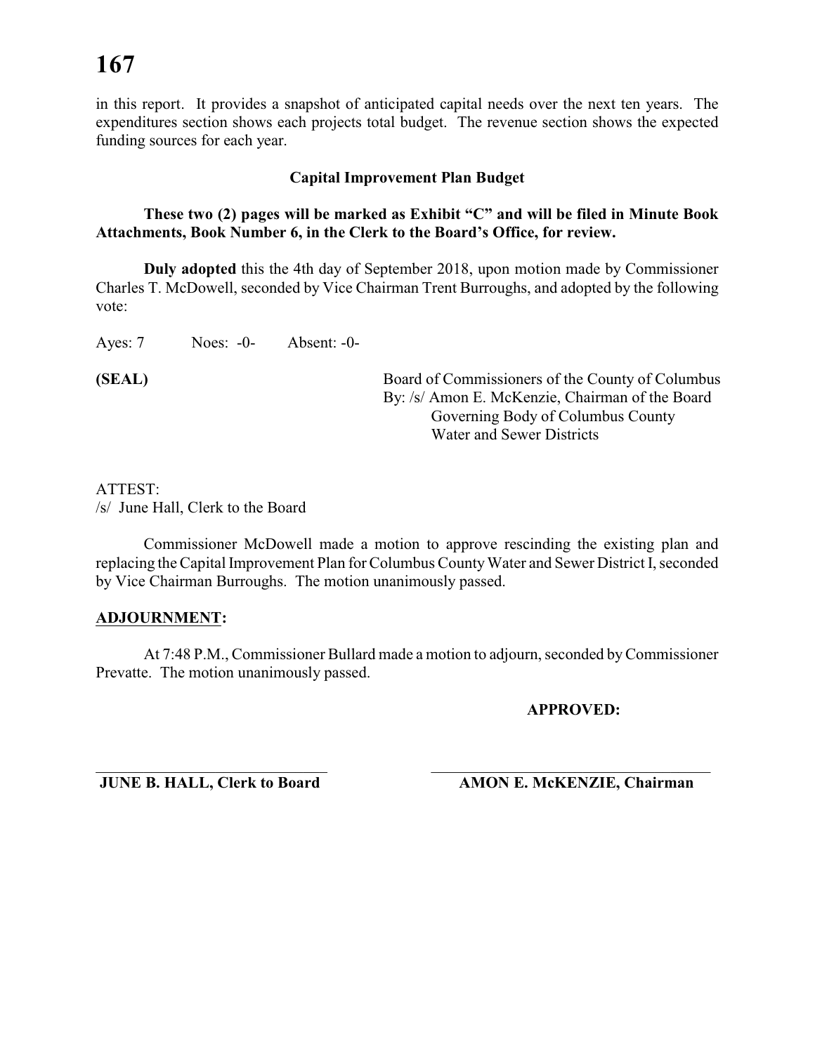in this report. It provides a snapshot of anticipated capital needs over the next ten years. The expenditures section shows each projects total budget. The revenue section shows the expected funding sources for each year.

**Capital Improvement Plan Budget**

**These two (2) pages will be marked as Exhibit "C" and will be filed in Minute Book Attachments, Book Number 6, in the Clerk to the Board's Office, for review.**

**Duly adopted** this the 4th day of September 2018, upon motion made by Commissioner Charles T. McDowell, seconded by Vice Chairman Trent Burroughs, and adopted by the following vote:

Ayes: 7 Noes: -0- Absent: -0-

**(SEAL)**

Board of Commissioners of the County of Columbus
By: /s/ Amon E. McKenzie, Chairman of the Board
Governing Body of Columbus County
Water and Sewer Districts

ATTEST:
/s/ June Hall, Clerk to the Board

Commissioner McDowell made a motion to approve rescinding the existing plan and replacing the Capital Improvement Plan for Columbus County Water and Sewer District I, seconded by Vice Chairman Burroughs. The motion unanimously passed.

## ADJOURNMENT:

At 7:48 P.M., Commissioner Bullard made a motion to adjourn, seconded by Commissioner Prevatte. The motion unanimously passed.

**APPROVED:**

\_\_\_\_\_\_\_\_\_\_\_\_\_\_\_\_\_\_\_\_\_\_\_\_\_\_\_\_\_\_
**JUNE B. HALL, Clerk to Board**

\_\_\_\_\_\_\_\_\_\_\_\_\_\_\_\_\_\_\_\_\_\_\_\_\_\_\_\_\_\_
**AMON E. McKENZIE, Chairman**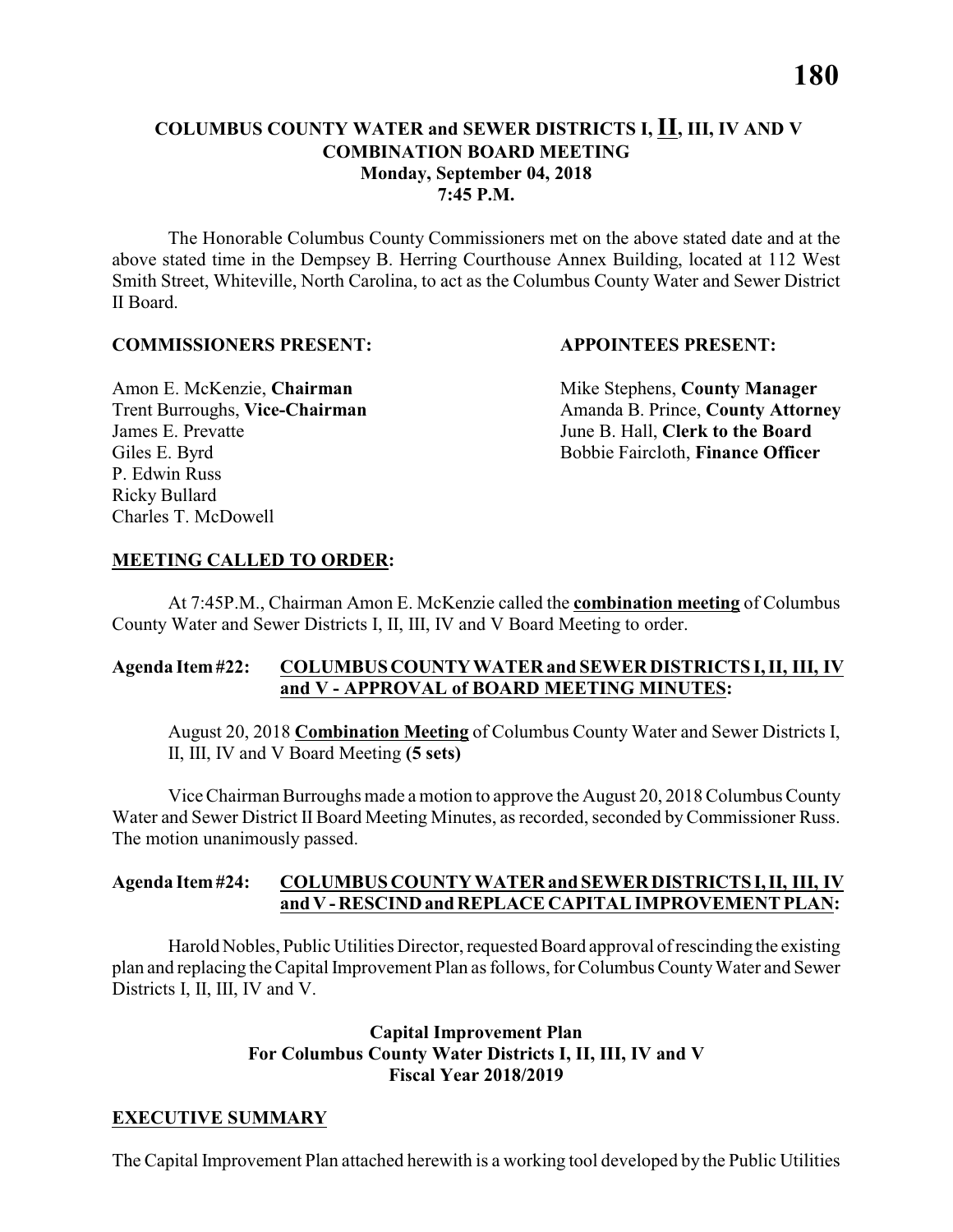## COLUMBUS COUNTY WATER and SEWER DISTRICTS I, II, III, IV AND V COMBINATION BOARD MEETING
**Monday, September 04, 2018**
**7:45 P.M.**

The Honorable Columbus County Commissioners met on the above stated date and at the above stated time in the Dempsey B. Herring Courthouse Annex Building, located at 112 West Smith Street, Whiteville, North Carolina, to act as the Columbus County Water and Sewer District II Board.

**COMMISSIONERS PRESENT:**

Amon E. McKenzie, **Chairman**
Trent Burroughs, **Vice-Chairman**
James E. Prevatte
Giles E. Byrd
P. Edwin Russ
Ricky Bullard
Charles T. McDowell

**APPOINTEES PRESENT:**

Mike Stephens, **County Manager**
Amanda B. Prince, **County Attorney**
June B. Hall, **Clerk to the Board**
Bobbie Faircloth, **Finance Officer**

**MEETING CALLED TO ORDER:**

At 7:45P.M., Chairman Amon E. McKenzie called the **combination meeting** of Columbus County Water and Sewer Districts I, II, III, IV and V Board Meeting to order.

**Agenda Item #22: COLUMBUS COUNTY WATER and SEWER DISTRICTS I, II, III, IV and V - APPROVAL of BOARD MEETING MINUTES:**

August 20, 2018 **Combination Meeting** of Columbus County Water and Sewer Districts I, II, III, IV and V Board Meeting **(5 sets)**

Vice Chairman Burroughs made a motion to approve the August 20, 2018 Columbus County Water and Sewer District II Board Meeting Minutes, as recorded, seconded by Commissioner Russ. The motion unanimously passed.

**Agenda Item #24: COLUMBUS COUNTY WATER and SEWER DISTRICTS I, II, III, IV and V - RESCIND and REPLACE CAPITAL IMPROVEMENT PLAN:**

Harold Nobles, Public Utilities Director, requested Board approval of rescinding the existing plan and replacing the Capital Improvement Plan as follows, for Columbus County Water and Sewer Districts I, II, III, IV and V.

**Capital Improvement Plan**
**For Columbus County Water Districts I, II, III, IV and V**
**Fiscal Year 2018/2019**

**EXECUTIVE SUMMARY**

The Capital Improvement Plan attached herewith is a working tool developed by the Public Utilities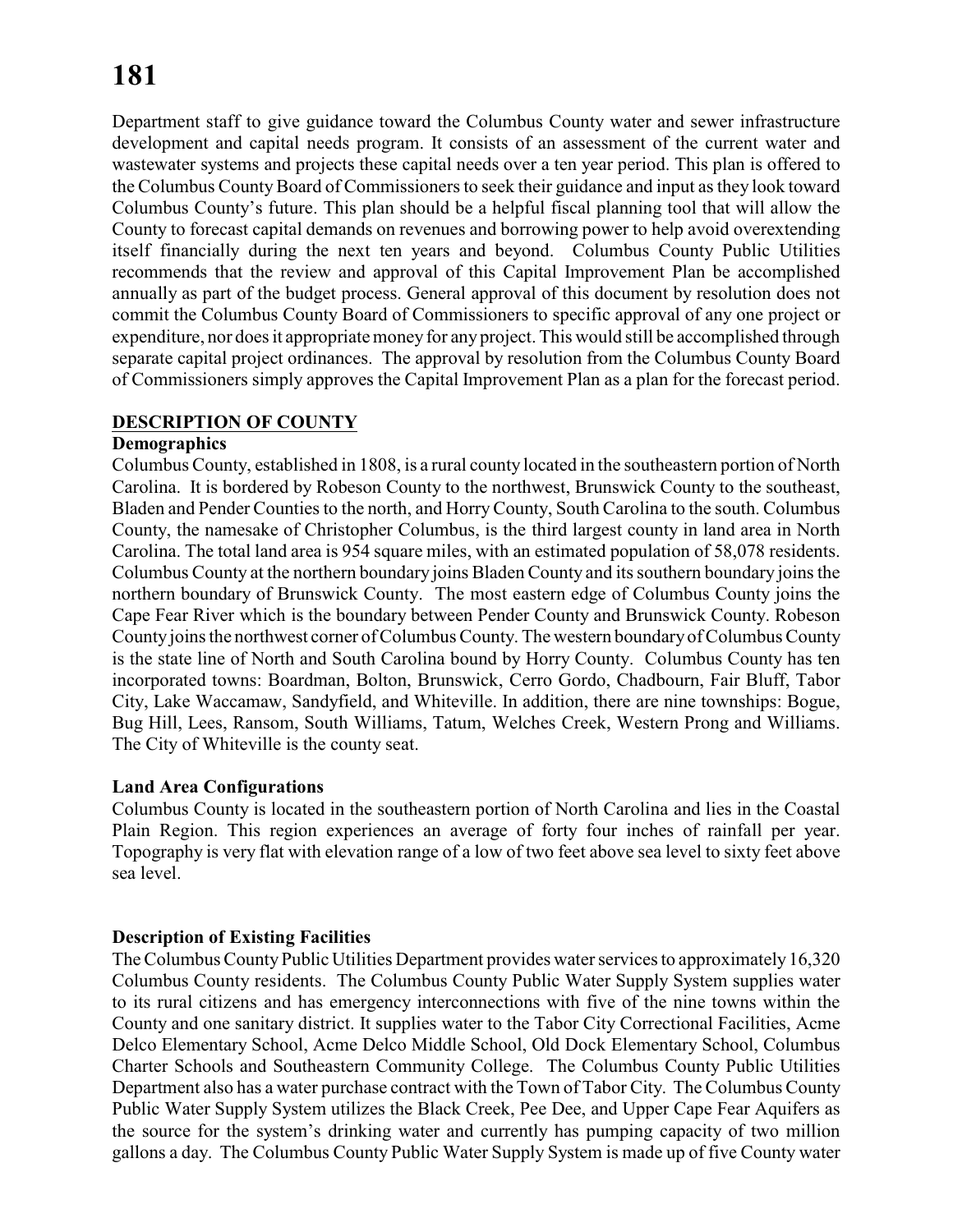Department staff to give guidance toward the Columbus County water and sewer infrastructure development and capital needs program. It consists of an assessment of the current water and wastewater systems and projects these capital needs over a ten year period. This plan is offered to the Columbus County Board of Commissioners to seek their guidance and input as they look toward Columbus County's future. This plan should be a helpful fiscal planning tool that will allow the County to forecast capital demands on revenues and borrowing power to help avoid overextending itself financially during the next ten years and beyond. Columbus County Public Utilities recommends that the review and approval of this Capital Improvement Plan be accomplished annually as part of the budget process. General approval of this document by resolution does not commit the Columbus County Board of Commissioners to specific approval of any one project or expenditure, nor does it appropriate money for any project. This would still be accomplished through separate capital project ordinances. The approval by resolution from the Columbus County Board of Commissioners simply approves the Capital Improvement Plan as a plan for the forecast period.

## DESCRIPTION OF COUNTY

### Demographics

Columbus County, established in 1808, is a rural county located in the southeastern portion of North Carolina. It is bordered by Robeson County to the northwest, Brunswick County to the southeast, Bladen and Pender Counties to the north, and Horry County, South Carolina to the south. Columbus County, the namesake of Christopher Columbus, is the third largest county in land area in North Carolina. The total land area is 954 square miles, with an estimated population of 58,078 residents. Columbus County at the northern boundary joins Bladen County and its southern boundary joins the northern boundary of Brunswick County. The most eastern edge of Columbus County joins the Cape Fear River which is the boundary between Pender County and Brunswick County. Robeson County joins the northwest corner of Columbus County. The western boundary of Columbus County is the state line of North and South Carolina bound by Horry County. Columbus County has ten incorporated towns: Boardman, Bolton, Brunswick, Cerro Gordo, Chadbourn, Fair Bluff, Tabor City, Lake Waccamaw, Sandyfield, and Whiteville. In addition, there are nine townships: Bogue, Bug Hill, Lees, Ransom, South Williams, Tatum, Welches Creek, Western Prong and Williams. The City of Whiteville is the county seat.

### Land Area Configurations

Columbus County is located in the southeastern portion of North Carolina and lies in the Coastal Plain Region. This region experiences an average of forty four inches of rainfall per year. Topography is very flat with elevation range of a low of two feet above sea level to sixty feet above sea level.

### Description of Existing Facilities

The Columbus County Public Utilities Department provides water services to approximately 16,320 Columbus County residents. The Columbus County Public Water Supply System supplies water to its rural citizens and has emergency interconnections with five of the nine towns within the County and one sanitary district. It supplies water to the Tabor City Correctional Facilities, Acme Delco Elementary School, Acme Delco Middle School, Old Dock Elementary School, Columbus Charter Schools and Southeastern Community College. The Columbus County Public Utilities Department also has a water purchase contract with the Town of Tabor City. The Columbus County Public Water Supply System utilizes the Black Creek, Pee Dee, and Upper Cape Fear Aquifers as the source for the system's drinking water and currently has pumping capacity of two million gallons a day. The Columbus County Public Water Supply System is made up of five County water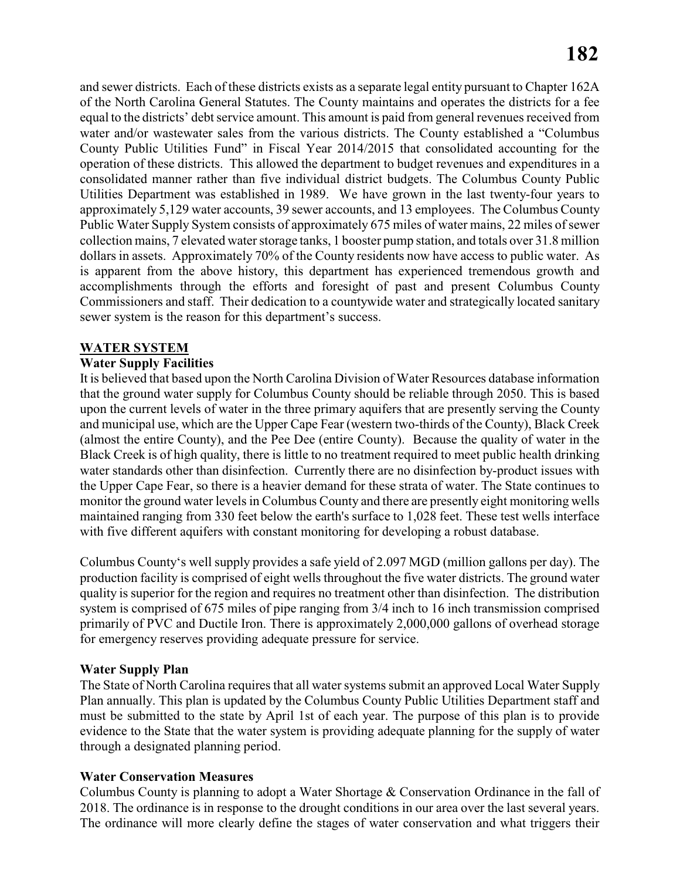and sewer districts. Each of these districts exists as a separate legal entity pursuant to Chapter 162A of the North Carolina General Statutes. The County maintains and operates the districts for a fee equal to the districts' debt service amount. This amount is paid from general revenues received from water and/or wastewater sales from the various districts. The County established a "Columbus County Public Utilities Fund" in Fiscal Year 2014/2015 that consolidated accounting for the operation of these districts. This allowed the department to budget revenues and expenditures in a consolidated manner rather than five individual district budgets. The Columbus County Public Utilities Department was established in 1989. We have grown in the last twenty-four years to approximately 5,129 water accounts, 39 sewer accounts, and 13 employees. The Columbus County Public Water Supply System consists of approximately 675 miles of water mains, 22 miles of sewer collection mains, 7 elevated water storage tanks, 1 booster pump station, and totals over 31.8 million dollars in assets. Approximately 70% of the County residents now have access to public water. As is apparent from the above history, this department has experienced tremendous growth and accomplishments through the efforts and foresight of past and present Columbus County Commissioners and staff. Their dedication to a countywide water and strategically located sanitary sewer system is the reason for this department's success.

## WATER SYSTEM

### Water Supply Facilities

It is believed that based upon the North Carolina Division of Water Resources database information that the ground water supply for Columbus County should be reliable through 2050. This is based upon the current levels of water in the three primary aquifers that are presently serving the County and municipal use, which are the Upper Cape Fear (western two-thirds of the County), Black Creek (almost the entire County), and the Pee Dee (entire County). Because the quality of water in the Black Creek is of high quality, there is little to no treatment required to meet public health drinking water standards other than disinfection. Currently there are no disinfection by-product issues with the Upper Cape Fear, so there is a heavier demand for these strata of water. The State continues to monitor the ground water levels in Columbus County and there are presently eight monitoring wells maintained ranging from 330 feet below the earth's surface to 1,028 feet. These test wells interface with five different aquifers with constant monitoring for developing a robust database.

Columbus County's well supply provides a safe yield of 2.097 MGD (million gallons per day). The production facility is comprised of eight wells throughout the five water districts. The ground water quality is superior for the region and requires no treatment other than disinfection. The distribution system is comprised of 675 miles of pipe ranging from 3/4 inch to 16 inch transmission comprised primarily of PVC and Ductile Iron. There is approximately 2,000,000 gallons of overhead storage for emergency reserves providing adequate pressure for service.

### Water Supply Plan

The State of North Carolina requires that all water systems submit an approved Local Water Supply Plan annually. This plan is updated by the Columbus County Public Utilities Department staff and must be submitted to the state by April 1st of each year. The purpose of this plan is to provide evidence to the State that the water system is providing adequate planning for the supply of water through a designated planning period.

### Water Conservation Measures

Columbus County is planning to adopt a Water Shortage & Conservation Ordinance in the fall of 2018. The ordinance is in response to the drought conditions in our area over the last several years. The ordinance will more clearly define the stages of water conservation and what triggers their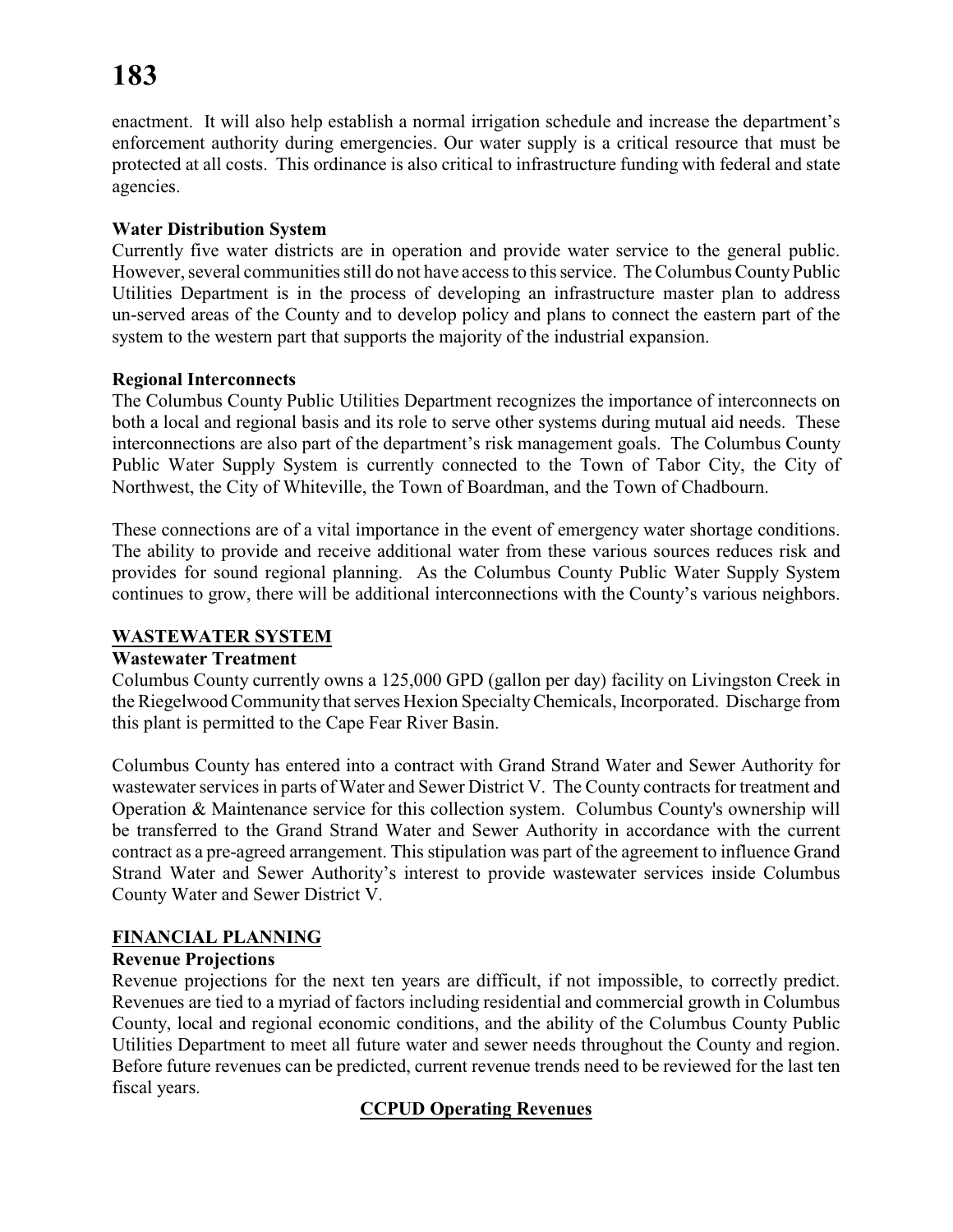enactment. It will also help establish a normal irrigation schedule and increase the department's enforcement authority during emergencies. Our water supply is a critical resource that must be protected at all costs. This ordinance is also critical to infrastructure funding with federal and state agencies.

**Water Distribution System**

Currently five water districts are in operation and provide water service to the general public. However, several communities still do not have access to this service. The Columbus County Public Utilities Department is in the process of developing an infrastructure master plan to address un-served areas of the County and to develop policy and plans to connect the eastern part of the system to the western part that supports the majority of the industrial expansion.

**Regional Interconnects**

The Columbus County Public Utilities Department recognizes the importance of interconnects on both a local and regional basis and its role to serve other systems during mutual aid needs. These interconnections are also part of the department's risk management goals. The Columbus County Public Water Supply System is currently connected to the Town of Tabor City, the City of Northwest, the City of Whiteville, the Town of Boardman, and the Town of Chadbourn.

These connections are of a vital importance in the event of emergency water shortage conditions. The ability to provide and receive additional water from these various sources reduces risk and provides for sound regional planning. As the Columbus County Public Water Supply System continues to grow, there will be additional interconnections with the County's various neighbors.

## WASTEWATER SYSTEM

**Wastewater Treatment**

Columbus County currently owns a 125,000 GPD (gallon per day) facility on Livingston Creek in the Riegelwood Community that serves Hexion Specialty Chemicals, Incorporated. Discharge from this plant is permitted to the Cape Fear River Basin.

Columbus County has entered into a contract with Grand Strand Water and Sewer Authority for wastewater services in parts of Water and Sewer District V. The County contracts for treatment and Operation & Maintenance service for this collection system. Columbus County's ownership will be transferred to the Grand Strand Water and Sewer Authority in accordance with the current contract as a pre-agreed arrangement. This stipulation was part of the agreement to influence Grand Strand Water and Sewer Authority's interest to provide wastewater services inside Columbus County Water and Sewer District V.

## FINANCIAL PLANNING

**Revenue Projections**

Revenue projections for the next ten years are difficult, if not impossible, to correctly predict. Revenues are tied to a myriad of factors including residential and commercial growth in Columbus County, local and regional economic conditions, and the ability of the Columbus County Public Utilities Department to meet all future water and sewer needs throughout the County and region. Before future revenues can be predicted, current revenue trends need to be reviewed for the last ten fiscal years.

**CCPUD Operating Revenues**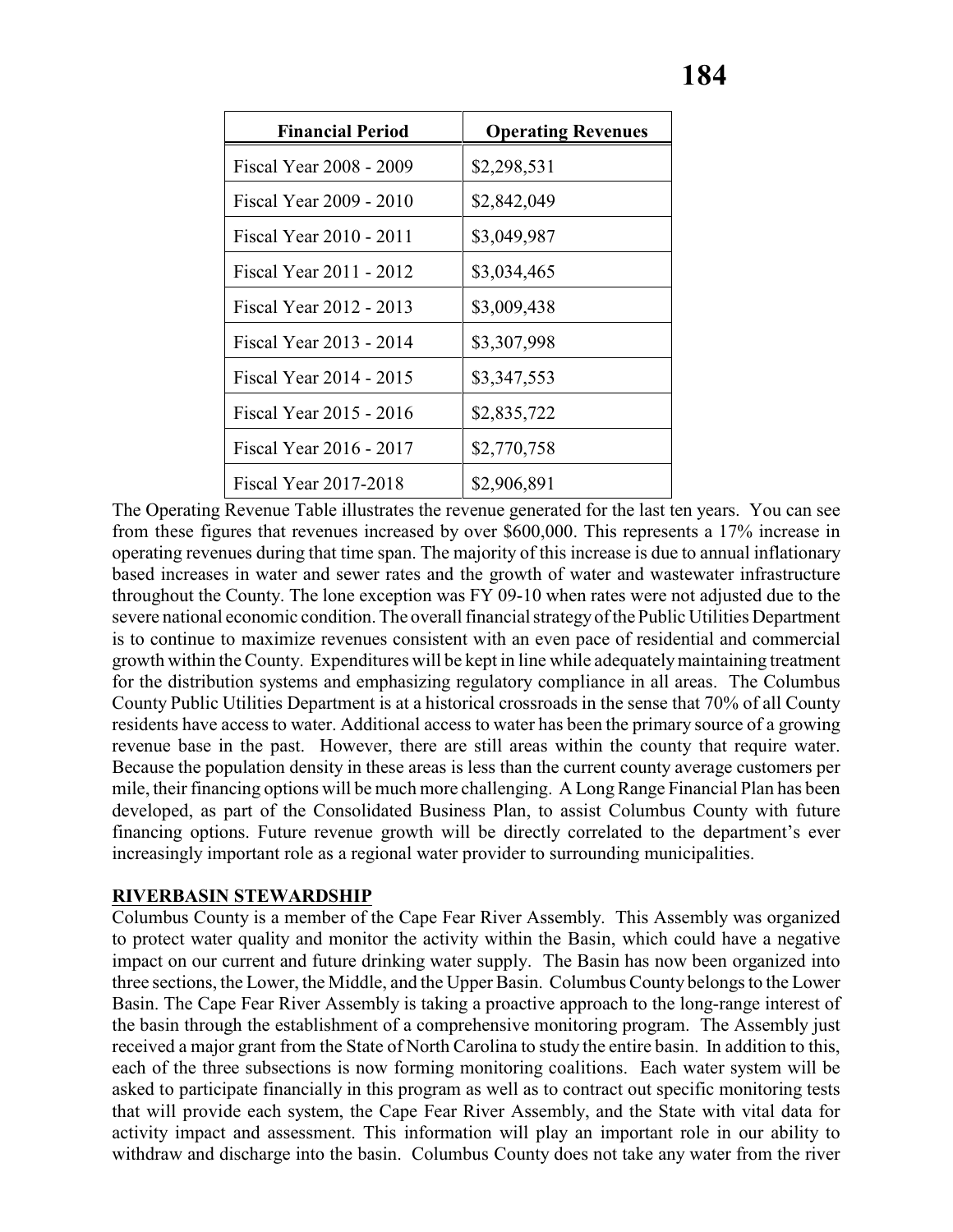| Financial Period | Operating Revenues |
| --- | --- |
| Fiscal Year 2008 - 2009 | $2,298,531 |
| Fiscal Year 2009 - 2010 | $2,842,049 |
| Fiscal Year 2010 - 2011 | $3,049,987 |
| Fiscal Year 2011 - 2012 | $3,034,465 |
| Fiscal Year 2012 - 2013 | $3,009,438 |
| Fiscal Year 2013 - 2014 | $3,307,998 |
| Fiscal Year 2014 - 2015 | $3,347,553 |
| Fiscal Year 2015 - 2016 | $2,835,722 |
| Fiscal Year 2016 - 2017 | $2,770,758 |
| Fiscal Year 2017-2018 | $2,906,891 |

The Operating Revenue Table illustrates the revenue generated for the last ten years. You can see from these figures that revenues increased by over $600,000. This represents a 17% increase in operating revenues during that time span. The majority of this increase is due to annual inflationary based increases in water and sewer rates and the growth of water and wastewater infrastructure throughout the County. The lone exception was FY 09-10 when rates were not adjusted due to the severe national economic condition. The overall financial strategy of the Public Utilities Department is to continue to maximize revenues consistent with an even pace of residential and commercial growth within the County. Expenditures will be kept in line while adequately maintaining treatment for the distribution systems and emphasizing regulatory compliance in all areas. The Columbus County Public Utilities Department is at a historical crossroads in the sense that 70% of all County residents have access to water. Additional access to water has been the primary source of a growing revenue base in the past. However, there are still areas within the county that require water. Because the population density in these areas is less than the current county average customers per mile, their financing options will be much more challenging. A Long Range Financial Plan has been developed, as part of the Consolidated Business Plan, to assist Columbus County with future financing options. Future revenue growth will be directly correlated to the department's ever increasingly important role as a regional water provider to surrounding municipalities.

**RIVERBASIN STEWARDSHIP**

Columbus County is a member of the Cape Fear River Assembly. This Assembly was organized to protect water quality and monitor the activity within the Basin, which could have a negative impact on our current and future drinking water supply. The Basin has now been organized into three sections, the Lower, the Middle, and the Upper Basin. Columbus County belongs to the Lower Basin. The Cape Fear River Assembly is taking a proactive approach to the long-range interest of the basin through the establishment of a comprehensive monitoring program. The Assembly just received a major grant from the State of North Carolina to study the entire basin. In addition to this, each of the three subsections is now forming monitoring coalitions. Each water system will be asked to participate financially in this program as well as to contract out specific monitoring tests that will provide each system, the Cape Fear River Assembly, and the State with vital data for activity impact and assessment. This information will play an important role in our ability to withdraw and discharge into the basin. Columbus County does not take any water from the river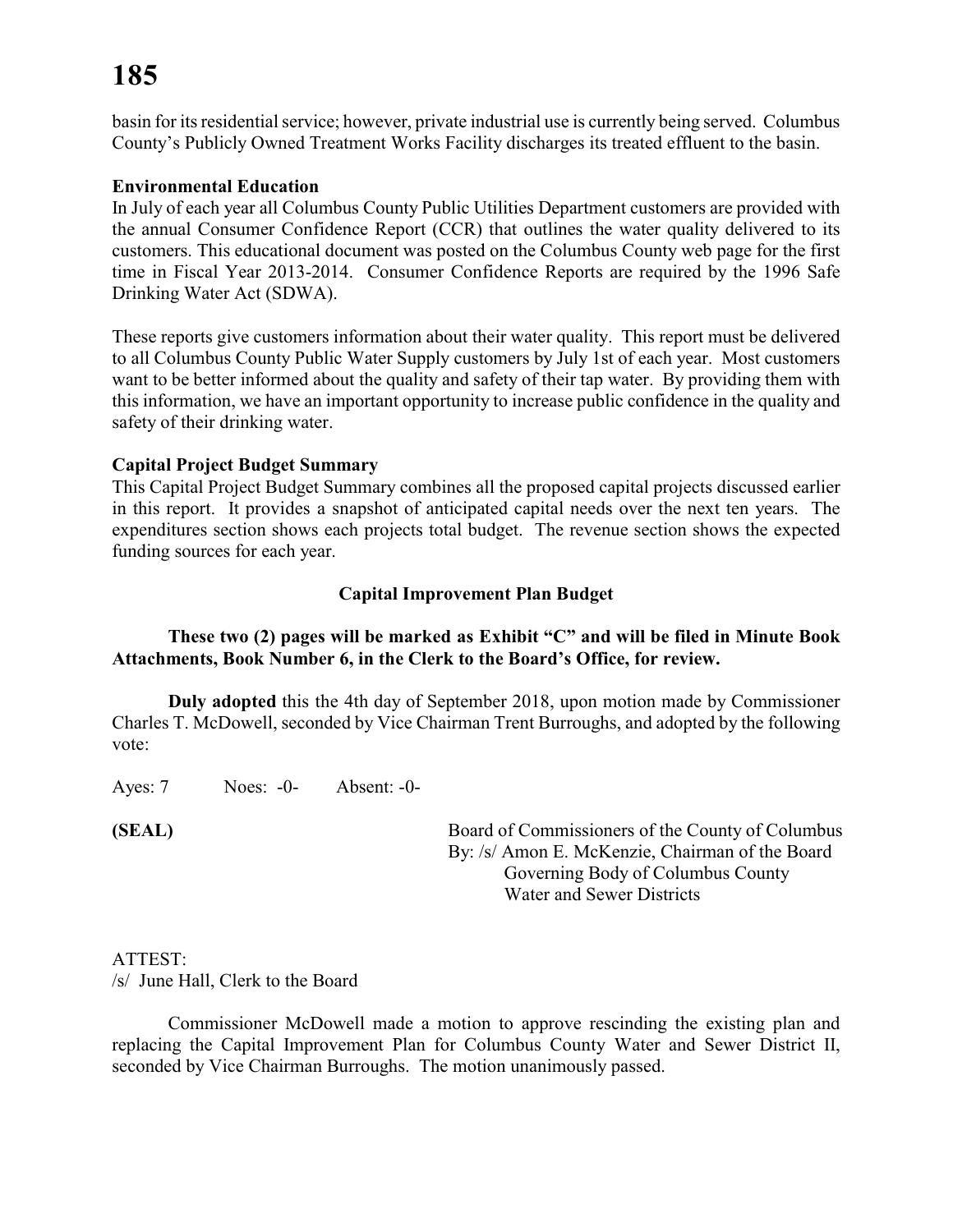basin for its residential service; however, private industrial use is currently being served. Columbus County's Publicly Owned Treatment Works Facility discharges its treated effluent to the basin.

**Environmental Education**

In July of each year all Columbus County Public Utilities Department customers are provided with the annual Consumer Confidence Report (CCR) that outlines the water quality delivered to its customers. This educational document was posted on the Columbus County web page for the first time in Fiscal Year 2013-2014. Consumer Confidence Reports are required by the 1996 Safe Drinking Water Act (SDWA).

These reports give customers information about their water quality. This report must be delivered to all Columbus County Public Water Supply customers by July 1st of each year. Most customers want to be better informed about the quality and safety of their tap water. By providing them with this information, we have an important opportunity to increase public confidence in the quality and safety of their drinking water.

**Capital Project Budget Summary**

This Capital Project Budget Summary combines all the proposed capital projects discussed earlier in this report. It provides a snapshot of anticipated capital needs over the next ten years. The expenditures section shows each projects total budget. The revenue section shows the expected funding sources for each year.

**Capital Improvement Plan Budget**

**These two (2) pages will be marked as Exhibit "C" and will be filed in Minute Book Attachments, Book Number 6, in the Clerk to the Board's Office, for review.**

**Duly adopted** this the 4th day of September 2018, upon motion made by Commissioner Charles T. McDowell, seconded by Vice Chairman Trent Burroughs, and adopted by the following vote:

Ayes: 7 Noes: -0- Absent: -0-

**(SEAL)**

Board of Commissioners of the County of Columbus
By: /s/ Amon E. McKenzie, Chairman of the Board
Governing Body of Columbus County
Water and Sewer Districts

ATTEST:
/s/ June Hall, Clerk to the Board

Commissioner McDowell made a motion to approve rescinding the existing plan and replacing the Capital Improvement Plan for Columbus County Water and Sewer District II, seconded by Vice Chairman Burroughs. The motion unanimously passed.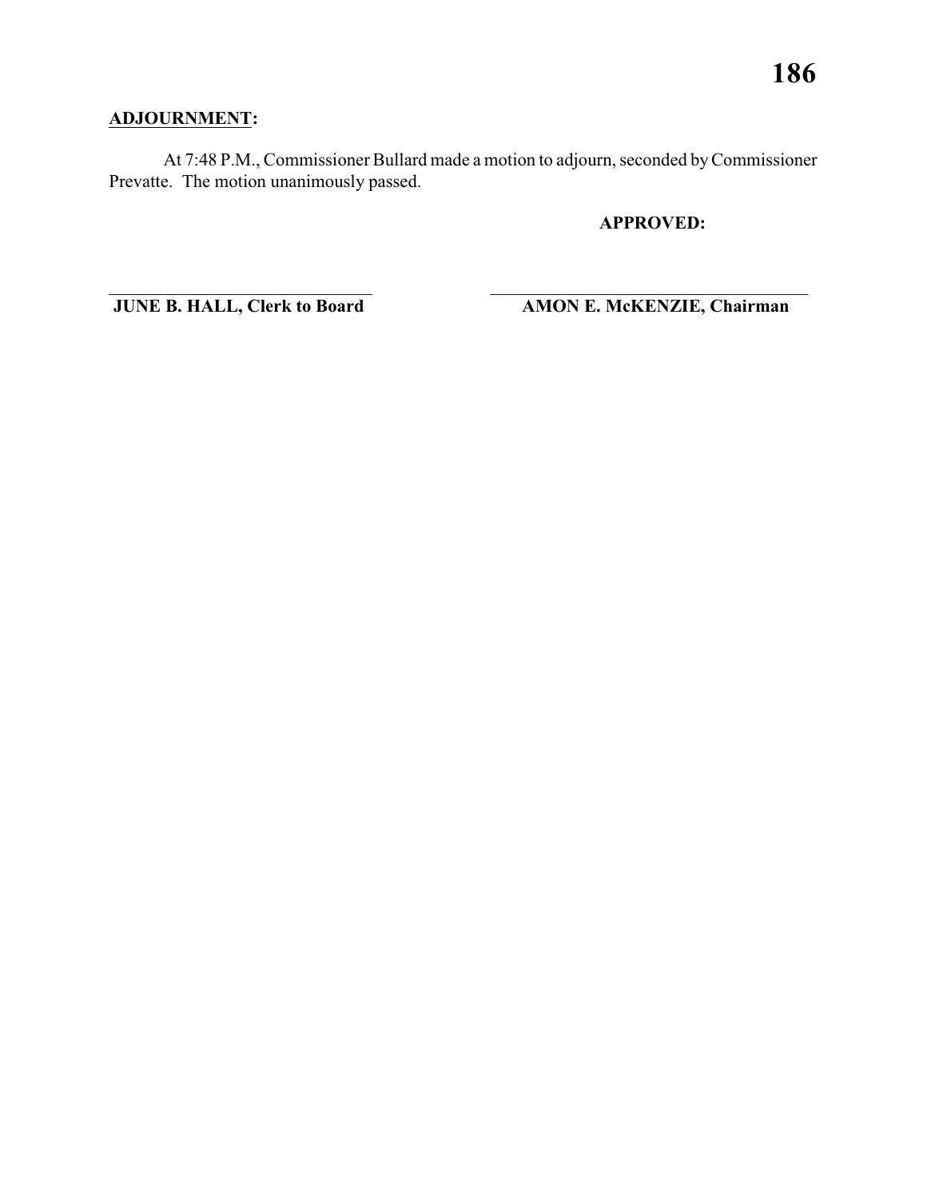**ADJOURNMENT:**

At 7:48 P.M., Commissioner Bullard made a motion to adjourn, seconded by Commissioner Prevatte. The motion unanimously passed.

**APPROVED:**

| | |
|---|---|
| **JUNE B. HALL, Clerk to Board** | **AMON E. McKENZIE, Chairman** |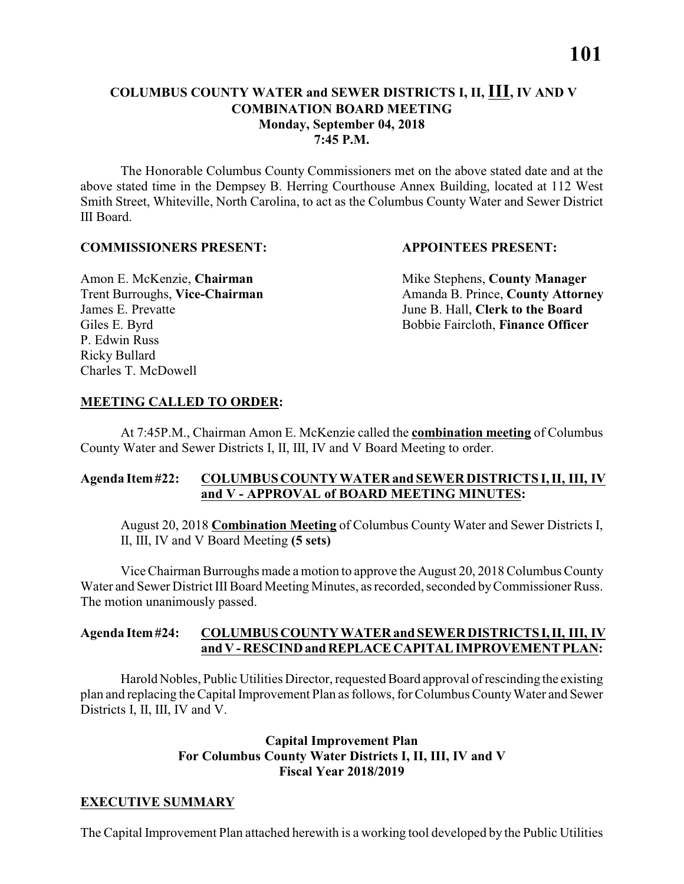## COLUMBUS COUNTY WATER and SEWER DISTRICTS I, II, III, IV AND V COMBINATION BOARD MEETING
**Monday, September 04, 2018**
**7:45 P.M.**

The Honorable Columbus County Commissioners met on the above stated date and at the above stated time in the Dempsey B. Herring Courthouse Annex Building, located at 112 West Smith Street, Whiteville, North Carolina, to act as the Columbus County Water and Sewer District III Board.

**COMMISSIONERS PRESENT:**

Amon E. McKenzie, **Chairman**
Trent Burroughs, **Vice-Chairman**
James E. Prevatte
Giles E. Byrd
P. Edwin Russ
Ricky Bullard
Charles T. McDowell

**APPOINTEES PRESENT:**

Mike Stephens, **County Manager**
Amanda B. Prince, **County Attorney**
June B. Hall, **Clerk to the Board**
Bobbie Faircloth, **Finance Officer**

**MEETING CALLED TO ORDER:**

At 7:45P.M., Chairman Amon E. McKenzie called the **combination meeting** of Columbus County Water and Sewer Districts I, II, III, IV and V Board Meeting to order.

**Agenda Item #22: COLUMBUS COUNTY WATER and SEWER DISTRICTS I, II, III, IV and V - APPROVAL of BOARD MEETING MINUTES:**

August 20, 2018 **Combination Meeting** of Columbus County Water and Sewer Districts I, II, III, IV and V Board Meeting **(5 sets)**

Vice Chairman Burroughs made a motion to approve the August 20, 2018 Columbus County Water and Sewer District III Board Meeting Minutes, as recorded, seconded by Commissioner Russ. The motion unanimously passed.

**Agenda Item #24: COLUMBUS COUNTY WATER and SEWER DISTRICTS I, II, III, IV and V - RESCIND and REPLACE CAPITAL IMPROVEMENT PLAN:**

Harold Nobles, Public Utilities Director, requested Board approval of rescinding the existing plan and replacing the Capital Improvement Plan as follows, for Columbus County Water and Sewer Districts I, II, III, IV and V.

**Capital Improvement Plan**
**For Columbus County Water Districts I, II, III, IV and V**
**Fiscal Year 2018/2019**

**EXECUTIVE SUMMARY**

The Capital Improvement Plan attached herewith is a working tool developed by the Public Utilities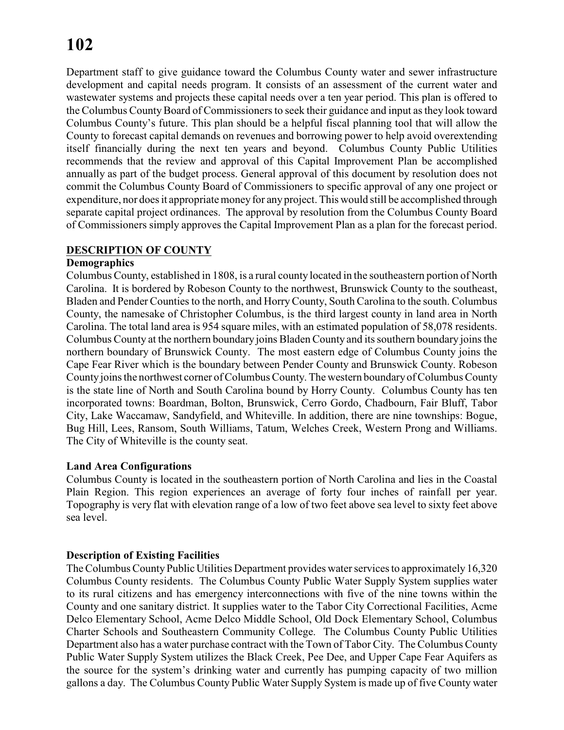Department staff to give guidance toward the Columbus County water and sewer infrastructure development and capital needs program. It consists of an assessment of the current water and wastewater systems and projects these capital needs over a ten year period. This plan is offered to the Columbus County Board of Commissioners to seek their guidance and input as they look toward Columbus County's future. This plan should be a helpful fiscal planning tool that will allow the County to forecast capital demands on revenues and borrowing power to help avoid overextending itself financially during the next ten years and beyond. Columbus County Public Utilities recommends that the review and approval of this Capital Improvement Plan be accomplished annually as part of the budget process. General approval of this document by resolution does not commit the Columbus County Board of Commissioners to specific approval of any one project or expenditure, nor does it appropriate money for any project. This would still be accomplished through separate capital project ordinances. The approval by resolution from the Columbus County Board of Commissioners simply approves the Capital Improvement Plan as a plan for the forecast period.

## DESCRIPTION OF COUNTY

### Demographics

Columbus County, established in 1808, is a rural county located in the southeastern portion of North Carolina. It is bordered by Robeson County to the northwest, Brunswick County to the southeast, Bladen and Pender Counties to the north, and Horry County, South Carolina to the south. Columbus County, the namesake of Christopher Columbus, is the third largest county in land area in North Carolina. The total land area is 954 square miles, with an estimated population of 58,078 residents. Columbus County at the northern boundary joins Bladen County and its southern boundary joins the northern boundary of Brunswick County. The most eastern edge of Columbus County joins the Cape Fear River which is the boundary between Pender County and Brunswick County. Robeson County joins the northwest corner of Columbus County. The western boundary of Columbus County is the state line of North and South Carolina bound by Horry County. Columbus County has ten incorporated towns: Boardman, Bolton, Brunswick, Cerro Gordo, Chadbourn, Fair Bluff, Tabor City, Lake Waccamaw, Sandyfield, and Whiteville. In addition, there are nine townships: Bogue, Bug Hill, Lees, Ransom, South Williams, Tatum, Welches Creek, Western Prong and Williams. The City of Whiteville is the county seat.

### Land Area Configurations

Columbus County is located in the southeastern portion of North Carolina and lies in the Coastal Plain Region. This region experiences an average of forty four inches of rainfall per year. Topography is very flat with elevation range of a low of two feet above sea level to sixty feet above sea level.

### Description of Existing Facilities

The Columbus County Public Utilities Department provides water services to approximately 16,320 Columbus County residents. The Columbus County Public Water Supply System supplies water to its rural citizens and has emergency interconnections with five of the nine towns within the County and one sanitary district. It supplies water to the Tabor City Correctional Facilities, Acme Delco Elementary School, Acme Delco Middle School, Old Dock Elementary School, Columbus Charter Schools and Southeastern Community College. The Columbus County Public Utilities Department also has a water purchase contract with the Town of Tabor City. The Columbus County Public Water Supply System utilizes the Black Creek, Pee Dee, and Upper Cape Fear Aquifers as the source for the system's drinking water and currently has pumping capacity of two million gallons a day. The Columbus County Public Water Supply System is made up of five County water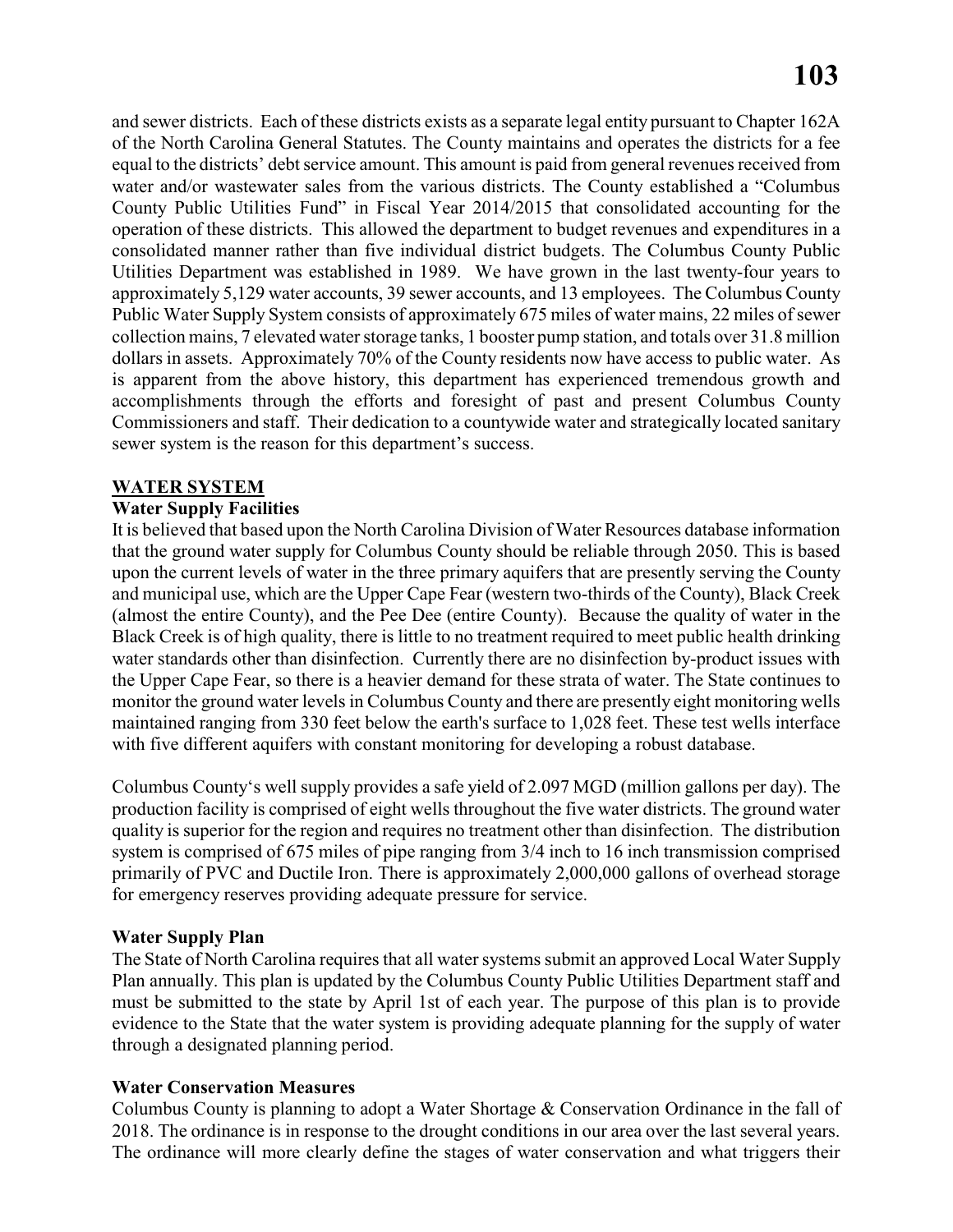and sewer districts. Each of these districts exists as a separate legal entity pursuant to Chapter 162A of the North Carolina General Statutes. The County maintains and operates the districts for a fee equal to the districts' debt service amount. This amount is paid from general revenues received from water and/or wastewater sales from the various districts. The County established a "Columbus County Public Utilities Fund" in Fiscal Year 2014/2015 that consolidated accounting for the operation of these districts. This allowed the department to budget revenues and expenditures in a consolidated manner rather than five individual district budgets. The Columbus County Public Utilities Department was established in 1989. We have grown in the last twenty-four years to approximately 5,129 water accounts, 39 sewer accounts, and 13 employees. The Columbus County Public Water Supply System consists of approximately 675 miles of water mains, 22 miles of sewer collection mains, 7 elevated water storage tanks, 1 booster pump station, and totals over 31.8 million dollars in assets. Approximately 70% of the County residents now have access to public water. As is apparent from the above history, this department has experienced tremendous growth and accomplishments through the efforts and foresight of past and present Columbus County Commissioners and staff. Their dedication to a countywide water and strategically located sanitary sewer system is the reason for this department's success.

## WATER SYSTEM

### Water Supply Facilities

It is believed that based upon the North Carolina Division of Water Resources database information that the ground water supply for Columbus County should be reliable through 2050. This is based upon the current levels of water in the three primary aquifers that are presently serving the County and municipal use, which are the Upper Cape Fear (western two-thirds of the County), Black Creek (almost the entire County), and the Pee Dee (entire County). Because the quality of water in the Black Creek is of high quality, there is little to no treatment required to meet public health drinking water standards other than disinfection. Currently there are no disinfection by-product issues with the Upper Cape Fear, so there is a heavier demand for these strata of water. The State continues to monitor the ground water levels in Columbus County and there are presently eight monitoring wells maintained ranging from 330 feet below the earth's surface to 1,028 feet. These test wells interface with five different aquifers with constant monitoring for developing a robust database.

Columbus County's well supply provides a safe yield of 2.097 MGD (million gallons per day). The production facility is comprised of eight wells throughout the five water districts. The ground water quality is superior for the region and requires no treatment other than disinfection. The distribution system is comprised of 675 miles of pipe ranging from 3/4 inch to 16 inch transmission comprised primarily of PVC and Ductile Iron. There is approximately 2,000,000 gallons of overhead storage for emergency reserves providing adequate pressure for service.

### Water Supply Plan

The State of North Carolina requires that all water systems submit an approved Local Water Supply Plan annually. This plan is updated by the Columbus County Public Utilities Department staff and must be submitted to the state by April 1st of each year. The purpose of this plan is to provide evidence to the State that the water system is providing adequate planning for the supply of water through a designated planning period.

### Water Conservation Measures

Columbus County is planning to adopt a Water Shortage & Conservation Ordinance in the fall of 2018. The ordinance is in response to the drought conditions in our area over the last several years. The ordinance will more clearly define the stages of water conservation and what triggers their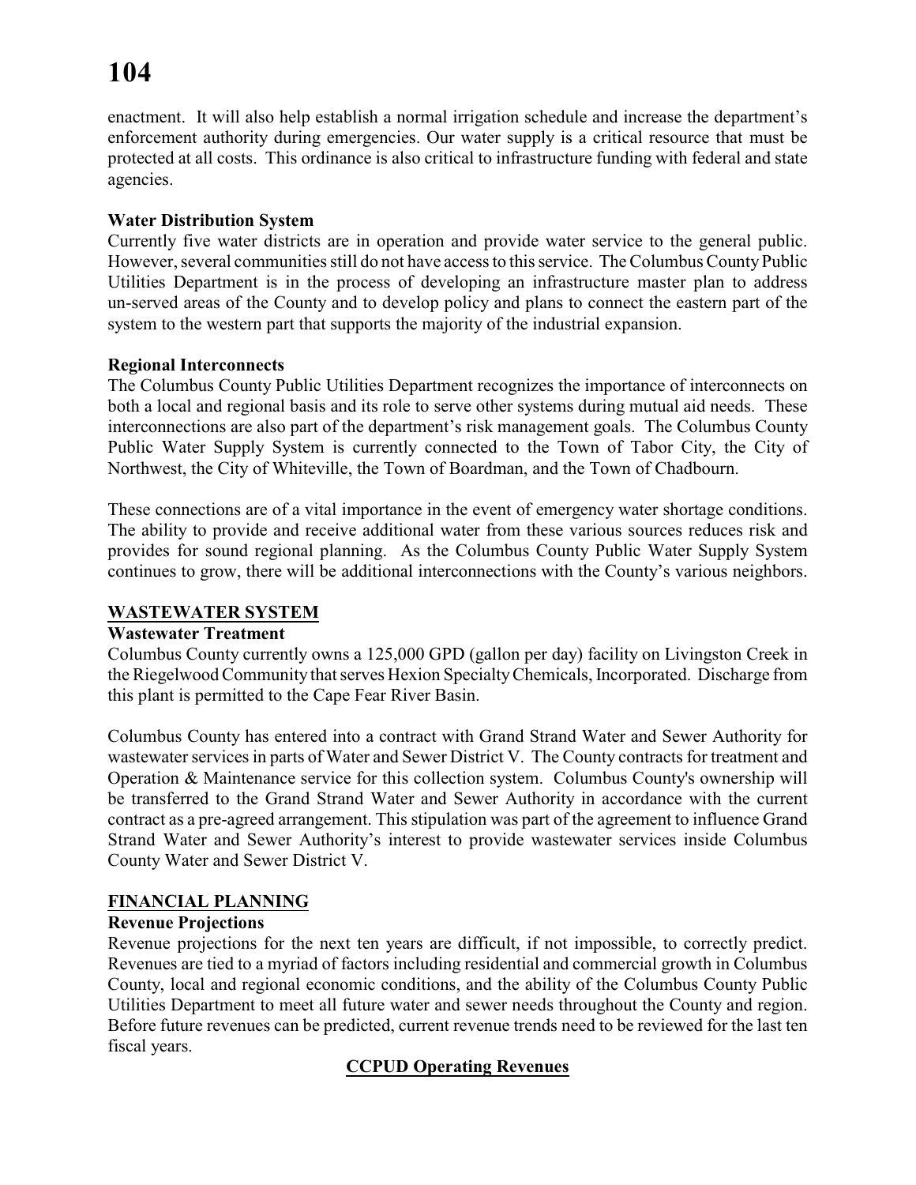enactment. It will also help establish a normal irrigation schedule and increase the department's enforcement authority during emergencies. Our water supply is a critical resource that must be protected at all costs. This ordinance is also critical to infrastructure funding with federal and state agencies.

**Water Distribution System**

Currently five water districts are in operation and provide water service to the general public. However, several communities still do not have access to this service. The Columbus County Public Utilities Department is in the process of developing an infrastructure master plan to address un-served areas of the County and to develop policy and plans to connect the eastern part of the system to the western part that supports the majority of the industrial expansion.

**Regional Interconnects**

The Columbus County Public Utilities Department recognizes the importance of interconnects on both a local and regional basis and its role to serve other systems during mutual aid needs. These interconnections are also part of the department's risk management goals. The Columbus County Public Water Supply System is currently connected to the Town of Tabor City, the City of Northwest, the City of Whiteville, the Town of Boardman, and the Town of Chadbourn.

These connections are of a vital importance in the event of emergency water shortage conditions. The ability to provide and receive additional water from these various sources reduces risk and provides for sound regional planning. As the Columbus County Public Water Supply System continues to grow, there will be additional interconnections with the County's various neighbors.

## WASTEWATER SYSTEM

**Wastewater Treatment**

Columbus County currently owns a 125,000 GPD (gallon per day) facility on Livingston Creek in the Riegelwood Community that serves Hexion Specialty Chemicals, Incorporated. Discharge from this plant is permitted to the Cape Fear River Basin.

Columbus County has entered into a contract with Grand Strand Water and Sewer Authority for wastewater services in parts of Water and Sewer District V. The County contracts for treatment and Operation & Maintenance service for this collection system. Columbus County's ownership will be transferred to the Grand Strand Water and Sewer Authority in accordance with the current contract as a pre-agreed arrangement. This stipulation was part of the agreement to influence Grand Strand Water and Sewer Authority's interest to provide wastewater services inside Columbus County Water and Sewer District V.

## FINANCIAL PLANNING

**Revenue Projections**

Revenue projections for the next ten years are difficult, if not impossible, to correctly predict. Revenues are tied to a myriad of factors including residential and commercial growth in Columbus County, local and regional economic conditions, and the ability of the Columbus County Public Utilities Department to meet all future water and sewer needs throughout the County and region. Before future revenues can be predicted, current revenue trends need to be reviewed for the last ten fiscal years.

**CCPUD Operating Revenues**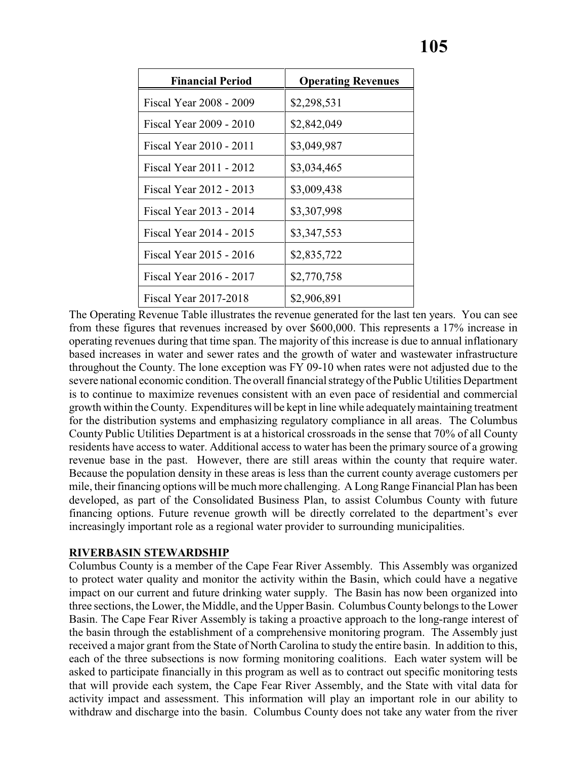| Financial Period | Operating Revenues |
|---|---|
| Fiscal Year 2008 - 2009 | $2,298,531 |
| Fiscal Year 2009 - 2010 | $2,842,049 |
| Fiscal Year 2010 - 2011 | $3,049,987 |
| Fiscal Year 2011 - 2012 | $3,034,465 |
| Fiscal Year 2012 - 2013 | $3,009,438 |
| Fiscal Year 2013 - 2014 | $3,307,998 |
| Fiscal Year 2014 - 2015 | $3,347,553 |
| Fiscal Year 2015 - 2016 | $2,835,722 |
| Fiscal Year 2016 - 2017 | $2,770,758 |
| Fiscal Year 2017-2018 | $2,906,891 |

The Operating Revenue Table illustrates the revenue generated for the last ten years. You can see from these figures that revenues increased by over $600,000. This represents a 17% increase in operating revenues during that time span. The majority of this increase is due to annual inflationary based increases in water and sewer rates and the growth of water and wastewater infrastructure throughout the County. The lone exception was FY 09-10 when rates were not adjusted due to the severe national economic condition. The overall financial strategy of the Public Utilities Department is to continue to maximize revenues consistent with an even pace of residential and commercial growth within the County. Expenditures will be kept in line while adequately maintaining treatment for the distribution systems and emphasizing regulatory compliance in all areas. The Columbus County Public Utilities Department is at a historical crossroads in the sense that 70% of all County residents have access to water. Additional access to water has been the primary source of a growing revenue base in the past. However, there are still areas within the county that require water. Because the population density in these areas is less than the current county average customers per mile, their financing options will be much more challenging. A Long Range Financial Plan has been developed, as part of the Consolidated Business Plan, to assist Columbus County with future financing options. Future revenue growth will be directly correlated to the department's ever increasingly important role as a regional water provider to surrounding municipalities.

**RIVERBASIN STEWARDSHIP**

Columbus County is a member of the Cape Fear River Assembly. This Assembly was organized to protect water quality and monitor the activity within the Basin, which could have a negative impact on our current and future drinking water supply. The Basin has now been organized into three sections, the Lower, the Middle, and the Upper Basin. Columbus County belongs to the Lower Basin. The Cape Fear River Assembly is taking a proactive approach to the long-range interest of the basin through the establishment of a comprehensive monitoring program. The Assembly just received a major grant from the State of North Carolina to study the entire basin. In addition to this, each of the three subsections is now forming monitoring coalitions. Each water system will be asked to participate financially in this program as well as to contract out specific monitoring tests that will provide each system, the Cape Fear River Assembly, and the State with vital data for activity impact and assessment. This information will play an important role in our ability to withdraw and discharge into the basin. Columbus County does not take any water from the river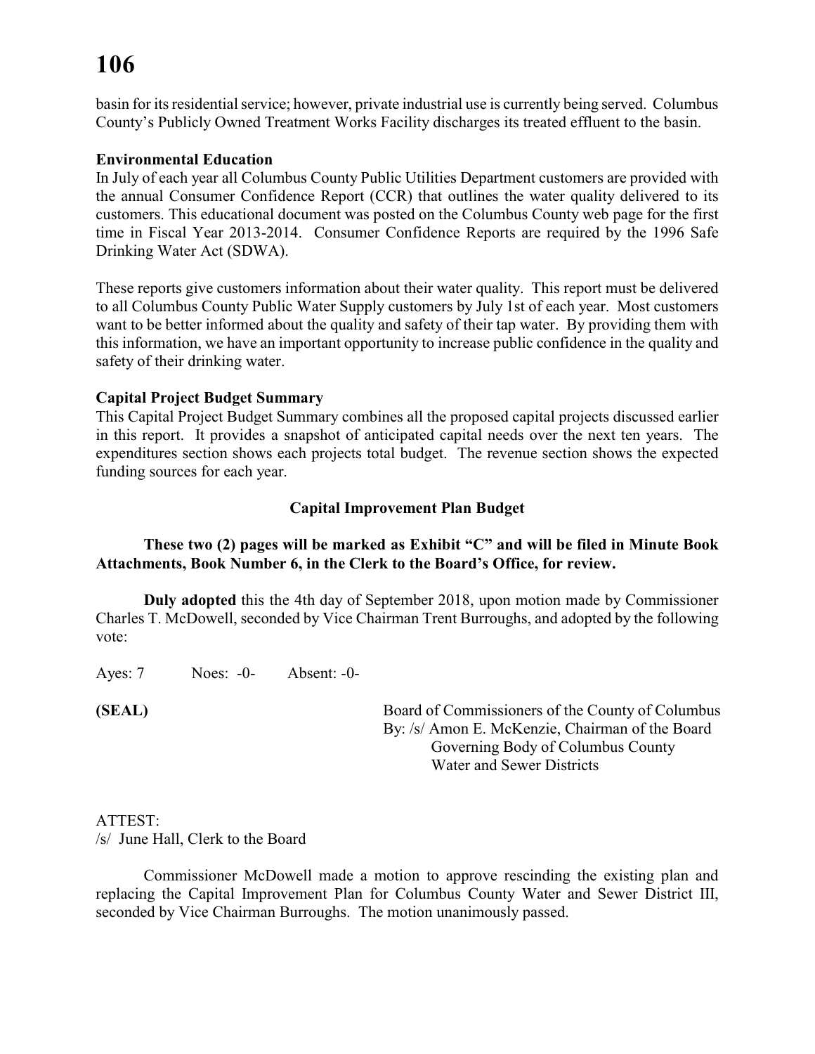basin for its residential service; however, private industrial use is currently being served. Columbus County's Publicly Owned Treatment Works Facility discharges its treated effluent to the basin.

**Environmental Education**

In July of each year all Columbus County Public Utilities Department customers are provided with the annual Consumer Confidence Report (CCR) that outlines the water quality delivered to its customers. This educational document was posted on the Columbus County web page for the first time in Fiscal Year 2013-2014. Consumer Confidence Reports are required by the 1996 Safe Drinking Water Act (SDWA).

These reports give customers information about their water quality. This report must be delivered to all Columbus County Public Water Supply customers by July 1st of each year. Most customers want to be better informed about the quality and safety of their tap water. By providing them with this information, we have an important opportunity to increase public confidence in the quality and safety of their drinking water.

**Capital Project Budget Summary**

This Capital Project Budget Summary combines all the proposed capital projects discussed earlier in this report. It provides a snapshot of anticipated capital needs over the next ten years. The expenditures section shows each projects total budget. The revenue section shows the expected funding sources for each year.

**Capital Improvement Plan Budget**

**These two (2) pages will be marked as Exhibit "C" and will be filed in Minute Book Attachments, Book Number 6, in the Clerk to the Board's Office, for review.**

**Duly adopted** this the 4th day of September 2018, upon motion made by Commissioner Charles T. McDowell, seconded by Vice Chairman Trent Burroughs, and adopted by the following vote:

Ayes: 7 Noes: -0- Absent: -0-

**(SEAL)**

Board of Commissioners of the County of Columbus
By: /s/ Amon E. McKenzie, Chairman of the Board
Governing Body of Columbus County
Water and Sewer Districts

ATTEST:
/s/ June Hall, Clerk to the Board

Commissioner McDowell made a motion to approve rescinding the existing plan and replacing the Capital Improvement Plan for Columbus County Water and Sewer District III, seconded by Vice Chairman Burroughs. The motion unanimously passed.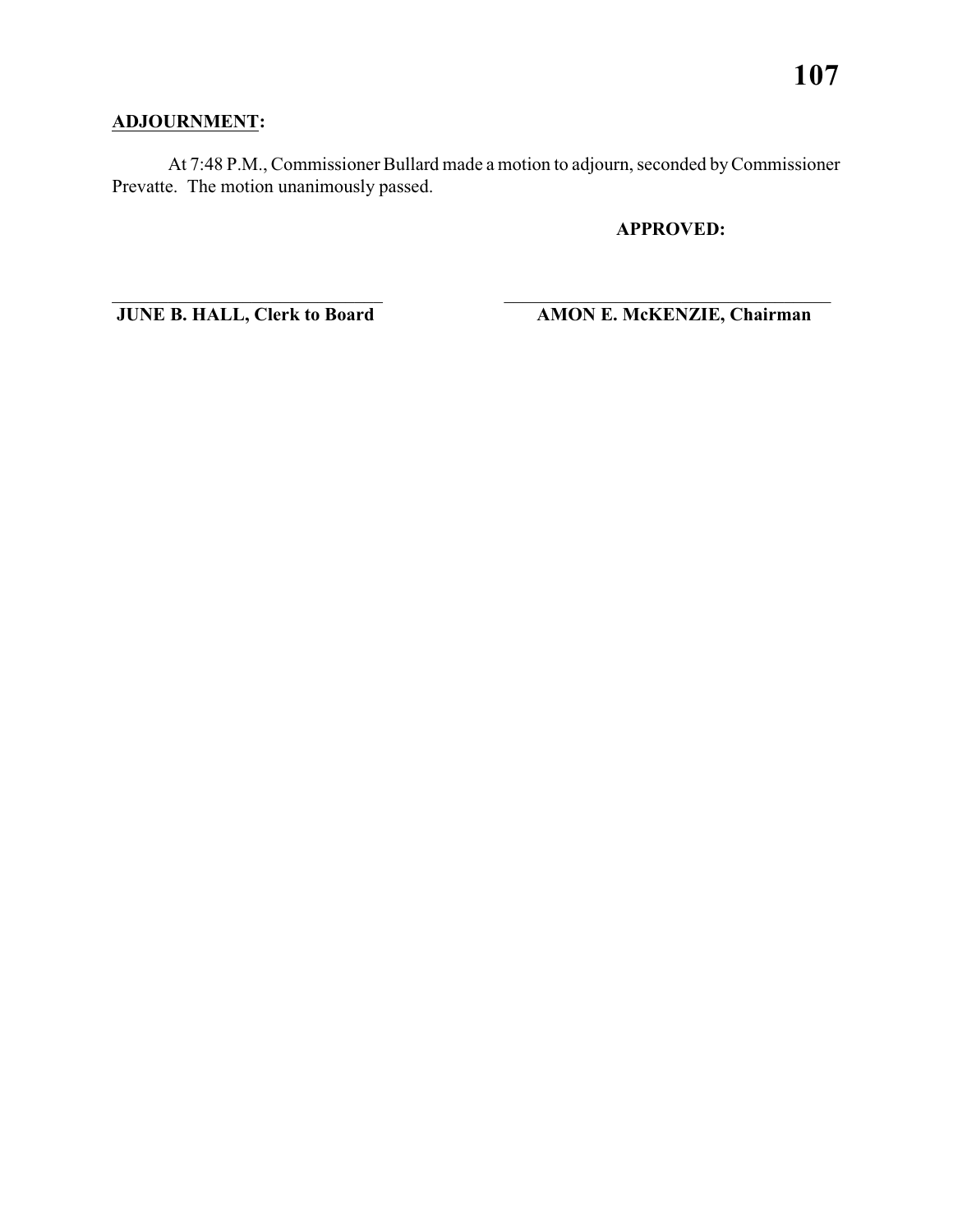**ADJOURNMENT:**

At 7:48 P.M., Commissioner Bullard made a motion to adjourn, seconded by Commissioner Prevatte. The motion unanimously passed.

**APPROVED:**

\_\_\_\_\_\_\_\_\_\_\_\_\_\_\_\_\_\_\_\_\_\_\_\_\_\_\_\_\_\_ \_\_\_\_\_\_\_\_\_\_\_\_\_\_\_\_\_\_\_\_\_\_\_\_\_\_\_\_\_\_\_\_\_\_\_\_

**JUNE B. HALL, Clerk to Board** **AMON E. McKENZIE, Chairman**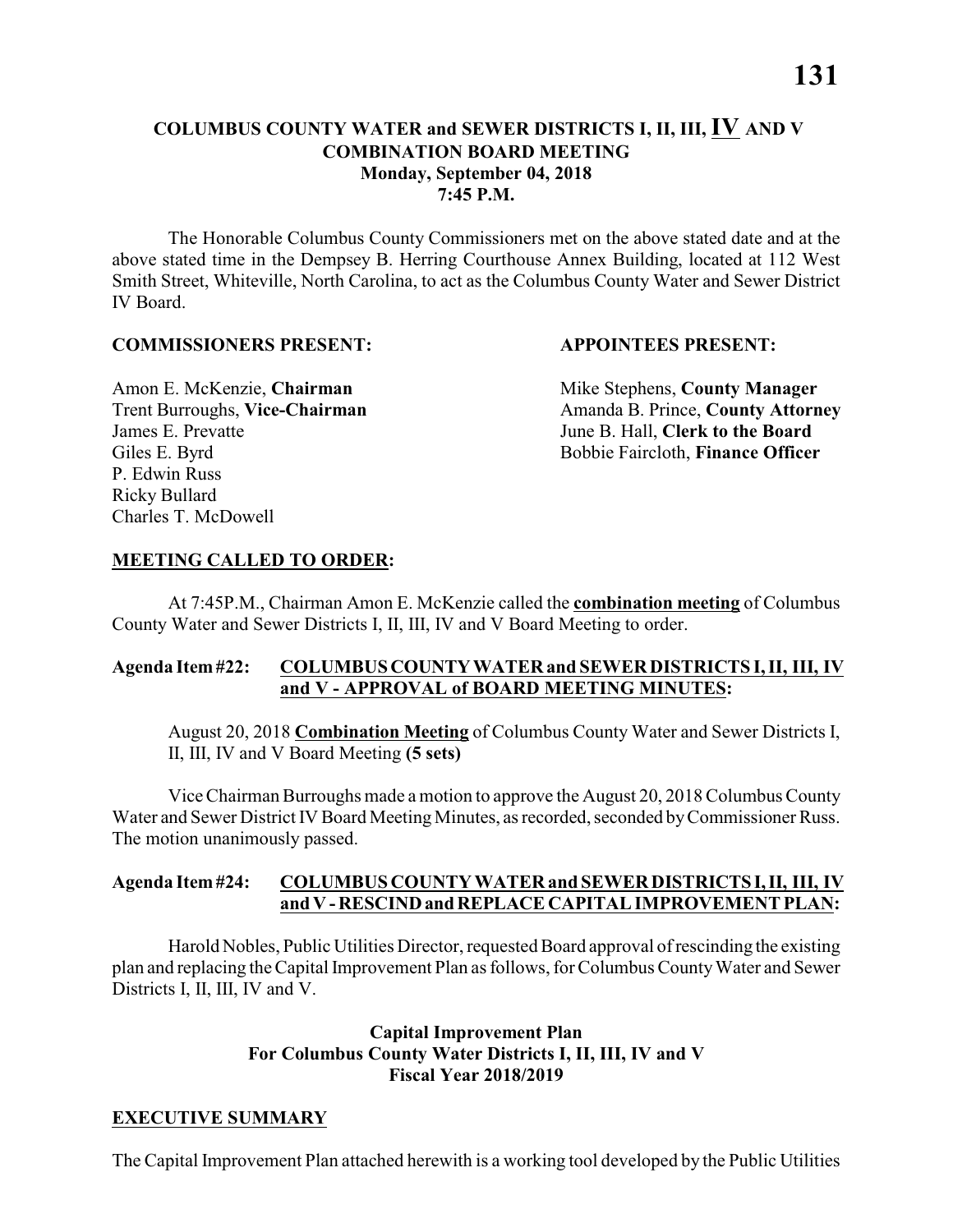# COLUMBUS COUNTY WATER and SEWER DISTRICTS I, II, III, IV AND V COMBINATION BOARD MEETING
**Monday, September 04, 2018**
**7:45 P.M.**

The Honorable Columbus County Commissioners met on the above stated date and at the above stated time in the Dempsey B. Herring Courthouse Annex Building, located at 112 West Smith Street, Whiteville, North Carolina, to act as the Columbus County Water and Sewer District IV Board.

**COMMISSIONERS PRESENT:**

Amon E. McKenzie, **Chairman**
Trent Burroughs, **Vice-Chairman**
James E. Prevatte
Giles E. Byrd
P. Edwin Russ
Ricky Bullard
Charles T. McDowell

**APPOINTEES PRESENT:**

Mike Stephens, **County Manager**
Amanda B. Prince, **County Attorney**
June B. Hall, **Clerk to the Board**
Bobbie Faircloth, **Finance Officer**

**MEETING CALLED TO ORDER:**

At 7:45P.M., Chairman Amon E. McKenzie called the **combination meeting** of Columbus County Water and Sewer Districts I, II, III, IV and V Board Meeting to order.

**Agenda Item #22: COLUMBUS COUNTY WATER and SEWER DISTRICTS I, II, III, IV and V - APPROVAL of BOARD MEETING MINUTES:**

August 20, 2018 **Combination Meeting** of Columbus County Water and Sewer Districts I, II, III, IV and V Board Meeting **(5 sets)**

Vice Chairman Burroughs made a motion to approve the August 20, 2018 Columbus County Water and Sewer District IV Board Meeting Minutes, as recorded, seconded by Commissioner Russ. The motion unanimously passed.

**Agenda Item #24: COLUMBUS COUNTY WATER and SEWER DISTRICTS I, II, III, IV and V - RESCIND and REPLACE CAPITAL IMPROVEMENT PLAN:**

Harold Nobles, Public Utilities Director, requested Board approval of rescinding the existing plan and replacing the Capital Improvement Plan as follows, for Columbus County Water and Sewer Districts I, II, III, IV and V.

**Capital Improvement Plan**
**For Columbus County Water Districts I, II, III, IV and V**
**Fiscal Year 2018/2019**

**EXECUTIVE SUMMARY**

The Capital Improvement Plan attached herewith is a working tool developed by the Public Utilities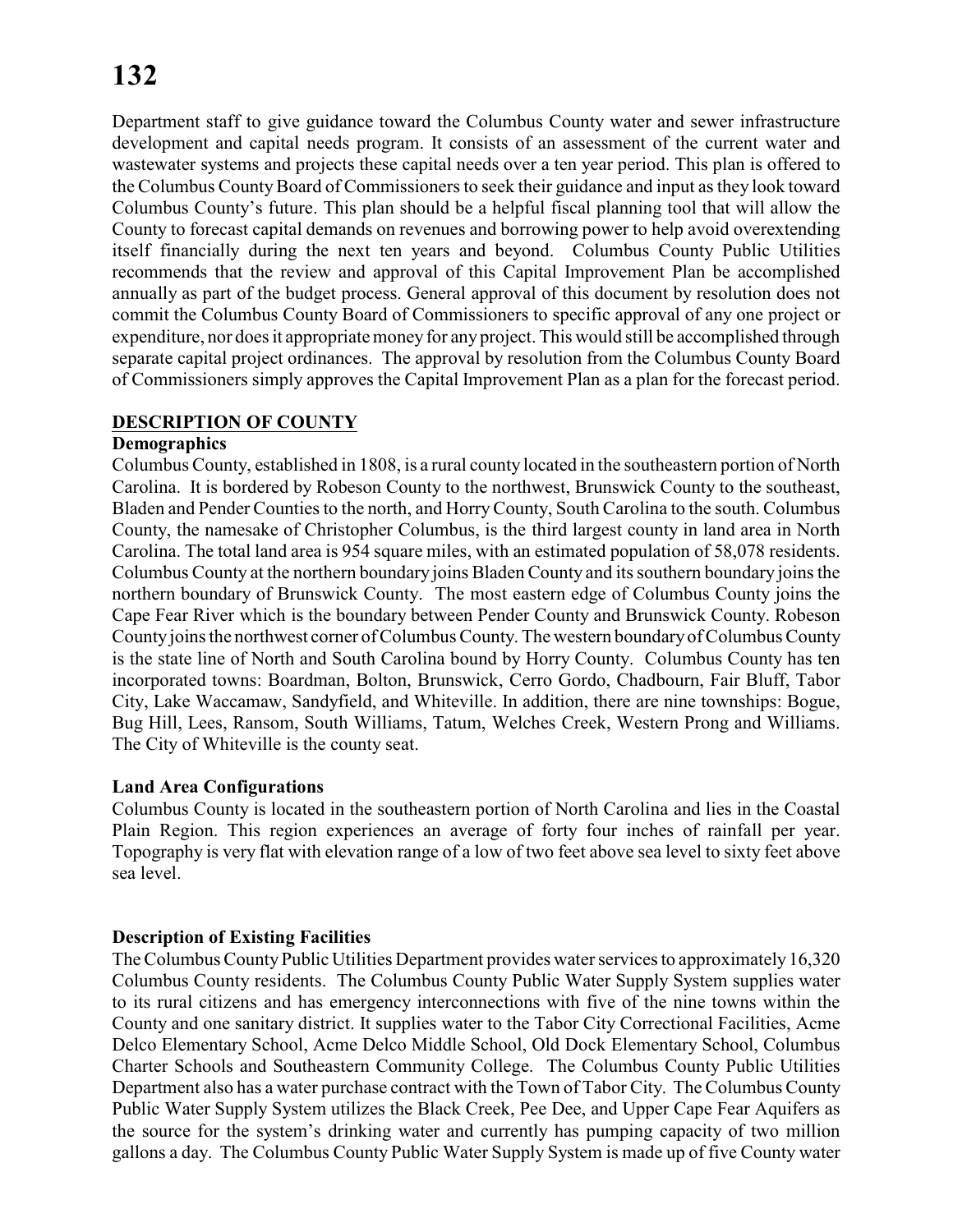Department staff to give guidance toward the Columbus County water and sewer infrastructure development and capital needs program. It consists of an assessment of the current water and wastewater systems and projects these capital needs over a ten year period. This plan is offered to the Columbus County Board of Commissioners to seek their guidance and input as they look toward Columbus County's future. This plan should be a helpful fiscal planning tool that will allow the County to forecast capital demands on revenues and borrowing power to help avoid overextending itself financially during the next ten years and beyond. Columbus County Public Utilities recommends that the review and approval of this Capital Improvement Plan be accomplished annually as part of the budget process. General approval of this document by resolution does not commit the Columbus County Board of Commissioners to specific approval of any one project or expenditure, nor does it appropriate money for any project. This would still be accomplished through separate capital project ordinances. The approval by resolution from the Columbus County Board of Commissioners simply approves the Capital Improvement Plan as a plan for the forecast period.

## DESCRIPTION OF COUNTY

### Demographics

Columbus County, established in 1808, is a rural county located in the southeastern portion of North Carolina. It is bordered by Robeson County to the northwest, Brunswick County to the southeast, Bladen and Pender Counties to the north, and Horry County, South Carolina to the south. Columbus County, the namesake of Christopher Columbus, is the third largest county in land area in North Carolina. The total land area is 954 square miles, with an estimated population of 58,078 residents. Columbus County at the northern boundary joins Bladen County and its southern boundary joins the northern boundary of Brunswick County. The most eastern edge of Columbus County joins the Cape Fear River which is the boundary between Pender County and Brunswick County. Robeson County joins the northwest corner of Columbus County. The western boundary of Columbus County is the state line of North and South Carolina bound by Horry County. Columbus County has ten incorporated towns: Boardman, Bolton, Brunswick, Cerro Gordo, Chadbourn, Fair Bluff, Tabor City, Lake Waccamaw, Sandyfield, and Whiteville. In addition, there are nine townships: Bogue, Bug Hill, Lees, Ransom, South Williams, Tatum, Welches Creek, Western Prong and Williams. The City of Whiteville is the county seat.

### Land Area Configurations

Columbus County is located in the southeastern portion of North Carolina and lies in the Coastal Plain Region. This region experiences an average of forty four inches of rainfall per year. Topography is very flat with elevation range of a low of two feet above sea level to sixty feet above sea level.

### Description of Existing Facilities

The Columbus County Public Utilities Department provides water services to approximately 16,320 Columbus County residents. The Columbus County Public Water Supply System supplies water to its rural citizens and has emergency interconnections with five of the nine towns within the County and one sanitary district. It supplies water to the Tabor City Correctional Facilities, Acme Delco Elementary School, Acme Delco Middle School, Old Dock Elementary School, Columbus Charter Schools and Southeastern Community College. The Columbus County Public Utilities Department also has a water purchase contract with the Town of Tabor City. The Columbus County Public Water Supply System utilizes the Black Creek, Pee Dee, and Upper Cape Fear Aquifers as the source for the system's drinking water and currently has pumping capacity of two million gallons a day. The Columbus County Public Water Supply System is made up of five County water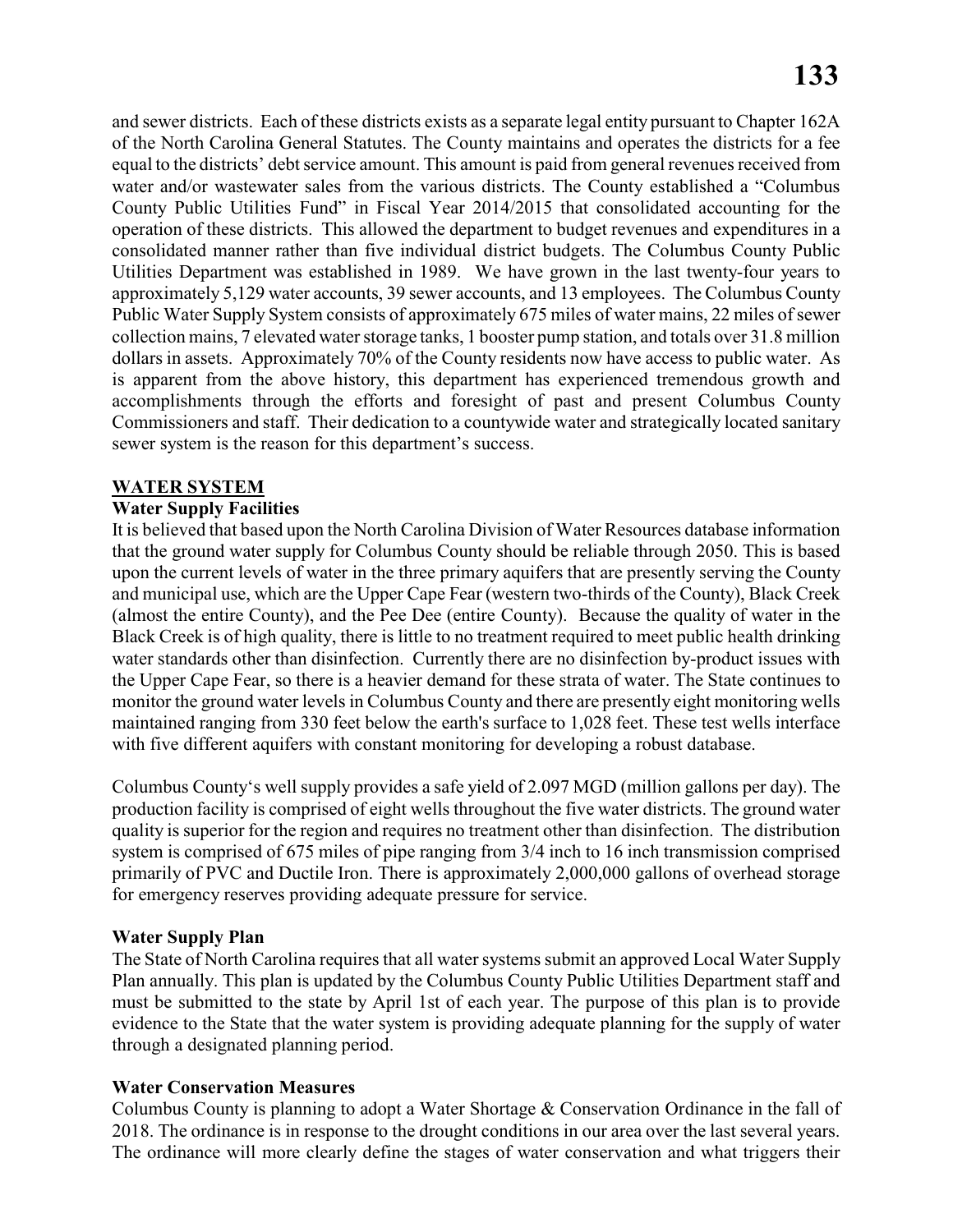and sewer districts. Each of these districts exists as a separate legal entity pursuant to Chapter 162A of the North Carolina General Statutes. The County maintains and operates the districts for a fee equal to the districts' debt service amount. This amount is paid from general revenues received from water and/or wastewater sales from the various districts. The County established a "Columbus County Public Utilities Fund" in Fiscal Year 2014/2015 that consolidated accounting for the operation of these districts. This allowed the department to budget revenues and expenditures in a consolidated manner rather than five individual district budgets. The Columbus County Public Utilities Department was established in 1989. We have grown in the last twenty-four years to approximately 5,129 water accounts, 39 sewer accounts, and 13 employees. The Columbus County Public Water Supply System consists of approximately 675 miles of water mains, 22 miles of sewer collection mains, 7 elevated water storage tanks, 1 booster pump station, and totals over 31.8 million dollars in assets. Approximately 70% of the County residents now have access to public water. As is apparent from the above history, this department has experienced tremendous growth and accomplishments through the efforts and foresight of past and present Columbus County Commissioners and staff. Their dedication to a countywide water and strategically located sanitary sewer system is the reason for this department's success.

## WATER SYSTEM

### Water Supply Facilities

It is believed that based upon the North Carolina Division of Water Resources database information that the ground water supply for Columbus County should be reliable through 2050. This is based upon the current levels of water in the three primary aquifers that are presently serving the County and municipal use, which are the Upper Cape Fear (western two-thirds of the County), Black Creek (almost the entire County), and the Pee Dee (entire County). Because the quality of water in the Black Creek is of high quality, there is little to no treatment required to meet public health drinking water standards other than disinfection. Currently there are no disinfection by-product issues with the Upper Cape Fear, so there is a heavier demand for these strata of water. The State continues to monitor the ground water levels in Columbus County and there are presently eight monitoring wells maintained ranging from 330 feet below the earth's surface to 1,028 feet. These test wells interface with five different aquifers with constant monitoring for developing a robust database.

Columbus County's well supply provides a safe yield of 2.097 MGD (million gallons per day). The production facility is comprised of eight wells throughout the five water districts. The ground water quality is superior for the region and requires no treatment other than disinfection. The distribution system is comprised of 675 miles of pipe ranging from 3/4 inch to 16 inch transmission comprised primarily of PVC and Ductile Iron. There is approximately 2,000,000 gallons of overhead storage for emergency reserves providing adequate pressure for service.

### Water Supply Plan

The State of North Carolina requires that all water systems submit an approved Local Water Supply Plan annually. This plan is updated by the Columbus County Public Utilities Department staff and must be submitted to the state by April 1st of each year. The purpose of this plan is to provide evidence to the State that the water system is providing adequate planning for the supply of water through a designated planning period.

### Water Conservation Measures

Columbus County is planning to adopt a Water Shortage & Conservation Ordinance in the fall of 2018. The ordinance is in response to the drought conditions in our area over the last several years. The ordinance will more clearly define the stages of water conservation and what triggers their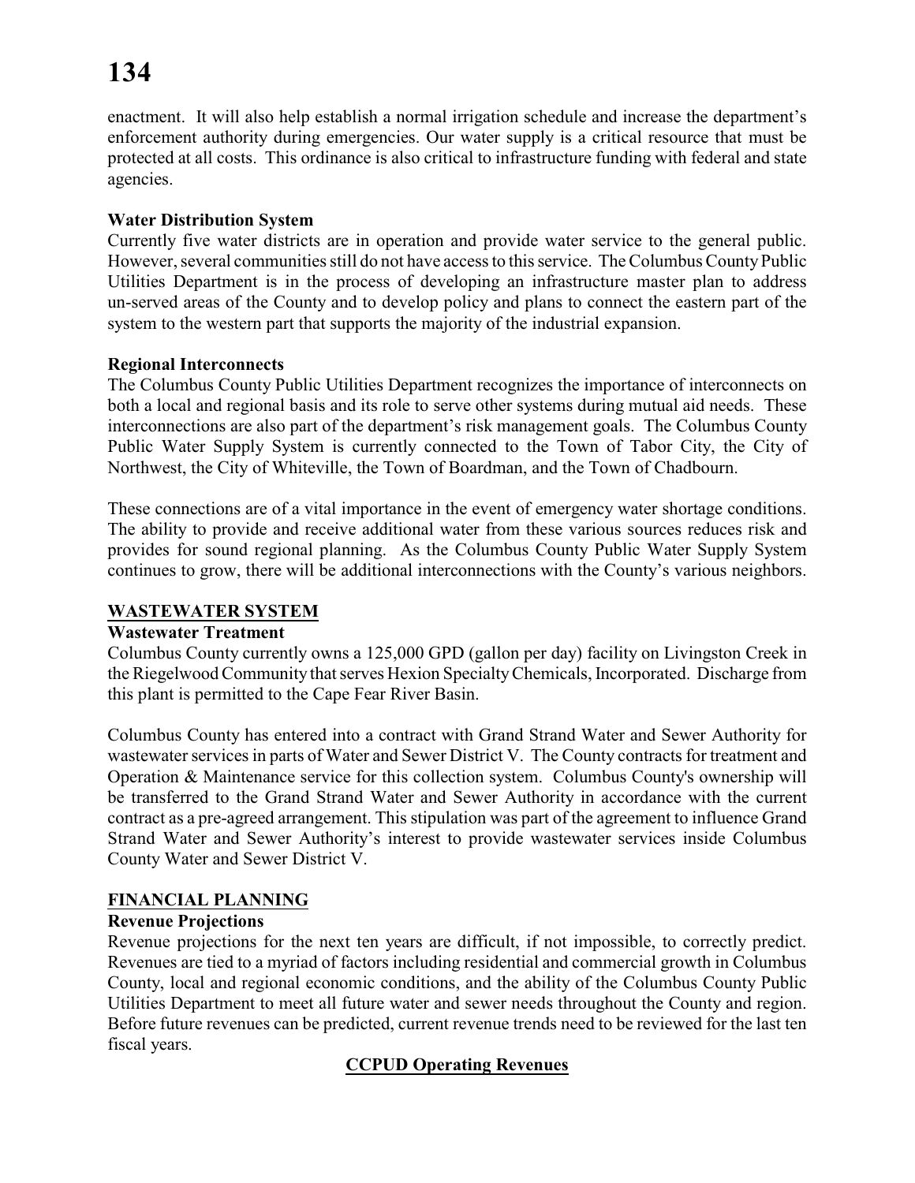enactment. It will also help establish a normal irrigation schedule and increase the department's enforcement authority during emergencies. Our water supply is a critical resource that must be protected at all costs. This ordinance is also critical to infrastructure funding with federal and state agencies.

**Water Distribution System**

Currently five water districts are in operation and provide water service to the general public. However, several communities still do not have access to this service. The Columbus County Public Utilities Department is in the process of developing an infrastructure master plan to address un-served areas of the County and to develop policy and plans to connect the eastern part of the system to the western part that supports the majority of the industrial expansion.

**Regional Interconnects**

The Columbus County Public Utilities Department recognizes the importance of interconnects on both a local and regional basis and its role to serve other systems during mutual aid needs. These interconnections are also part of the department's risk management goals. The Columbus County Public Water Supply System is currently connected to the Town of Tabor City, the City of Northwest, the City of Whiteville, the Town of Boardman, and the Town of Chadbourn.

These connections are of a vital importance in the event of emergency water shortage conditions. The ability to provide and receive additional water from these various sources reduces risk and provides for sound regional planning. As the Columbus County Public Water Supply System continues to grow, there will be additional interconnections with the County's various neighbors.

## WASTEWATER SYSTEM

**Wastewater Treatment**

Columbus County currently owns a 125,000 GPD (gallon per day) facility on Livingston Creek in the Riegelwood Community that serves Hexion Specialty Chemicals, Incorporated. Discharge from this plant is permitted to the Cape Fear River Basin.

Columbus County has entered into a contract with Grand Strand Water and Sewer Authority for wastewater services in parts of Water and Sewer District V. The County contracts for treatment and Operation & Maintenance service for this collection system. Columbus County's ownership will be transferred to the Grand Strand Water and Sewer Authority in accordance with the current contract as a pre-agreed arrangement. This stipulation was part of the agreement to influence Grand Strand Water and Sewer Authority's interest to provide wastewater services inside Columbus County Water and Sewer District V.

## FINANCIAL PLANNING

**Revenue Projections**

Revenue projections for the next ten years are difficult, if not impossible, to correctly predict. Revenues are tied to a myriad of factors including residential and commercial growth in Columbus County, local and regional economic conditions, and the ability of the Columbus County Public Utilities Department to meet all future water and sewer needs throughout the County and region. Before future revenues can be predicted, current revenue trends need to be reviewed for the last ten fiscal years.

**CCPUD Operating Revenues**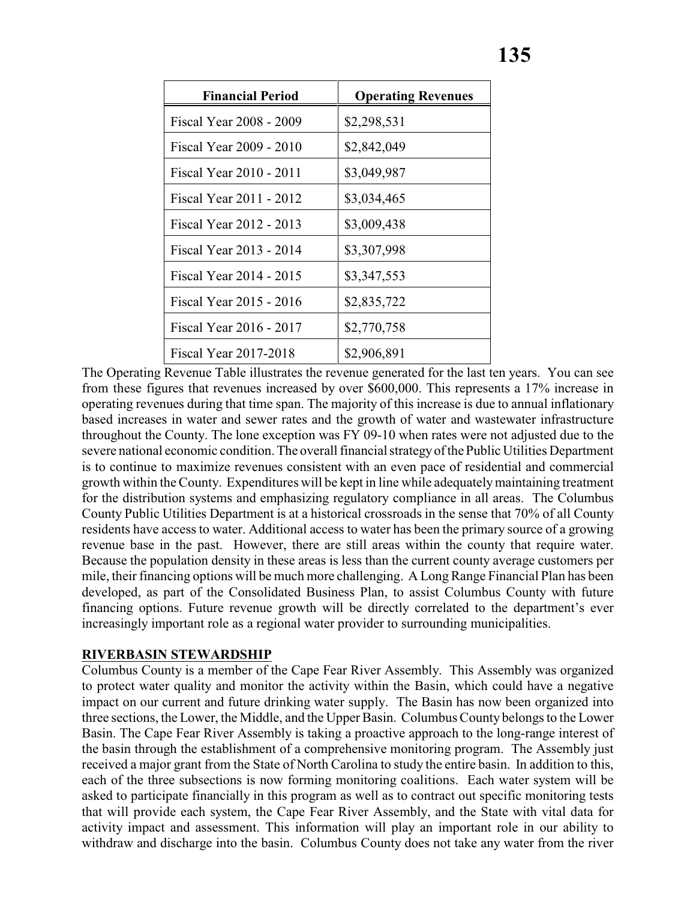| Financial Period | Operating Revenues |
|---|---|
| Fiscal Year 2008 - 2009 | $2,298,531 |
| Fiscal Year 2009 - 2010 | $2,842,049 |
| Fiscal Year 2010 - 2011 | $3,049,987 |
| Fiscal Year 2011 - 2012 | $3,034,465 |
| Fiscal Year 2012 - 2013 | $3,009,438 |
| Fiscal Year 2013 - 2014 | $3,307,998 |
| Fiscal Year 2014 - 2015 | $3,347,553 |
| Fiscal Year 2015 - 2016 | $2,835,722 |
| Fiscal Year 2016 - 2017 | $2,770,758 |
| Fiscal Year 2017-2018 | $2,906,891 |

The Operating Revenue Table illustrates the revenue generated for the last ten years. You can see from these figures that revenues increased by over $600,000. This represents a 17% increase in operating revenues during that time span. The majority of this increase is due to annual inflationary based increases in water and sewer rates and the growth of water and wastewater infrastructure throughout the County. The lone exception was FY 09-10 when rates were not adjusted due to the severe national economic condition. The overall financial strategy of the Public Utilities Department is to continue to maximize revenues consistent with an even pace of residential and commercial growth within the County. Expenditures will be kept in line while adequately maintaining treatment for the distribution systems and emphasizing regulatory compliance in all areas. The Columbus County Public Utilities Department is at a historical crossroads in the sense that 70% of all County residents have access to water. Additional access to water has been the primary source of a growing revenue base in the past. However, there are still areas within the county that require water. Because the population density in these areas is less than the current county average customers per mile, their financing options will be much more challenging. A Long Range Financial Plan has been developed, as part of the Consolidated Business Plan, to assist Columbus County with future financing options. Future revenue growth will be directly correlated to the department's ever increasingly important role as a regional water provider to surrounding municipalities.

**RIVERBASIN STEWARDSHIP**

Columbus County is a member of the Cape Fear River Assembly. This Assembly was organized to protect water quality and monitor the activity within the Basin, which could have a negative impact on our current and future drinking water supply. The Basin has now been organized into three sections, the Lower, the Middle, and the Upper Basin. Columbus County belongs to the Lower Basin. The Cape Fear River Assembly is taking a proactive approach to the long-range interest of the basin through the establishment of a comprehensive monitoring program. The Assembly just received a major grant from the State of North Carolina to study the entire basin. In addition to this, each of the three subsections is now forming monitoring coalitions. Each water system will be asked to participate financially in this program as well as to contract out specific monitoring tests that will provide each system, the Cape Fear River Assembly, and the State with vital data for activity impact and assessment. This information will play an important role in our ability to withdraw and discharge into the basin. Columbus County does not take any water from the river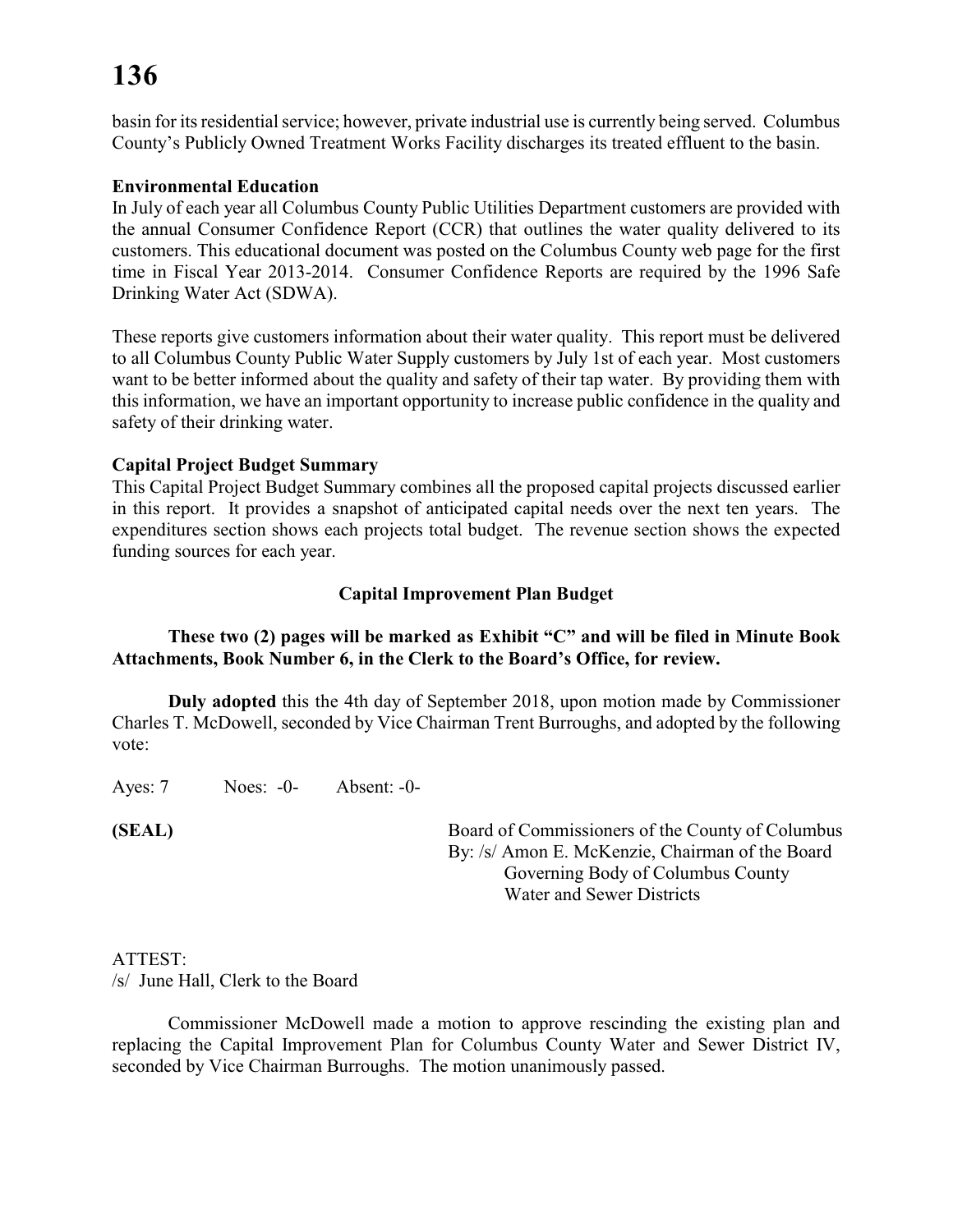basin for its residential service; however, private industrial use is currently being served. Columbus County's Publicly Owned Treatment Works Facility discharges its treated effluent to the basin.

**Environmental Education**

In July of each year all Columbus County Public Utilities Department customers are provided with the annual Consumer Confidence Report (CCR) that outlines the water quality delivered to its customers. This educational document was posted on the Columbus County web page for the first time in Fiscal Year 2013-2014. Consumer Confidence Reports are required by the 1996 Safe Drinking Water Act (SDWA).

These reports give customers information about their water quality. This report must be delivered to all Columbus County Public Water Supply customers by July 1st of each year. Most customers want to be better informed about the quality and safety of their tap water. By providing them with this information, we have an important opportunity to increase public confidence in the quality and safety of their drinking water.

**Capital Project Budget Summary**

This Capital Project Budget Summary combines all the proposed capital projects discussed earlier in this report. It provides a snapshot of anticipated capital needs over the next ten years. The expenditures section shows each projects total budget. The revenue section shows the expected funding sources for each year.

**Capital Improvement Plan Budget**

**These two (2) pages will be marked as Exhibit "C" and will be filed in Minute Book Attachments, Book Number 6, in the Clerk to the Board's Office, for review.**

**Duly adopted** this the 4th day of September 2018, upon motion made by Commissioner Charles T. McDowell, seconded by Vice Chairman Trent Burroughs, and adopted by the following vote:

Ayes: 7 Noes: -0- Absent: -0-

**(SEAL)**

Board of Commissioners of the County of Columbus
By: /s/ Amon E. McKenzie, Chairman of the Board
Governing Body of Columbus County
Water and Sewer Districts

ATTEST:
/s/ June Hall, Clerk to the Board

Commissioner McDowell made a motion to approve rescinding the existing plan and replacing the Capital Improvement Plan for Columbus County Water and Sewer District IV, seconded by Vice Chairman Burroughs. The motion unanimously passed.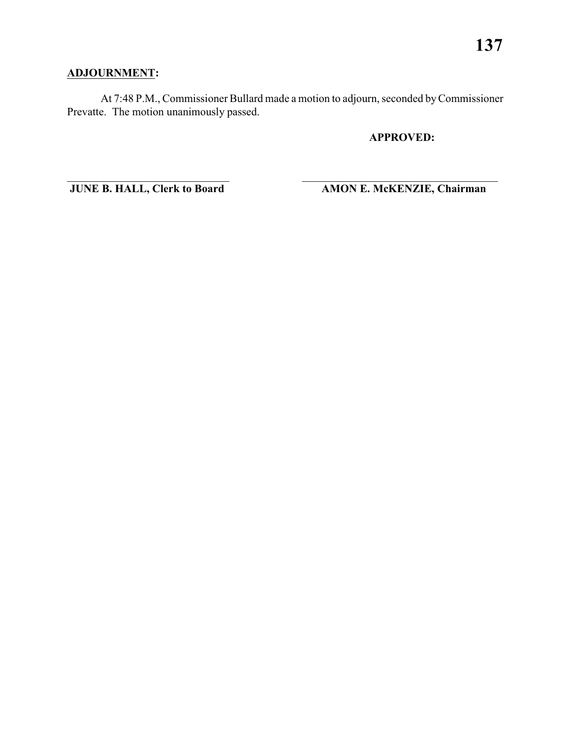**ADJOURNMENT:**

At 7:48 P.M., Commissioner Bullard made a motion to adjourn, seconded by Commissioner Prevatte. The motion unanimously passed.

**APPROVED:**

\_\_\_\_\_\_\_\_\_\_\_\_\_\_\_\_\_\_\_\_\_\_\_\_\_\_\_\_\_\_ \_\_\_\_\_\_\_\_\_\_\_\_\_\_\_\_\_\_\_\_\_\_\_\_\_\_\_\_\_\_

**JUNE B. HALL, Clerk to Board** **AMON E. McKENZIE, Chairman**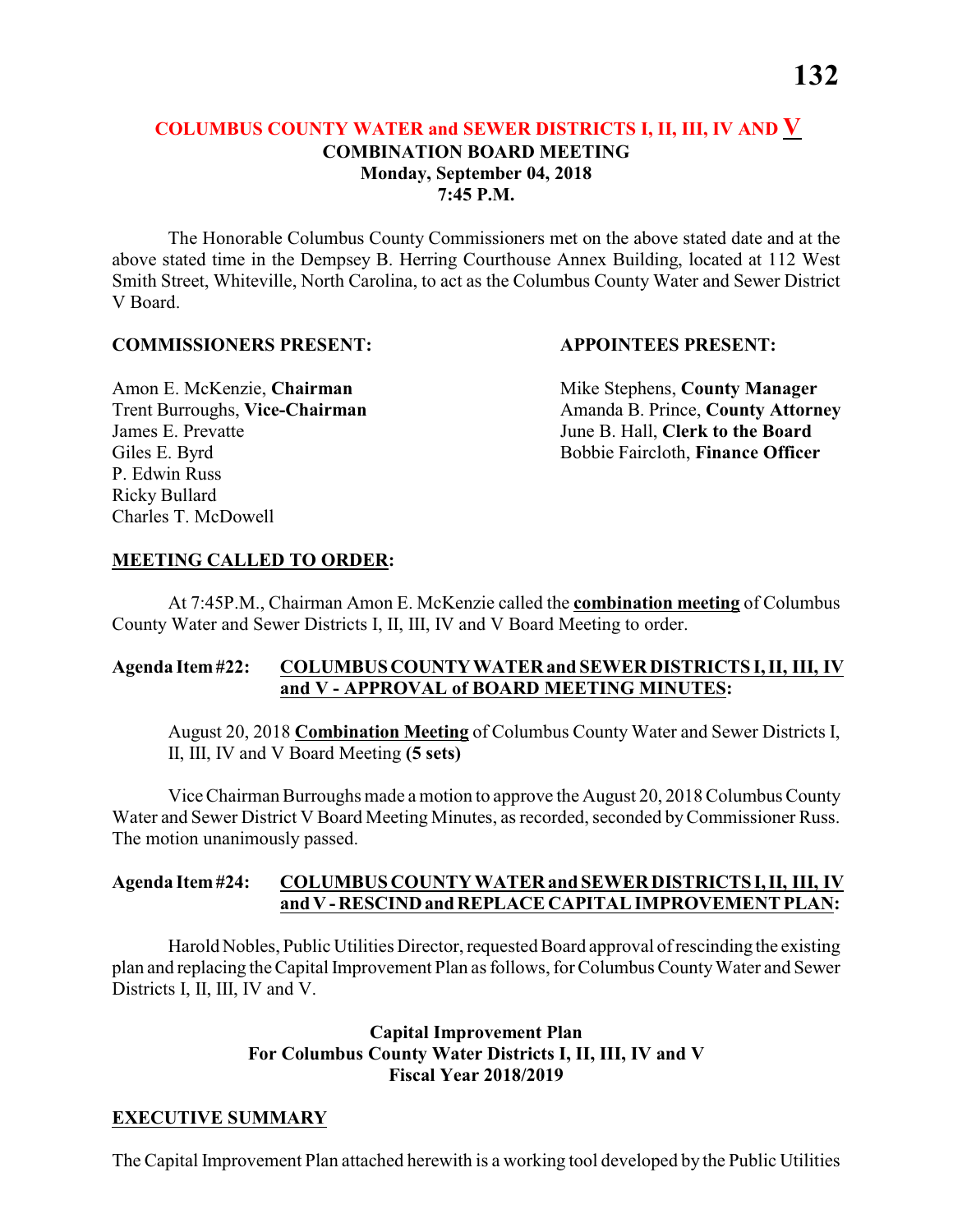## COLUMBUS COUNTY WATER and SEWER DISTRICTS I, II, III, IV AND V
**COMBINATION BOARD MEETING**
**Monday, September 04, 2018**
**7:45 P.M.**

The Honorable Columbus County Commissioners met on the above stated date and at the above stated time in the Dempsey B. Herring Courthouse Annex Building, located at 112 West Smith Street, Whiteville, North Carolina, to act as the Columbus County Water and Sewer District V Board.

**COMMISSIONERS PRESENT:**

Amon E. McKenzie, **Chairman**
Trent Burroughs, **Vice-Chairman**
James E. Prevatte
Giles E. Byrd
P. Edwin Russ
Ricky Bullard
Charles T. McDowell

**APPOINTEES PRESENT:**

Mike Stephens, **County Manager**
Amanda B. Prince, **County Attorney**
June B. Hall, **Clerk to the Board**
Bobbie Faircloth, **Finance Officer**

**MEETING CALLED TO ORDER:**

At 7:45P.M., Chairman Amon E. McKenzie called the **combination meeting** of Columbus County Water and Sewer Districts I, II, III, IV and V Board Meeting to order.

**Agenda Item #22: COLUMBUS COUNTY WATER and SEWER DISTRICTS I, II, III, IV and V - APPROVAL of BOARD MEETING MINUTES:**

August 20, 2018 **Combination Meeting** of Columbus County Water and Sewer Districts I, II, III, IV and V Board Meeting **(5 sets)**

Vice Chairman Burroughs made a motion to approve the August 20, 2018 Columbus County Water and Sewer District V Board Meeting Minutes, as recorded, seconded by Commissioner Russ. The motion unanimously passed.

**Agenda Item #24: COLUMBUS COUNTY WATER and SEWER DISTRICTS I, II, III, IV and V - RESCIND and REPLACE CAPITAL IMPROVEMENT PLAN:**

Harold Nobles, Public Utilities Director, requested Board approval of rescinding the existing plan and replacing the Capital Improvement Plan as follows, for Columbus County Water and Sewer Districts I, II, III, IV and V.

**Capital Improvement Plan**
**For Columbus County Water Districts I, II, III, IV and V**
**Fiscal Year 2018/2019**

**EXECUTIVE SUMMARY**

The Capital Improvement Plan attached herewith is a working tool developed by the Public Utilities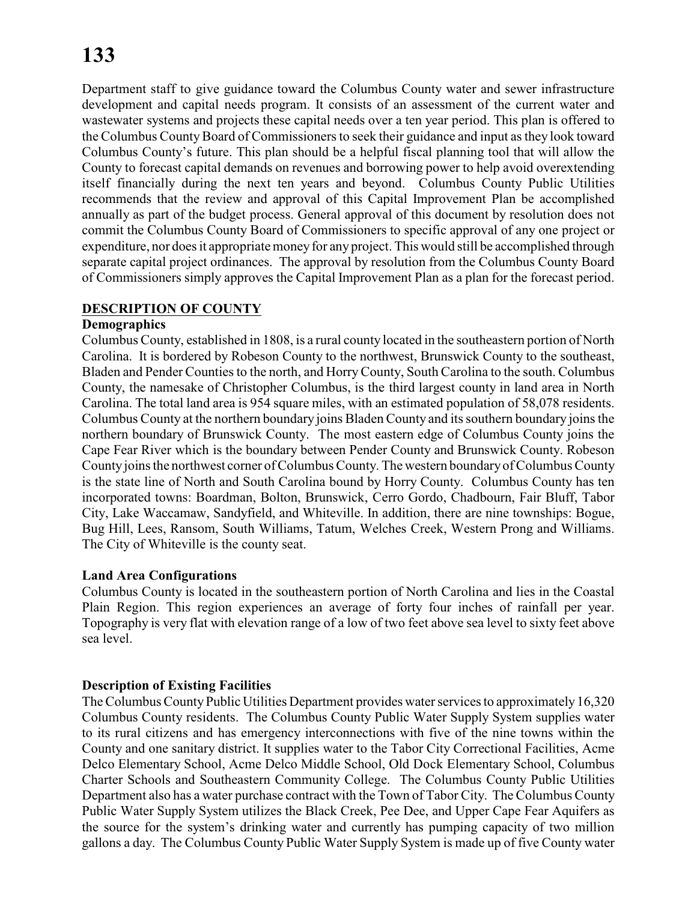Department staff to give guidance toward the Columbus County water and sewer infrastructure development and capital needs program. It consists of an assessment of the current water and wastewater systems and projects these capital needs over a ten year period. This plan is offered to the Columbus County Board of Commissioners to seek their guidance and input as they look toward Columbus County's future. This plan should be a helpful fiscal planning tool that will allow the County to forecast capital demands on revenues and borrowing power to help avoid overextending itself financially during the next ten years and beyond. Columbus County Public Utilities recommends that the review and approval of this Capital Improvement Plan be accomplished annually as part of the budget process. General approval of this document by resolution does not commit the Columbus County Board of Commissioners to specific approval of any one project or expenditure, nor does it appropriate money for any project. This would still be accomplished through separate capital project ordinances. The approval by resolution from the Columbus County Board of Commissioners simply approves the Capital Improvement Plan as a plan for the forecast period.

## DESCRIPTION OF COUNTY

### Demographics

Columbus County, established in 1808, is a rural county located in the southeastern portion of North Carolina. It is bordered by Robeson County to the northwest, Brunswick County to the southeast, Bladen and Pender Counties to the north, and Horry County, South Carolina to the south. Columbus County, the namesake of Christopher Columbus, is the third largest county in land area in North Carolina. The total land area is 954 square miles, with an estimated population of 58,078 residents. Columbus County at the northern boundary joins Bladen County and its southern boundary joins the northern boundary of Brunswick County. The most eastern edge of Columbus County joins the Cape Fear River which is the boundary between Pender County and Brunswick County. Robeson County joins the northwest corner of Columbus County. The western boundary of Columbus County is the state line of North and South Carolina bound by Horry County. Columbus County has ten incorporated towns: Boardman, Bolton, Brunswick, Cerro Gordo, Chadbourn, Fair Bluff, Tabor City, Lake Waccamaw, Sandyfield, and Whiteville. In addition, there are nine townships: Bogue, Bug Hill, Lees, Ransom, South Williams, Tatum, Welches Creek, Western Prong and Williams. The City of Whiteville is the county seat.

### Land Area Configurations

Columbus County is located in the southeastern portion of North Carolina and lies in the Coastal Plain Region. This region experiences an average of forty four inches of rainfall per year. Topography is very flat with elevation range of a low of two feet above sea level to sixty feet above sea level.

### Description of Existing Facilities

The Columbus County Public Utilities Department provides water services to approximately 16,320 Columbus County residents. The Columbus County Public Water Supply System supplies water to its rural citizens and has emergency interconnections with five of the nine towns within the County and one sanitary district. It supplies water to the Tabor City Correctional Facilities, Acme Delco Elementary School, Acme Delco Middle School, Old Dock Elementary School, Columbus Charter Schools and Southeastern Community College. The Columbus County Public Utilities Department also has a water purchase contract with the Town of Tabor City. The Columbus County Public Water Supply System utilizes the Black Creek, Pee Dee, and Upper Cape Fear Aquifers as the source for the system's drinking water and currently has pumping capacity of two million gallons a day. The Columbus County Public Water Supply System is made up of five County water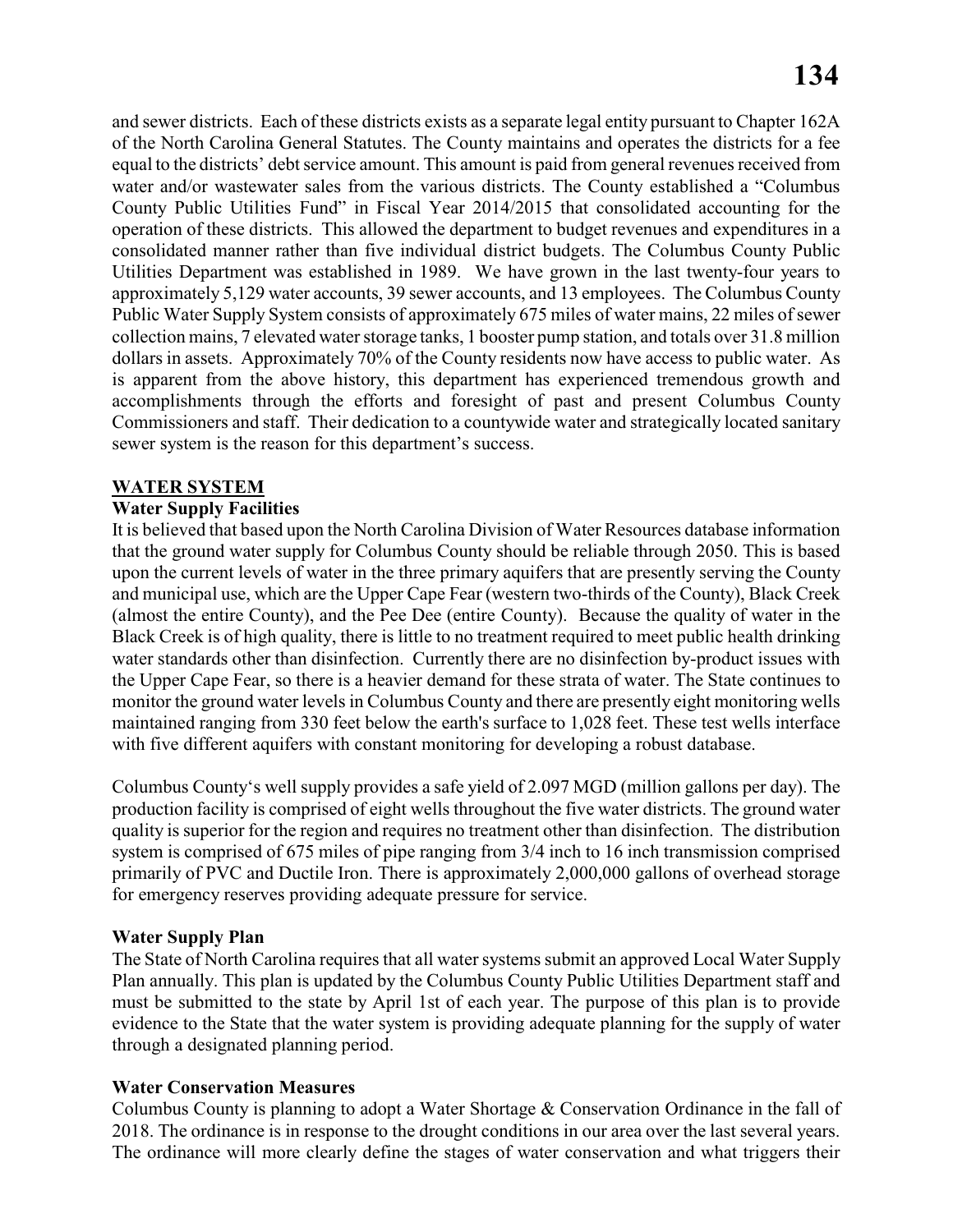and sewer districts. Each of these districts exists as a separate legal entity pursuant to Chapter 162A of the North Carolina General Statutes. The County maintains and operates the districts for a fee equal to the districts' debt service amount. This amount is paid from general revenues received from water and/or wastewater sales from the various districts. The County established a "Columbus County Public Utilities Fund" in Fiscal Year 2014/2015 that consolidated accounting for the operation of these districts. This allowed the department to budget revenues and expenditures in a consolidated manner rather than five individual district budgets. The Columbus County Public Utilities Department was established in 1989. We have grown in the last twenty-four years to approximately 5,129 water accounts, 39 sewer accounts, and 13 employees. The Columbus County Public Water Supply System consists of approximately 675 miles of water mains, 22 miles of sewer collection mains, 7 elevated water storage tanks, 1 booster pump station, and totals over 31.8 million dollars in assets. Approximately 70% of the County residents now have access to public water. As is apparent from the above history, this department has experienced tremendous growth and accomplishments through the efforts and foresight of past and present Columbus County Commissioners and staff. Their dedication to a countywide water and strategically located sanitary sewer system is the reason for this department's success.

## WATER SYSTEM

### Water Supply Facilities

It is believed that based upon the North Carolina Division of Water Resources database information that the ground water supply for Columbus County should be reliable through 2050. This is based upon the current levels of water in the three primary aquifers that are presently serving the County and municipal use, which are the Upper Cape Fear (western two-thirds of the County), Black Creek (almost the entire County), and the Pee Dee (entire County). Because the quality of water in the Black Creek is of high quality, there is little to no treatment required to meet public health drinking water standards other than disinfection. Currently there are no disinfection by-product issues with the Upper Cape Fear, so there is a heavier demand for these strata of water. The State continues to monitor the ground water levels in Columbus County and there are presently eight monitoring wells maintained ranging from 330 feet below the earth's surface to 1,028 feet. These test wells interface with five different aquifers with constant monitoring for developing a robust database.

Columbus County's well supply provides a safe yield of 2.097 MGD (million gallons per day). The production facility is comprised of eight wells throughout the five water districts. The ground water quality is superior for the region and requires no treatment other than disinfection. The distribution system is comprised of 675 miles of pipe ranging from 3/4 inch to 16 inch transmission comprised primarily of PVC and Ductile Iron. There is approximately 2,000,000 gallons of overhead storage for emergency reserves providing adequate pressure for service.

### Water Supply Plan

The State of North Carolina requires that all water systems submit an approved Local Water Supply Plan annually. This plan is updated by the Columbus County Public Utilities Department staff and must be submitted to the state by April 1st of each year. The purpose of this plan is to provide evidence to the State that the water system is providing adequate planning for the supply of water through a designated planning period.

### Water Conservation Measures

Columbus County is planning to adopt a Water Shortage & Conservation Ordinance in the fall of 2018. The ordinance is in response to the drought conditions in our area over the last several years. The ordinance will more clearly define the stages of water conservation and what triggers their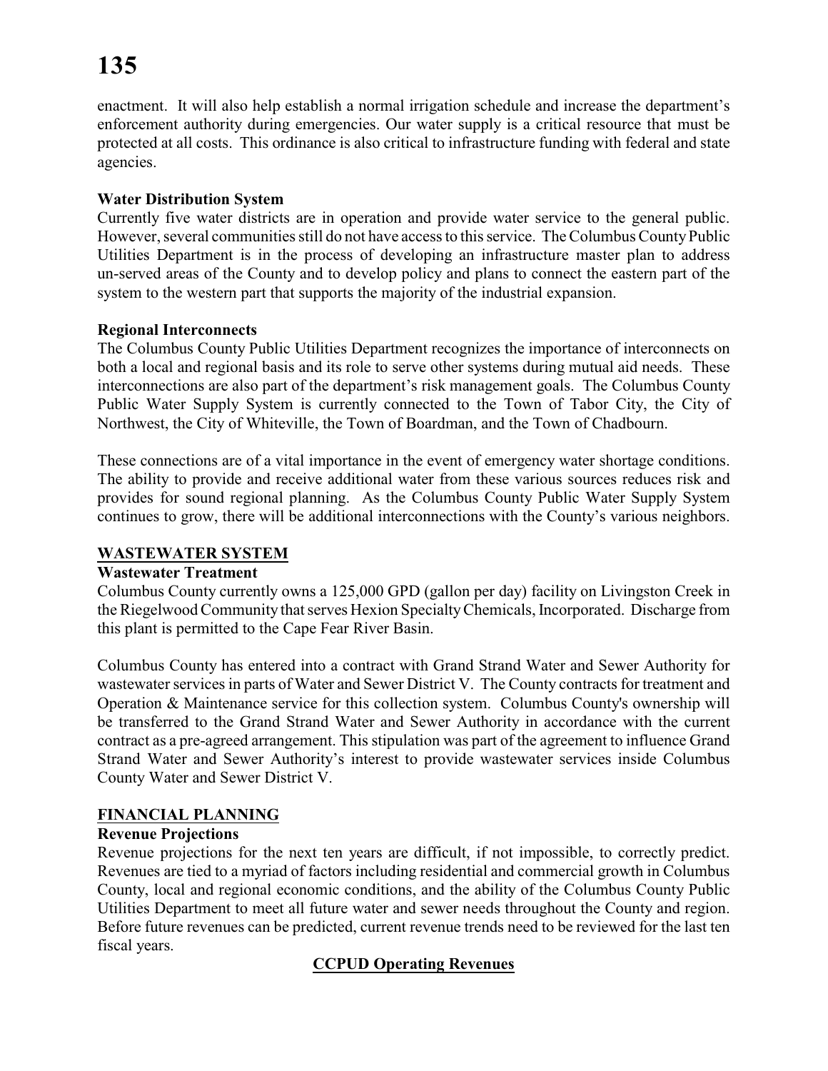enactment. It will also help establish a normal irrigation schedule and increase the department's enforcement authority during emergencies. Our water supply is a critical resource that must be protected at all costs. This ordinance is also critical to infrastructure funding with federal and state agencies.

**Water Distribution System**

Currently five water districts are in operation and provide water service to the general public. However, several communities still do not have access to this service. The Columbus County Public Utilities Department is in the process of developing an infrastructure master plan to address un-served areas of the County and to develop policy and plans to connect the eastern part of the system to the western part that supports the majority of the industrial expansion.

**Regional Interconnects**

The Columbus County Public Utilities Department recognizes the importance of interconnects on both a local and regional basis and its role to serve other systems during mutual aid needs. These interconnections are also part of the department's risk management goals. The Columbus County Public Water Supply System is currently connected to the Town of Tabor City, the City of Northwest, the City of Whiteville, the Town of Boardman, and the Town of Chadbourn.

These connections are of a vital importance in the event of emergency water shortage conditions. The ability to provide and receive additional water from these various sources reduces risk and provides for sound regional planning. As the Columbus County Public Water Supply System continues to grow, there will be additional interconnections with the County's various neighbors.

## WASTEWATER SYSTEM

**Wastewater Treatment**

Columbus County currently owns a 125,000 GPD (gallon per day) facility on Livingston Creek in the Riegelwood Community that serves Hexion Specialty Chemicals, Incorporated. Discharge from this plant is permitted to the Cape Fear River Basin.

Columbus County has entered into a contract with Grand Strand Water and Sewer Authority for wastewater services in parts of Water and Sewer District V. The County contracts for treatment and Operation & Maintenance service for this collection system. Columbus County's ownership will be transferred to the Grand Strand Water and Sewer Authority in accordance with the current contract as a pre-agreed arrangement. This stipulation was part of the agreement to influence Grand Strand Water and Sewer Authority's interest to provide wastewater services inside Columbus County Water and Sewer District V.

## FINANCIAL PLANNING

**Revenue Projections**

Revenue projections for the next ten years are difficult, if not impossible, to correctly predict. Revenues are tied to a myriad of factors including residential and commercial growth in Columbus County, local and regional economic conditions, and the ability of the Columbus County Public Utilities Department to meet all future water and sewer needs throughout the County and region. Before future revenues can be predicted, current revenue trends need to be reviewed for the last ten fiscal years.

**CCPUD Operating Revenues**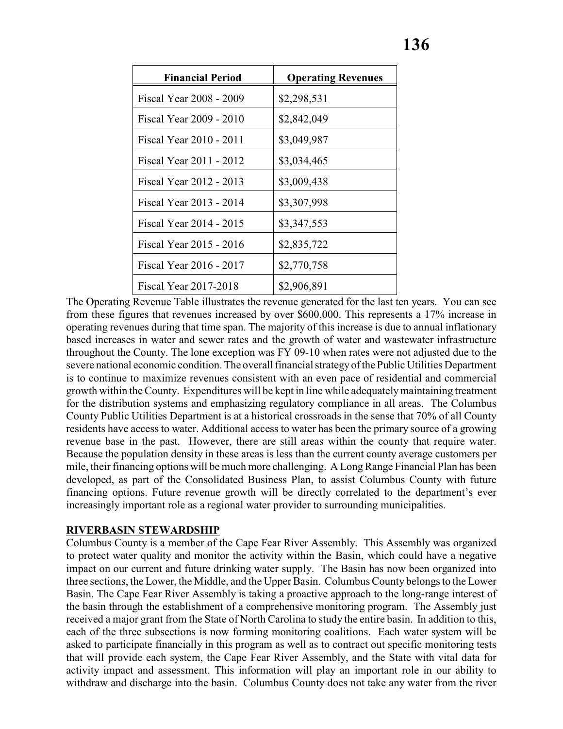| Financial Period | Operating Revenues |
|---|---|
| Fiscal Year 2008 - 2009 | $2,298,531 |
| Fiscal Year 2009 - 2010 | $2,842,049 |
| Fiscal Year 2010 - 2011 | $3,049,987 |
| Fiscal Year 2011 - 2012 | $3,034,465 |
| Fiscal Year 2012 - 2013 | $3,009,438 |
| Fiscal Year 2013 - 2014 | $3,307,998 |
| Fiscal Year 2014 - 2015 | $3,347,553 |
| Fiscal Year 2015 - 2016 | $2,835,722 |
| Fiscal Year 2016 - 2017 | $2,770,758 |
| Fiscal Year 2017-2018 | $2,906,891 |

The Operating Revenue Table illustrates the revenue generated for the last ten years. You can see from these figures that revenues increased by over $600,000. This represents a 17% increase in operating revenues during that time span. The majority of this increase is due to annual inflationary based increases in water and sewer rates and the growth of water and wastewater infrastructure throughout the County. The lone exception was FY 09-10 when rates were not adjusted due to the severe national economic condition. The overall financial strategy of the Public Utilities Department is to continue to maximize revenues consistent with an even pace of residential and commercial growth within the County. Expenditures will be kept in line while adequately maintaining treatment for the distribution systems and emphasizing regulatory compliance in all areas. The Columbus County Public Utilities Department is at a historical crossroads in the sense that 70% of all County residents have access to water. Additional access to water has been the primary source of a growing revenue base in the past. However, there are still areas within the county that require water. Because the population density in these areas is less than the current county average customers per mile, their financing options will be much more challenging. A Long Range Financial Plan has been developed, as part of the Consolidated Business Plan, to assist Columbus County with future financing options. Future revenue growth will be directly correlated to the department's ever increasingly important role as a regional water provider to surrounding municipalities.

**RIVERBASIN STEWARDSHIP**

Columbus County is a member of the Cape Fear River Assembly. This Assembly was organized to protect water quality and monitor the activity within the Basin, which could have a negative impact on our current and future drinking water supply. The Basin has now been organized into three sections, the Lower, the Middle, and the Upper Basin. Columbus County belongs to the Lower Basin. The Cape Fear River Assembly is taking a proactive approach to the long-range interest of the basin through the establishment of a comprehensive monitoring program. The Assembly just received a major grant from the State of North Carolina to study the entire basin. In addition to this, each of the three subsections is now forming monitoring coalitions. Each water system will be asked to participate financially in this program as well as to contract out specific monitoring tests that will provide each system, the Cape Fear River Assembly, and the State with vital data for activity impact and assessment. This information will play an important role in our ability to withdraw and discharge into the basin. Columbus County does not take any water from the river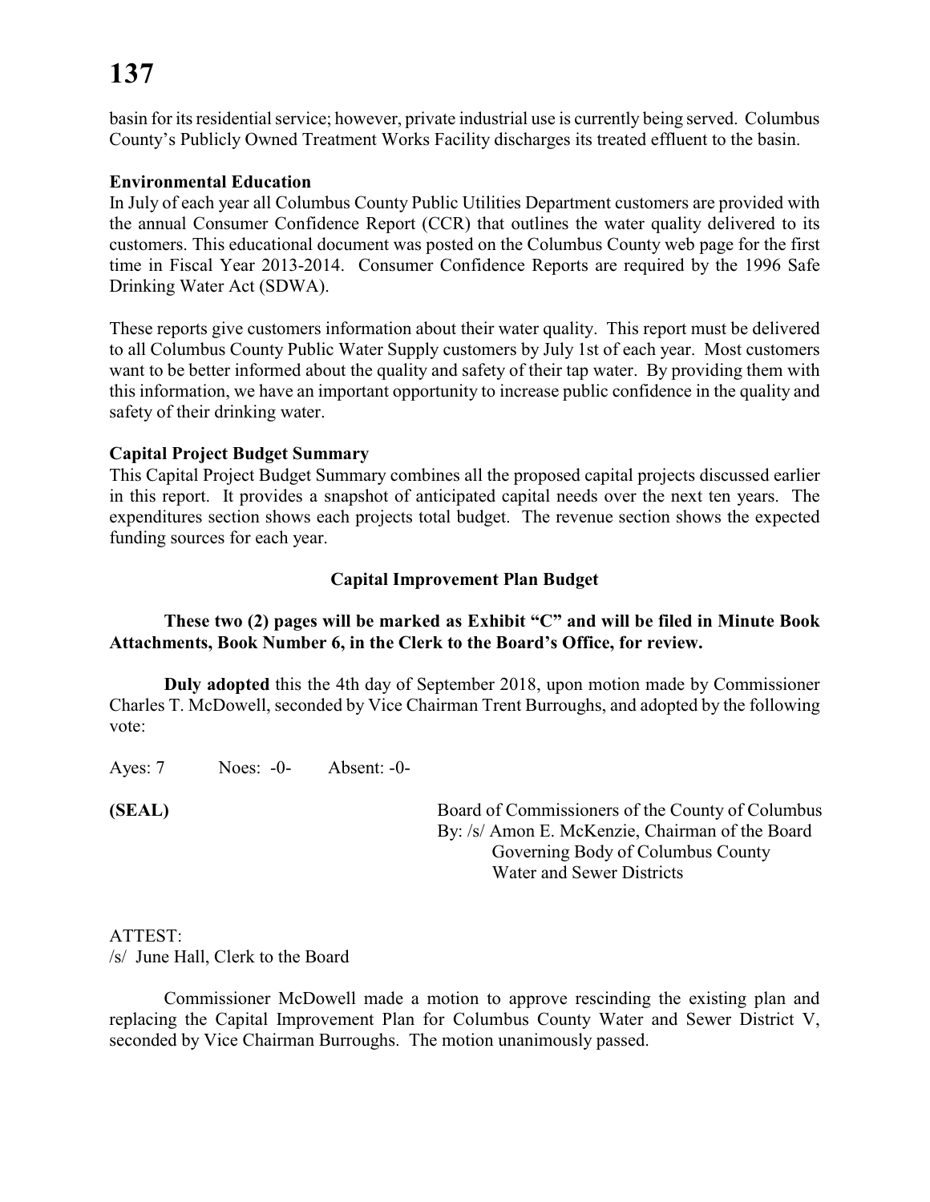basin for its residential service; however, private industrial use is currently being served. Columbus County's Publicly Owned Treatment Works Facility discharges its treated effluent to the basin.

**Environmental Education**

In July of each year all Columbus County Public Utilities Department customers are provided with the annual Consumer Confidence Report (CCR) that outlines the water quality delivered to its customers. This educational document was posted on the Columbus County web page for the first time in Fiscal Year 2013-2014. Consumer Confidence Reports are required by the 1996 Safe Drinking Water Act (SDWA).

These reports give customers information about their water quality. This report must be delivered to all Columbus County Public Water Supply customers by July 1st of each year. Most customers want to be better informed about the quality and safety of their tap water. By providing them with this information, we have an important opportunity to increase public confidence in the quality and safety of their drinking water.

**Capital Project Budget Summary**

This Capital Project Budget Summary combines all the proposed capital projects discussed earlier in this report. It provides a snapshot of anticipated capital needs over the next ten years. The expenditures section shows each projects total budget. The revenue section shows the expected funding sources for each year.

**Capital Improvement Plan Budget**

**These two (2) pages will be marked as Exhibit "C" and will be filed in Minute Book Attachments, Book Number 6, in the Clerk to the Board's Office, for review.**

**Duly adopted** this the 4th day of September 2018, upon motion made by Commissioner Charles T. McDowell, seconded by Vice Chairman Trent Burroughs, and adopted by the following vote:

Ayes: 7 Noes: -0- Absent: -0-

**(SEAL)**

Board of Commissioners of the County of Columbus
By: /s/ Amon E. McKenzie, Chairman of the Board
Governing Body of Columbus County
Water and Sewer Districts

ATTEST:
/s/ June Hall, Clerk to the Board

Commissioner McDowell made a motion to approve rescinding the existing plan and replacing the Capital Improvement Plan for Columbus County Water and Sewer District V, seconded by Vice Chairman Burroughs. The motion unanimously passed.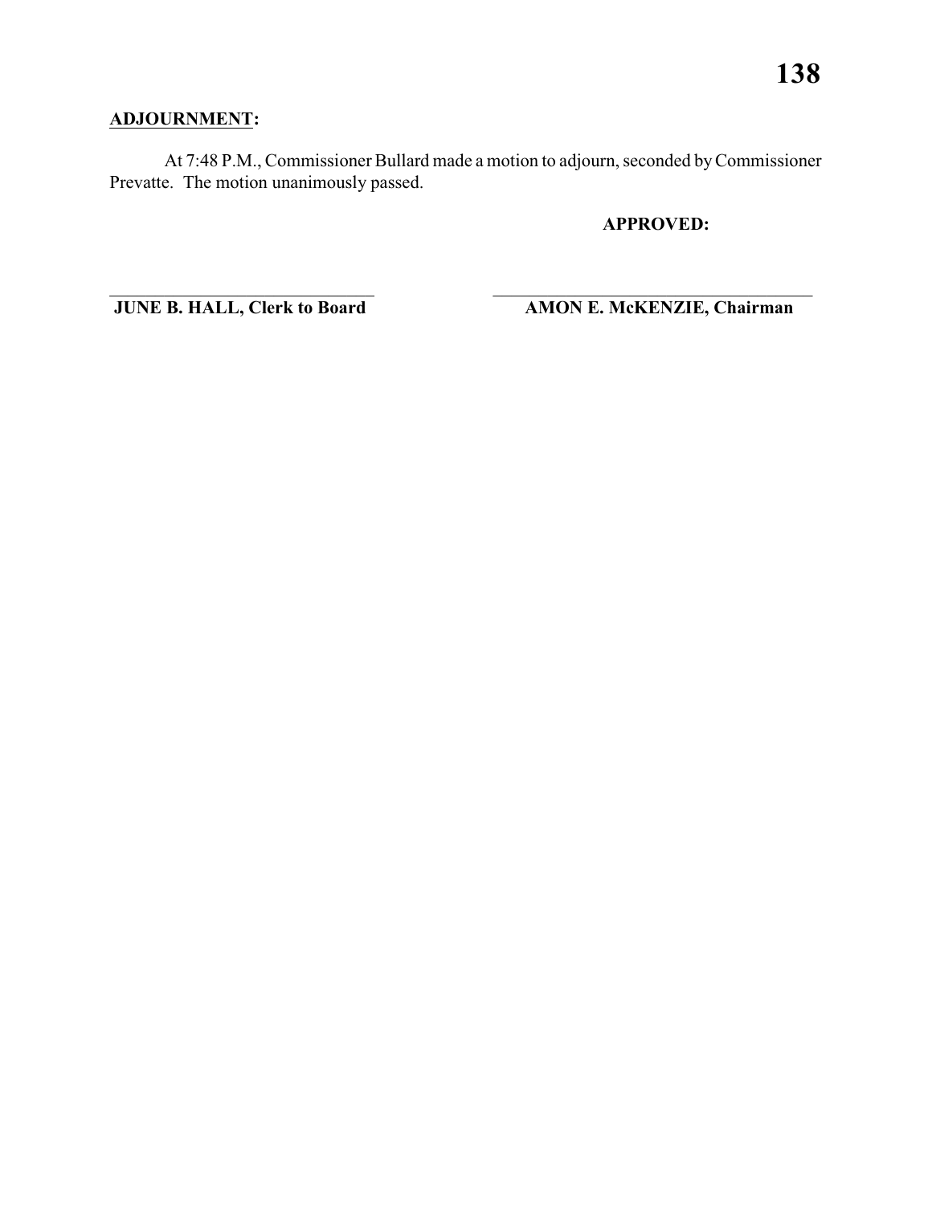**ADJOURNMENT:**

At 7:48 P.M., Commissioner Bullard made a motion to adjourn, seconded by Commissioner Prevatte. The motion unanimously passed.

**APPROVED:**

| | |
|---|---|
| ______________________________ | ______________________________ |
| **JUNE B. HALL, Clerk to Board** | **AMON E. McKENZIE, Chairman** |